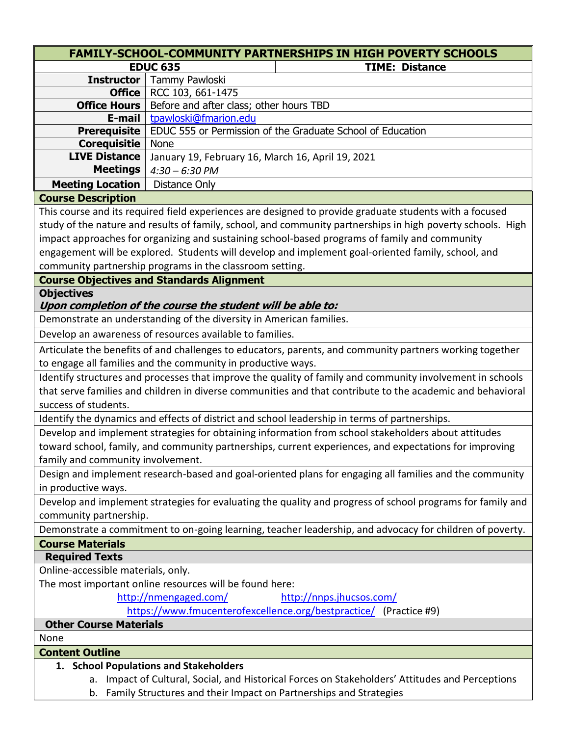# FAMILY-SCHOOL-COMMUNITY PARTNERSHIPS IN HIGH POVERTY SCHOOLS

| EDUC 635 | TIME: Distance |
|---|---|
| **Instructor** | Tammy Pawloski |
| **Office** | RCC 103, 661-1475 |
| **Office Hours** | Before and after class; other hours TBD |
| **E-mail** | tpawloski@fmarion.edu |
| **Prerequisite** | EDUC 555 or Permission of the Graduate School of Education |
| **Corequisitie** | None |
| **LIVE Distance Meetings** | January 19, February 16, March 16, April 19, 2021 *4:30 – 6:30 PM* |
| **Meeting Location** | Distance Only |

## Course Description

This course and its required field experiences are designed to provide graduate students with a focused study of the nature and results of family, school, and community partnerships in high poverty schools. High impact approaches for organizing and sustaining school-based programs of family and community engagement will be explored. Students will develop and implement goal-oriented family, school, and community partnership programs in the classroom setting.

## Course Objectives and Standards Alignment

### Objectives

***Upon completion of the course the student will be able to:***

Demonstrate an understanding of the diversity in American families.

Develop an awareness of resources available to families.

Articulate the benefits of and challenges to educators, parents, and community partners working together to engage all families and the community in productive ways.

Identify structures and processes that improve the quality of family and community involvement in schools that serve families and children in diverse communities and that contribute to the academic and behavioral success of students.

Identify the dynamics and effects of district and school leadership in terms of partnerships.

Develop and implement strategies for obtaining information from school stakeholders about attitudes toward school, family, and community partnerships, current experiences, and expectations for improving family and community involvement.

Design and implement research-based and goal-oriented plans for engaging all families and the community in productive ways.

Develop and implement strategies for evaluating the quality and progress of school programs for family and community partnership.

Demonstrate a commitment to on-going learning, teacher leadership, and advocacy for children of poverty.

## Course Materials

### Required Texts

Online-accessible materials, only.

The most important online resources will be found here:

http://nmengaged.com/ http://nnps.jhucsos.com/

https://www.fmucenterofexcellence.org/bestpractice/ (Practice #9)

### Other Course Materials

None

## Content Outline

1. **School Populations and Stakeholders**
   a. Impact of Cultural, Social, and Historical Forces on Stakeholders' Attitudes and Perceptions
   b. Family Structures and their Impact on Partnerships and Strategies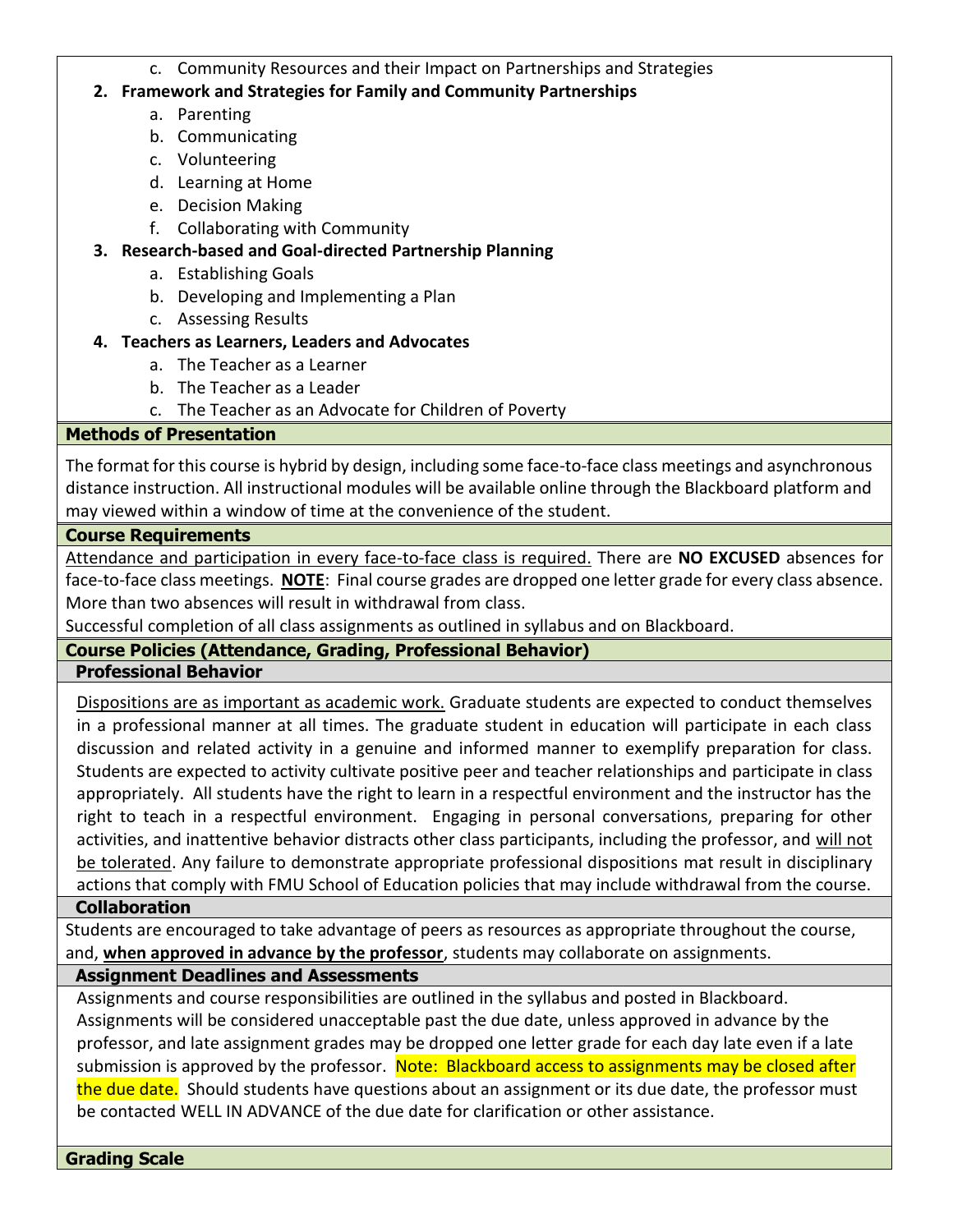c. Community Resources and their Impact on Partnerships and Strategies

2. **Framework and Strategies for Family and Community Partnerships**
   a. Parenting
   b. Communicating
   c. Volunteering
   d. Learning at Home
   e. Decision Making
   f. Collaborating with Community
3. **Research-based and Goal-directed Partnership Planning**
   a. Establishing Goals
   b. Developing and Implementing a Plan
   c. Assessing Results
4. **Teachers as Learners, Leaders and Advocates**
   a. The Teacher as a Learner
   b. The Teacher as a Leader
   c. The Teacher as an Advocate for Children of Poverty

## Methods of Presentation

The format for this course is hybrid by design, including some face-to-face class meetings and asynchronous distance instruction. All instructional modules will be available online through the Blackboard platform and may viewed within a window of time at the convenience of the student.

## Course Requirements

Attendance and participation in every face-to-face class is required. There are **NO EXCUSED** absences for face-to-face class meetings. **NOTE**: Final course grades are dropped one letter grade for every class absence. More than two absences will result in withdrawal from class.

Successful completion of all class assignments as outlined in syllabus and on Blackboard.

## Course Policies (Attendance, Grading, Professional Behavior)

### Professional Behavior

Dispositions are as important as academic work. Graduate students are expected to conduct themselves in a professional manner at all times. The graduate student in education will participate in each class discussion and related activity in a genuine and informed manner to exemplify preparation for class. Students are expected to activity cultivate positive peer and teacher relationships and participate in class appropriately. All students have the right to learn in a respectful environment and the instructor has the right to teach in a respectful environment. Engaging in personal conversations, preparing for other activities, and inattentive behavior distracts other class participants, including the professor, and will not be tolerated. Any failure to demonstrate appropriate professional dispositions mat result in disciplinary actions that comply with FMU School of Education policies that may include withdrawal from the course.

### Collaboration

Students are encouraged to take advantage of peers as resources as appropriate throughout the course, and, **when approved in advance by the professor**, students may collaborate on assignments.

### Assignment Deadlines and Assessments

Assignments and course responsibilities are outlined in the syllabus and posted in Blackboard. Assignments will be considered unacceptable past the due date, unless approved in advance by the professor, and late assignment grades may be dropped one letter grade for each day late even if a late submission is approved by the professor. Note: Blackboard access to assignments may be closed after the due date. Should students have questions about an assignment or its due date, the professor must be contacted WELL IN ADVANCE of the due date for clarification or other assistance.

## Grading Scale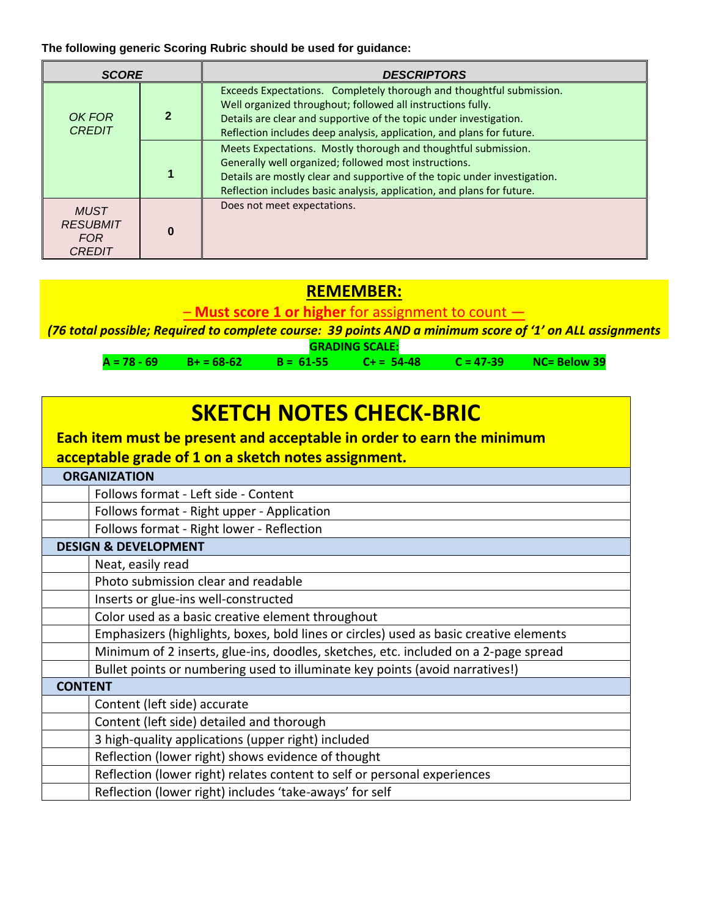**The following generic Scoring Rubric should be used for guidance:**

| *SCORE* | | *DESCRIPTORS* |
|---|---|---|
| *OK FOR CREDIT* | **2** | Exceeds Expectations. Completely thorough and thoughtful submission.<br>Well organized throughout; followed all instructions fully.<br>Details are clear and supportive of the topic under investigation.<br>Reflection includes deep analysis, application, and plans for future. |
| | **1** | Meets Expectations. Mostly thorough and thoughtful submission.<br>Generally well organized; followed most instructions.<br>Details are mostly clear and supportive of the topic under investigation.<br>Reflection includes basic analysis, application, and plans for future. |
| *MUST RESUBMIT FOR CREDIT* | **0** | Does not meet expectations. |

## REMEMBER:

– **Must score 1 or higher** for assignment to count —

***(76 total possible; Required to complete course: 39 points AND a minimum score of '1' on ALL assignments***

**GRADING SCALE:**

| A = 78 - 69 | B+ = 68-62 | B = 61-55 | C+ = 54-48 | C = 47-39 | NC= Below 39 |
|---|---|---|---|---|---|

# SKETCH NOTES CHECK-BRIC

**Each item must be present and acceptable in order to earn the minimum acceptable grade of 1 on a sketch notes assignment.**

| | |
|---|---|
| **ORGANIZATION** | |
| | Follows format - Left side - Content |
| | Follows format - Right upper - Application |
| | Follows format - Right lower - Reflection |
| **DESIGN & DEVELOPMENT** | |
| | Neat, easily read |
| | Photo submission clear and readable |
| | Inserts or glue-ins well-constructed |
| | Color used as a basic creative element throughout |
| | Emphasizers (highlights, boxes, bold lines or circles) used as basic creative elements |
| | Minimum of 2 inserts, glue-ins, doodles, sketches, etc. included on a 2-page spread |
| | Bullet points or numbering used to illuminate key points (avoid narratives!) |
| **CONTENT** | |
| | Content (left side) accurate |
| | Content (left side) detailed and thorough |
| | 3 high-quality applications (upper right) included |
| | Reflection (lower right) shows evidence of thought |
| | Reflection (lower right) relates content to self or personal experiences |
| | Reflection (lower right) includes 'take-aways' for self |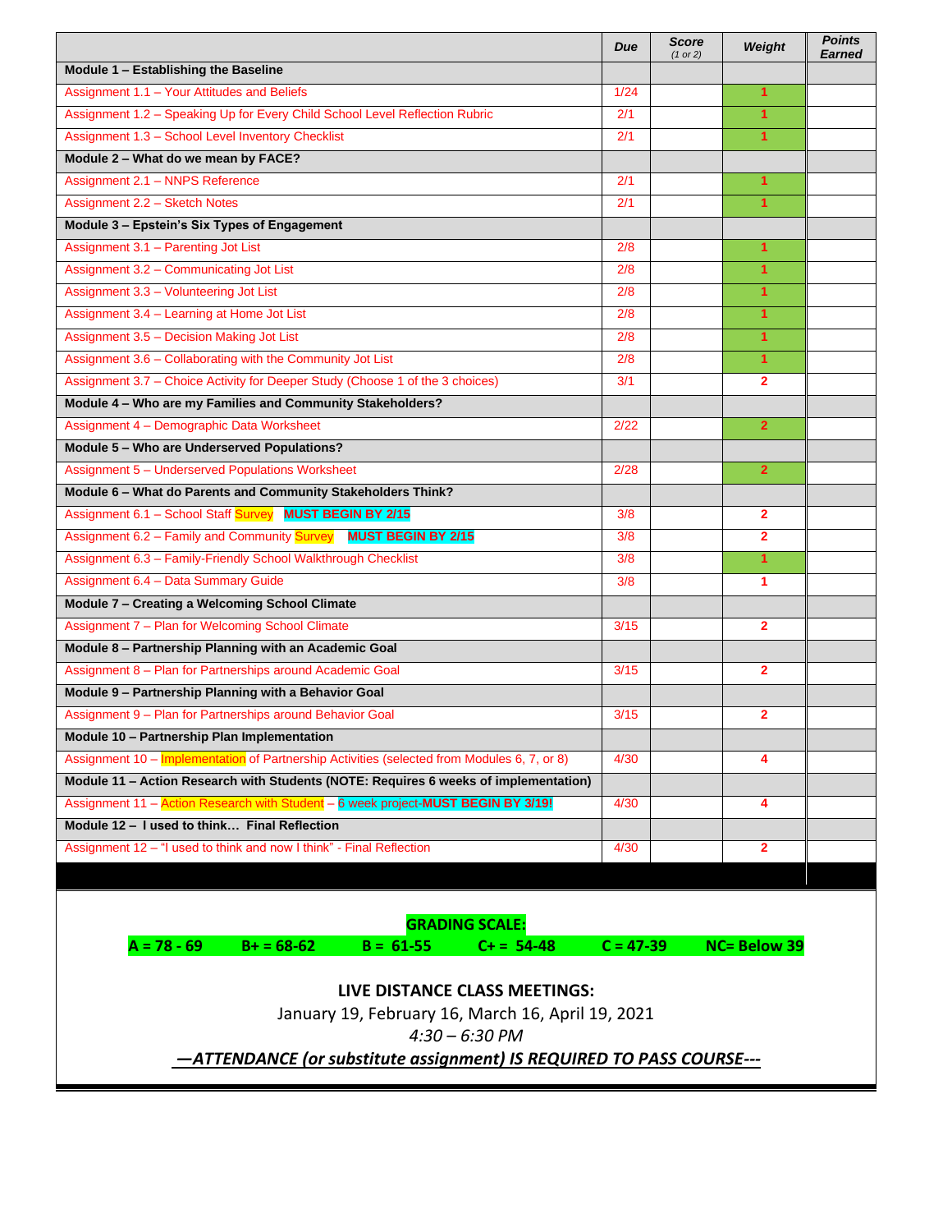| | Due | Score (1 or 2) | Weight | Points Earned |
|---|---|---|---|---|
| **Module 1 – Establishing the Baseline** | | | | |
| Assignment 1.1 – Your Attitudes and Beliefs | 1/24 | | 1 | |
| Assignment 1.2 – Speaking Up for Every Child School Level Reflection Rubric | 2/1 | | 1 | |
| Assignment 1.3 – School Level Inventory Checklist | 2/1 | | 1 | |
| **Module 2 – What do we mean by FACE?** | | | | |
| Assignment 2.1 – NNPS Reference | 2/1 | | 1 | |
| Assignment 2.2 – Sketch Notes | 2/1 | | 1 | |
| **Module 3 – Epstein's Six Types of Engagement** | | | | |
| Assignment 3.1 – Parenting Jot List | 2/8 | | 1 | |
| Assignment 3.2 – Communicating Jot List | 2/8 | | 1 | |
| Assignment 3.3 – Volunteering Jot List | 2/8 | | 1 | |
| Assignment 3.4 – Learning at Home Jot List | 2/8 | | 1 | |
| Assignment 3.5 – Decision Making Jot List | 2/8 | | 1 | |
| Assignment 3.6 – Collaborating with the Community Jot List | 2/8 | | 1 | |
| Assignment 3.7 – Choice Activity for Deeper Study (Choose 1 of the 3 choices) | 3/1 | | 2 | |
| **Module 4 – Who are my Families and Community Stakeholders?** | | | | |
| Assignment 4 – Demographic Data Worksheet | 2/22 | | 2 | |
| **Module 5 – Who are Underserved Populations?** | | | | |
| Assignment 5 – Underserved Populations Worksheet | 2/28 | | 2 | |
| **Module 6 – What do Parents and Community Stakeholders Think?** | | | | |
| Assignment 6.1 – School Staff Survey **MUST BEGIN BY 2/15** | 3/8 | | 2 | |
| Assignment 6.2 – Family and Community Survey **MUST BEGIN BY 2/15** | 3/8 | | 2 | |
| Assignment 6.3 – Family-Friendly School Walkthrough Checklist | 3/8 | | 1 | |
| Assignment 6.4 – Data Summary Guide | 3/8 | | 1 | |
| **Module 7 – Creating a Welcoming School Climate** | | | | |
| Assignment 7 – Plan for Welcoming School Climate | 3/15 | | 2 | |
| **Module 8 – Partnership Planning with an Academic Goal** | | | | |
| Assignment 8 – Plan for Partnerships around Academic Goal | 3/15 | | 2 | |
| **Module 9 – Partnership Planning with a Behavior Goal** | | | | |
| Assignment 9 – Plan for Partnerships around Behavior Goal | 3/15 | | 2 | |
| **Module 10 – Partnership Plan Implementation** | | | | |
| Assignment 10 – Implementation of Partnership Activities (selected from Modules 6, 7, or 8) | 4/30 | | 4 | |
| **Module 11 – Action Research with Students (NOTE: Requires 6 weeks of implementation)** | | | | |
| Assignment 11 – Action Research with Student – 6 week project-**MUST BEGIN BY 3/19!** | 4/30 | | 4 | |
| **Module 12 – I used to think… Final Reflection** | | | | |
| Assignment 12 – "I used to think and now I think" - Final Reflection | 4/30 | | 2 | |

**GRADING SCALE:**

**A = 78 - 69 B+ = 68-62 B = 61-55 C+ = 54-48 C = 47-39 NC= Below 39**

**LIVE DISTANCE CLASS MEETINGS:**

January 19, February 16, March 16, April 19, 2021

*4:30 – 6:30 PM*

***—ATTENDANCE (or substitute assignment) IS REQUIRED TO PASS COURSE---***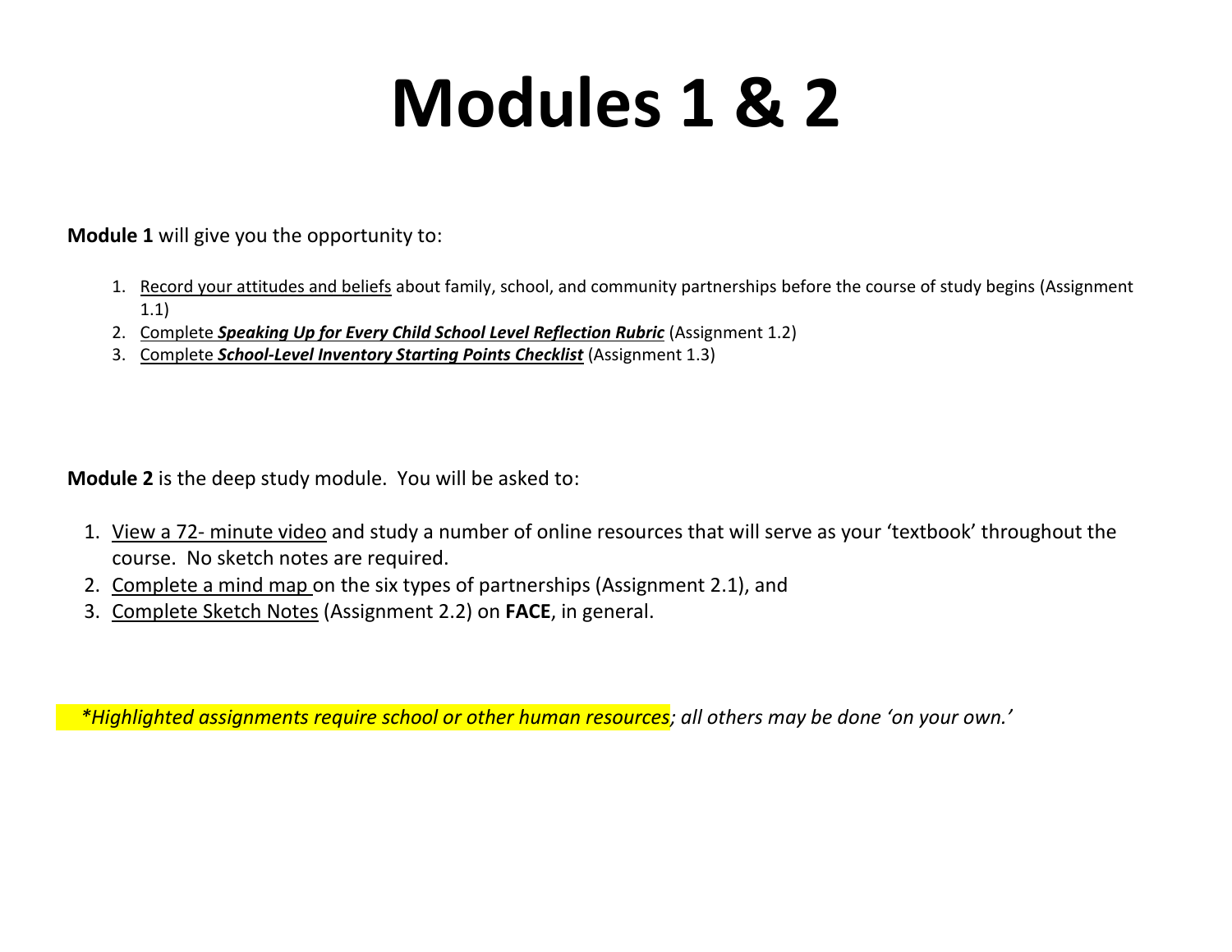# Modules 1 & 2

**Module 1** will give you the opportunity to:

1. Record your attitudes and beliefs about family, school, and community partnerships before the course of study begins (Assignment 1.1)
2. Complete ***Speaking Up for Every Child School Level Reflection Rubric*** (Assignment 1.2)
3. Complete ***School-Level Inventory Starting Points Checklist*** (Assignment 1.3)

**Module 2** is the deep study module. You will be asked to:

1. View a 72- minute video and study a number of online resources that will serve as your 'textbook' throughout the course. No sketch notes are required.
2. Complete a mind map on the six types of partnerships (Assignment 2.1), and
3. Complete Sketch Notes (Assignment 2.2) on **FACE**, in general.

*\*Highlighted assignments require school or other human resources; all others may be done 'on your own.'*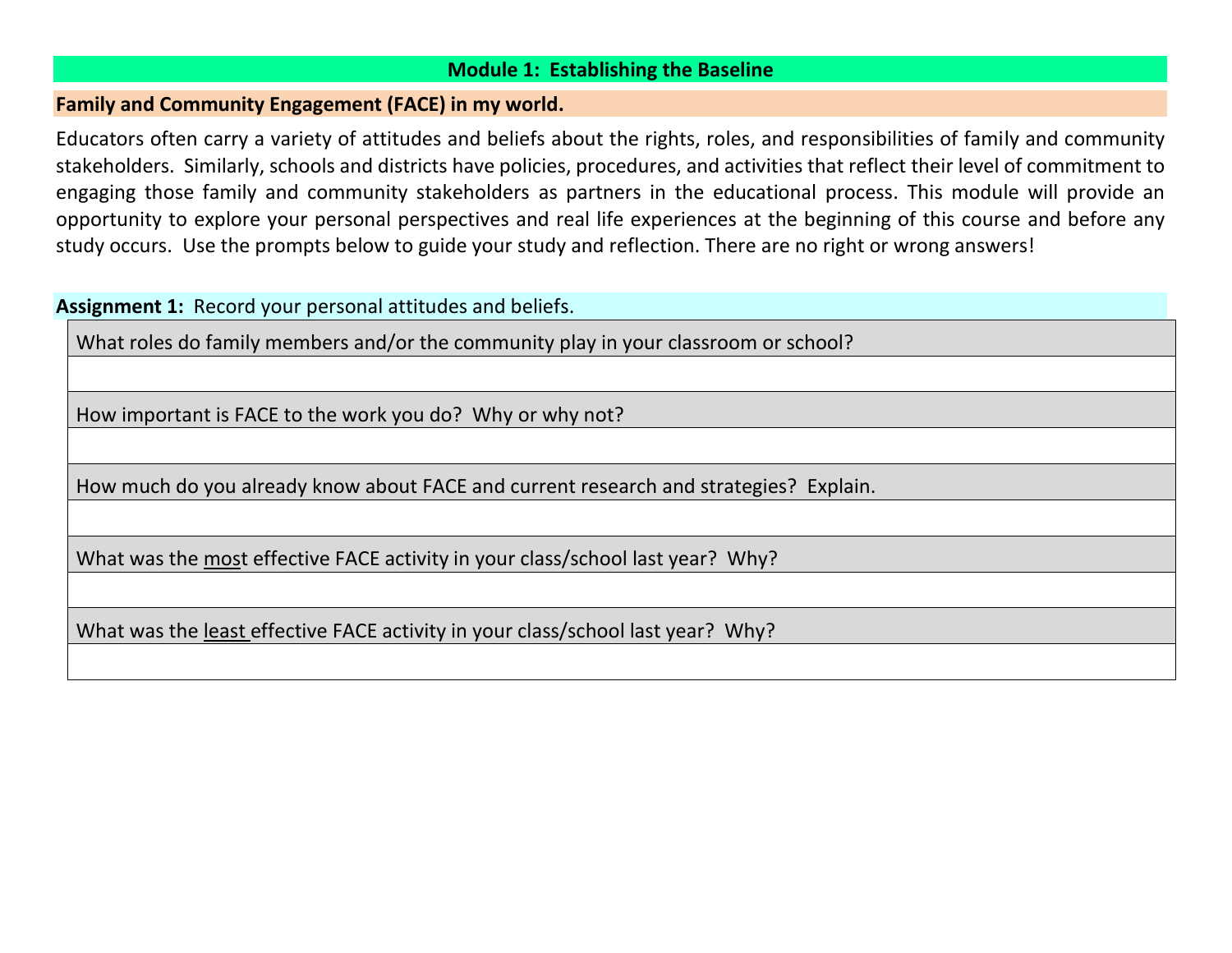## Module 1: Establishing the Baseline

### Family and Community Engagement (FACE) in my world.

Educators often carry a variety of attitudes and beliefs about the rights, roles, and responsibilities of family and community stakeholders. Similarly, schools and districts have policies, procedures, and activities that reflect their level of commitment to engaging those family and community stakeholders as partners in the educational process. This module will provide an opportunity to explore your personal perspectives and real life experiences at the beginning of this course and before any study occurs. Use the prompts below to guide your study and reflection. There are no right or wrong answers!

**Assignment 1:** Record your personal attitudes and beliefs.

| What roles do family members and/or the community play in your classroom or school? |
|---|
| |
| How important is FACE to the work you do? Why or why not? |
| |
| How much do you already know about FACE and current research and strategies? Explain. |
| |
| What was the most effective FACE activity in your class/school last year? Why? |
| |
| What was the least effective FACE activity in your class/school last year? Why? |
| |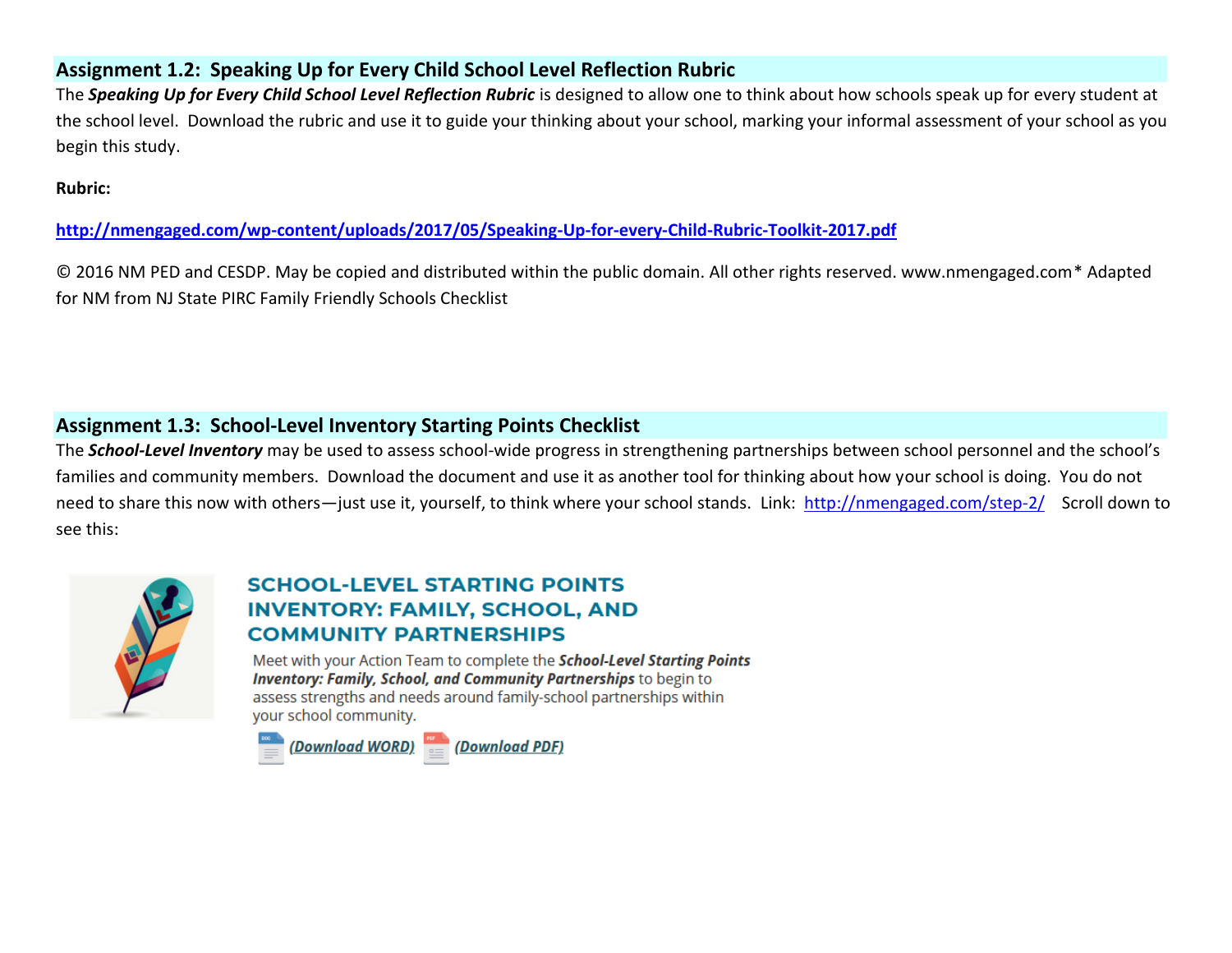## Assignment 1.2: Speaking Up for Every Child School Level Reflection Rubric

The ***Speaking Up for Every Child School Level Reflection Rubric*** is designed to allow one to think about how schools speak up for every student at the school level. Download the rubric and use it to guide your thinking about your school, marking your informal assessment of your school as you begin this study.

**Rubric:**

**http://nmengaged.com/wp-content/uploads/2017/05/Speaking-Up-for-every-Child-Rubric-Toolkit-2017.pdf**

© 2016 NM PED and CESDP. May be copied and distributed within the public domain. All other rights reserved. www.nmengaged.com* Adapted for NM from NJ State PIRC Family Friendly Schools Checklist

## Assignment 1.3: School-Level Inventory Starting Points Checklist

The ***School-Level Inventory*** may be used to assess school-wide progress in strengthening partnerships between school personnel and the school's families and community members. Download the document and use it as another tool for thinking about how your school is doing. You do not need to share this now with others—just use it, yourself, to think where your school stands. Link: http://nmengaged.com/step-2/ Scroll down to see this:

### SCHOOL-LEVEL STARTING POINTS INVENTORY: FAMILY, SCHOOL, AND COMMUNITY PARTNERSHIPS

Meet with your Action Team to complete the ***School-Level Starting Points Inventory: Family, School, and Community Partnerships*** to begin to assess strengths and needs around family-school partnerships within your school community.

***(Download WORD)*** ***(Download PDF)***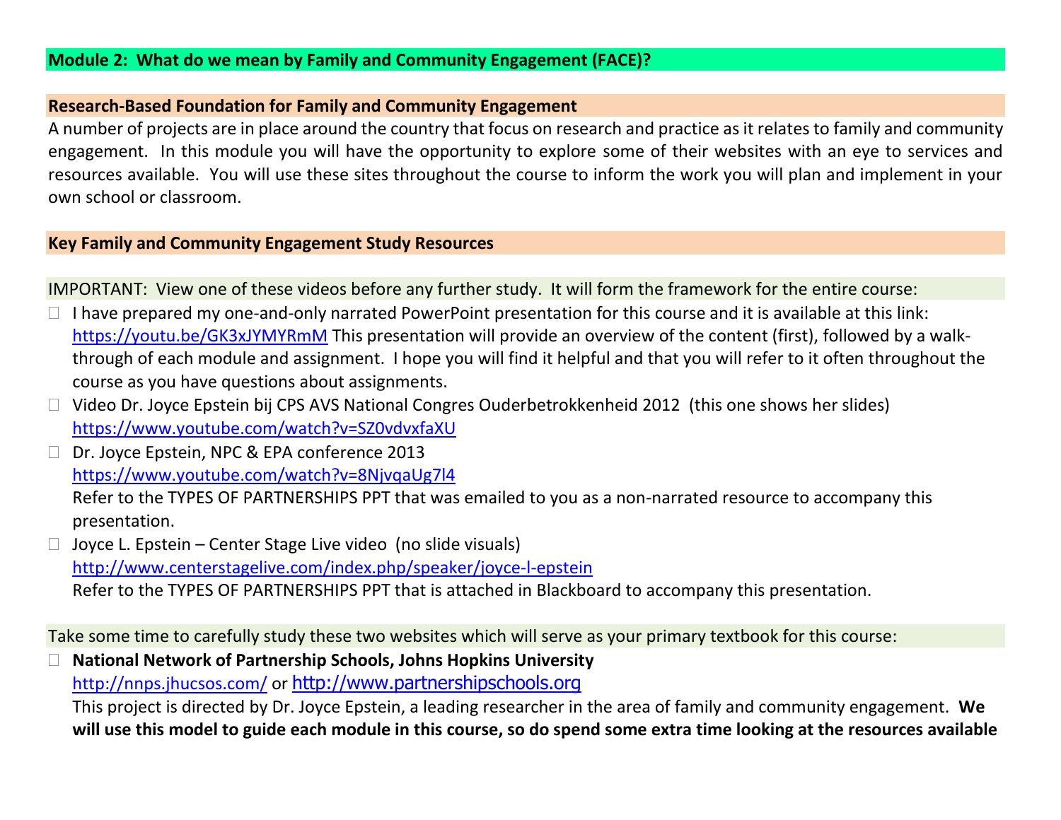**Module 2: What do we mean by Family and Community Engagement (FACE)?**

**Research-Based Foundation for Family and Community Engagement**

A number of projects are in place around the country that focus on research and practice as it relates to family and community engagement. In this module you will have the opportunity to explore some of their websites with an eye to services and resources available. You will use these sites throughout the course to inform the work you will plan and implement in your own school or classroom.

**Key Family and Community Engagement Study Resources**

IMPORTANT: View one of these videos before any further study. It will form the framework for the entire course:

- I have prepared my one-and-only narrated PowerPoint presentation for this course and it is available at this link: https://youtu.be/GK3xJYMYRmM This presentation will provide an overview of the content (first), followed by a walk-through of each module and assignment. I hope you will find it helpful and that you will refer to it often throughout the course as you have questions about assignments.
- Video Dr. Joyce Epstein bij CPS AVS National Congres Ouderbetrokkenheid 2012 (this one shows her slides) https://www.youtube.com/watch?v=SZ0vdvxfaXU
- Dr. Joyce Epstein, NPC & EPA conference 2013 https://www.youtube.com/watch?v=8NjvqaUg7l4
  Refer to the TYPES OF PARTNERSHIPS PPT that was emailed to you as a non-narrated resource to accompany this presentation.
- Joyce L. Epstein – Center Stage Live video (no slide visuals) http://www.centerstagelive.com/index.php/speaker/joyce-l-epstein
  Refer to the TYPES OF PARTNERSHIPS PPT that is attached in Blackboard to accompany this presentation.

Take some time to carefully study these two websites which will serve as your primary textbook for this course:

- **National Network of Partnership Schools, Johns Hopkins University**
  http://nnps.jhucsos.com/ or http://www.partnershipschools.org
  This project is directed by Dr. Joyce Epstein, a leading researcher in the area of family and community engagement. **We will use this model to guide each module in this course, so do spend some extra time looking at the resources available**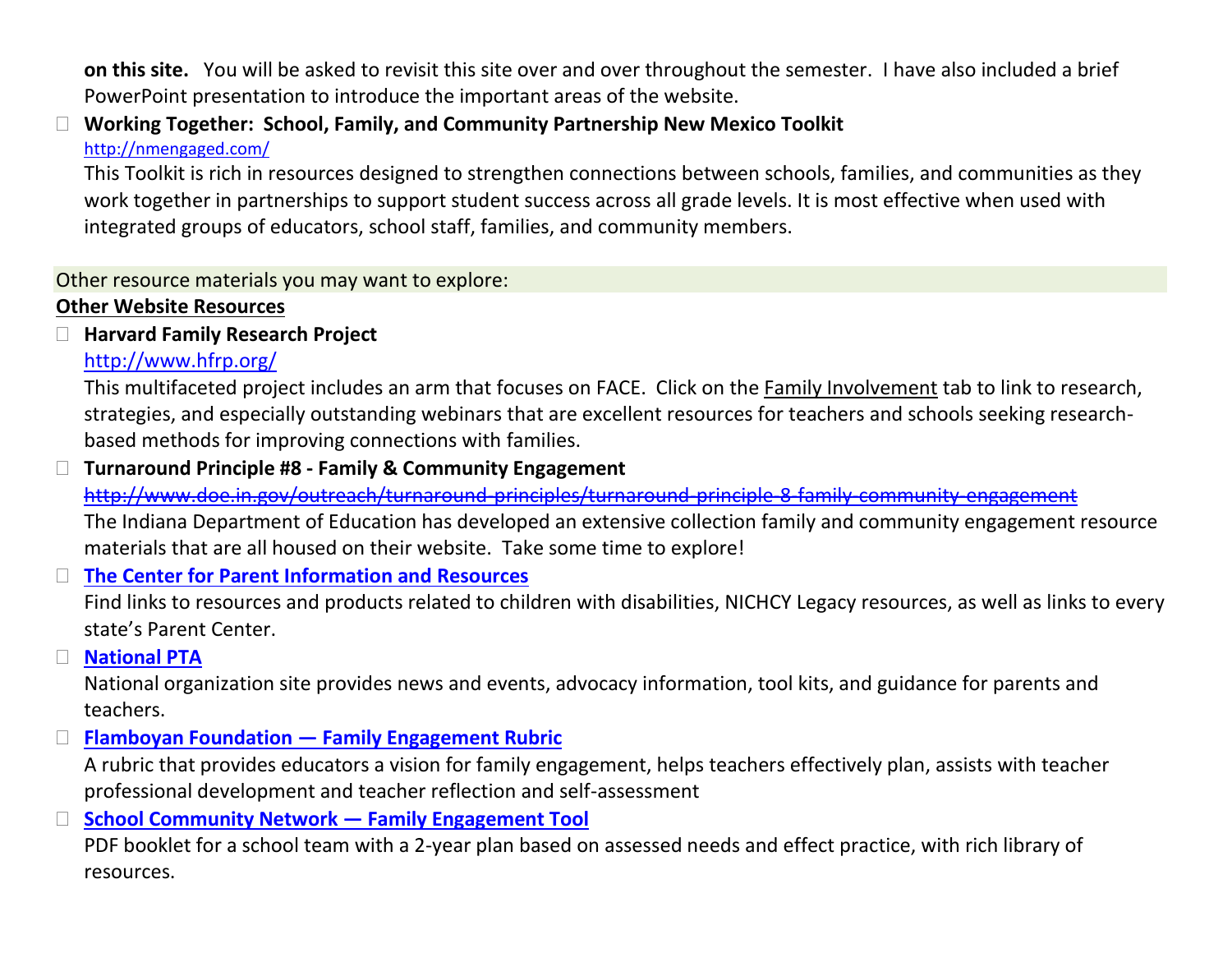**on this site.** You will be asked to revisit this site over and over throughout the semester. I have also included a brief PowerPoint presentation to introduce the important areas of the website.

- **Working Together: School, Family, and Community Partnership New Mexico Toolkit**
  [http://nmengaged.com/](http://nmengaged.com/)
  This Toolkit is rich in resources designed to strengthen connections between schools, families, and communities as they work together in partnerships to support student success across all grade levels. It is most effective when used with integrated groups of educators, school staff, families, and community members.

Other resource materials you may want to explore:

**Other Website Resources**

- **Harvard Family Research Project**
  [http://www.hfrp.org/](http://www.hfrp.org/)
  This multifaceted project includes an arm that focuses on FACE. Click on the Family Involvement tab to link to research, strategies, and especially outstanding webinars that are excellent resources for teachers and schools seeking research-based methods for improving connections with families.
- **Turnaround Principle #8 - Family & Community Engagement**
  ~~http://www.doe.in.gov/outreach/turnaround-principles/turnaround-principle-8-family-community-engagement~~
  The Indiana Department of Education has developed an extensive collection family and community engagement resource materials that are all housed on their website. Take some time to explore!
- **The Center for Parent Information and Resources**
  Find links to resources and products related to children with disabilities, NICHCY Legacy resources, as well as links to every state's Parent Center.
- **National PTA**
  National organization site provides news and events, advocacy information, tool kits, and guidance for parents and teachers.
- **Flamboyan Foundation — Family Engagement Rubric**
  A rubric that provides educators a vision for family engagement, helps teachers effectively plan, assists with teacher professional development and teacher reflection and self-assessment
- **School Community Network — Family Engagement Tool**
  PDF booklet for a school team with a 2-year plan based on assessed needs and effect practice, with rich library of resources.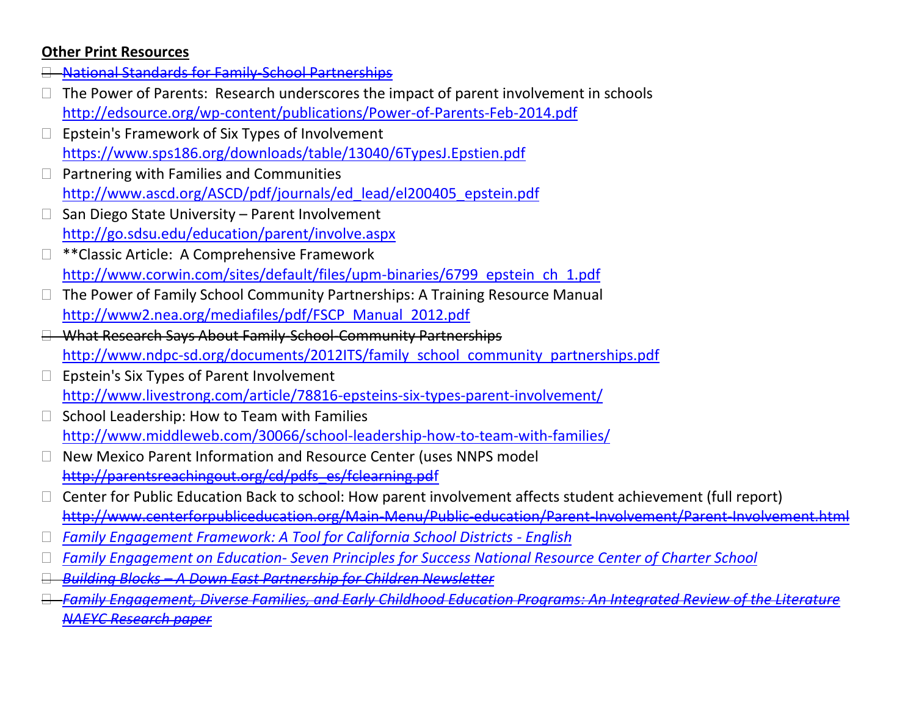**Other Print Resources**

- ~~National Standards for Family-School Partnerships~~
- The Power of Parents: Research underscores the impact of parent involvement in schools
  http://edsource.org/wp-content/publications/Power-of-Parents-Feb-2014.pdf
- Epstein's Framework of Six Types of Involvement
  https://www.sps186.org/downloads/table/13040/6TypesJ.Epstien.pdf
- Partnering with Families and Communities
  http://www.ascd.org/ASCD/pdf/journals/ed_lead/el200405_epstein.pdf
- San Diego State University – Parent Involvement
  http://go.sdsu.edu/education/parent/involve.aspx
- **Classic Article: A Comprehensive Framework
  http://www.corwin.com/sites/default/files/upm-binaries/6799_epstein_ch_1.pdf
- The Power of Family School Community Partnerships: A Training Resource Manual
  http://www2.nea.org/mediafiles/pdf/FSCP_Manual_2012.pdf
- ~~What Research Says About Family-School-Community Partnerships~~
  http://www.ndpc-sd.org/documents/2012ITS/family_school_community_partnerships.pdf
- Epstein's Six Types of Parent Involvement
  http://www.livestrong.com/article/78816-epsteins-six-types-parent-involvement/
- School Leadership: How to Team with Families
  http://www.middleweb.com/30066/school-leadership-how-to-team-with-families/
- New Mexico Parent Information and Resource Center (uses NNPS model
  ~~http://parentsreachingout.org/cd/pdfs_es/fclearning.pdf~~
- Center for Public Education Back to school: How parent involvement affects student achievement (full report)
  ~~http://www.centerforpubliceducation.org/Main-Menu/Public-education/Parent-Involvement/Parent-Involvement.html~~
- *Family Engagement Framework: A Tool for California School Districts - English*
- *Family Engagement on Education- Seven Principles for Success National Resource Center of Charter School*
- ~~*Building Blocks – A Down East Partnership for Children Newsletter*~~
- ~~*Family Engagement, Diverse Families, and Early Childhood Education Programs: An Integrated Review of the Literature NAEYC Research paper*~~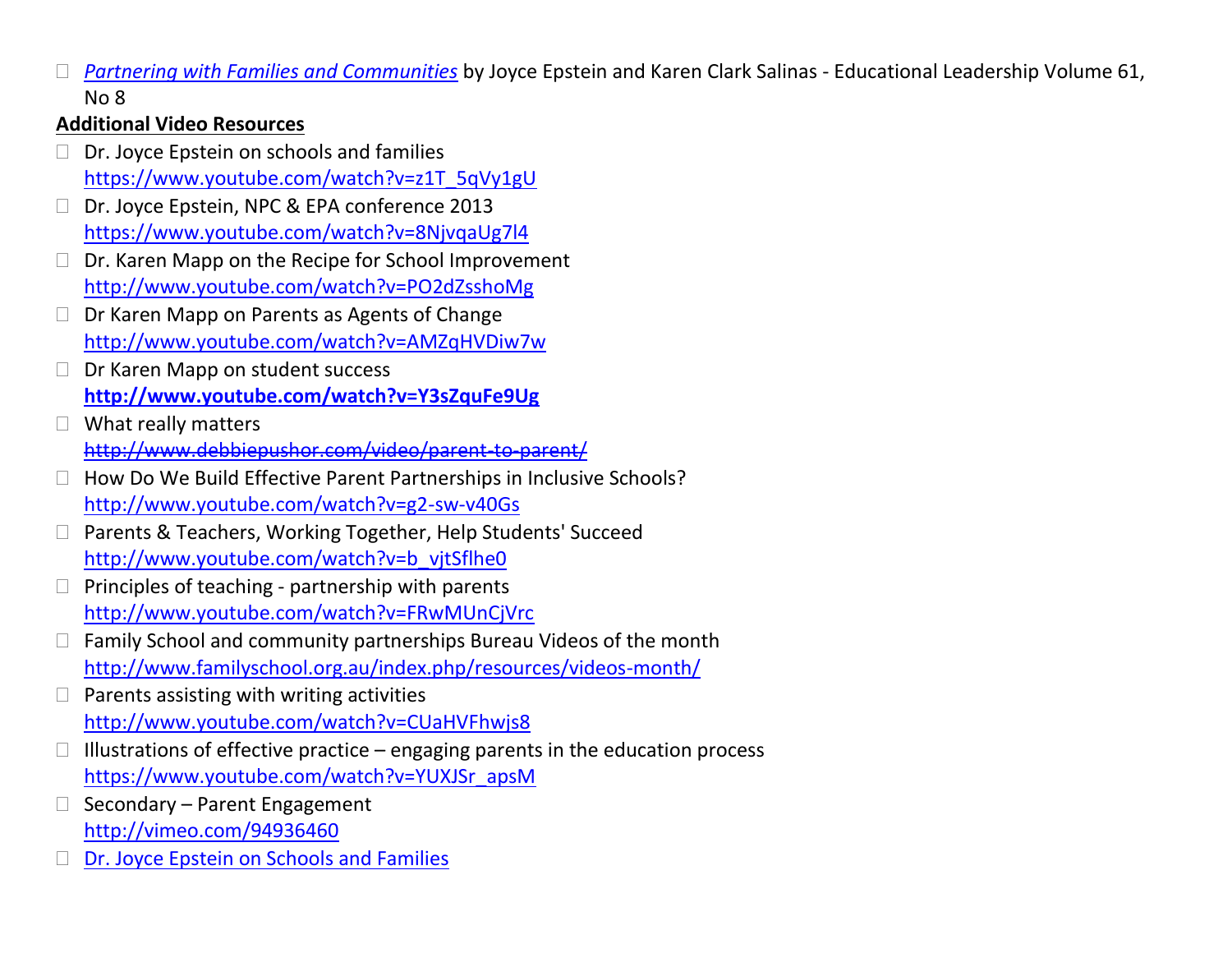- *Partnering with Families and Communities* by Joyce Epstein and Karen Clark Salinas - Educational Leadership Volume 61, No 8

**Additional Video Resources**

- Dr. Joyce Epstein on schools and families
  https://www.youtube.com/watch?v=z1T_5qVy1gU
- Dr. Joyce Epstein, NPC & EPA conference 2013
  https://www.youtube.com/watch?v=8NjvqaUg7l4
- Dr. Karen Mapp on the Recipe for School Improvement
  http://www.youtube.com/watch?v=PO2dZsshoMg
- Dr Karen Mapp on Parents as Agents of Change
  http://www.youtube.com/watch?v=AMZqHVDiw7w
- Dr Karen Mapp on student success
  **http://www.youtube.com/watch?v=Y3sZquFe9Ug**
- What really matters
  ~~http://www.debbiepushor.com/video/parent-to-parent/~~
- How Do We Build Effective Parent Partnerships in Inclusive Schools?
  http://www.youtube.com/watch?v=g2-sw-v40Gs
- Parents & Teachers, Working Together, Help Students' Succeed
  http://www.youtube.com/watch?v=b_vjtSflhe0
- Principles of teaching - partnership with parents
  http://www.youtube.com/watch?v=FRwMUnCjVrc
- Family School and community partnerships Bureau Videos of the month
  http://www.familyschool.org.au/index.php/resources/videos-month/
- Parents assisting with writing activities
  http://www.youtube.com/watch?v=CUaHVFhwjs8
- Illustrations of effective practice – engaging parents in the education process
  https://www.youtube.com/watch?v=YUXJSr_apsM
- Secondary – Parent Engagement
  http://vimeo.com/94936460
- Dr. Joyce Epstein on Schools and Families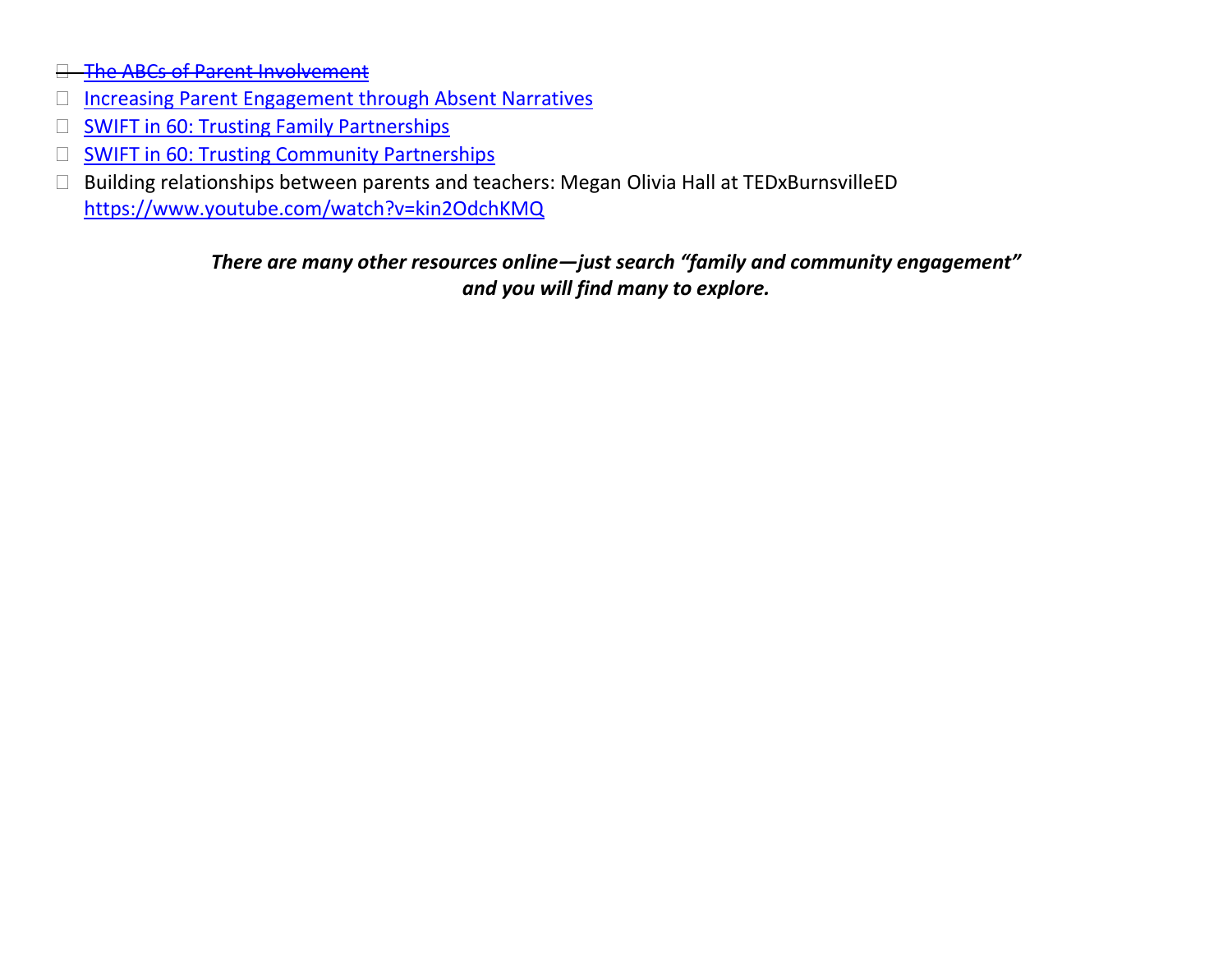- ~~The ABCs of Parent Involvement~~
- Increasing Parent Engagement through Absent Narratives
- SWIFT in 60: Trusting Family Partnerships
- SWIFT in 60: Trusting Community Partnerships
- Building relationships between parents and teachers: Megan Olivia Hall at TEDxBurnsvilleED https://www.youtube.com/watch?v=kin2OdchKMQ

***There are many other resources online—just search "family and community engagement" and you will find many to explore.***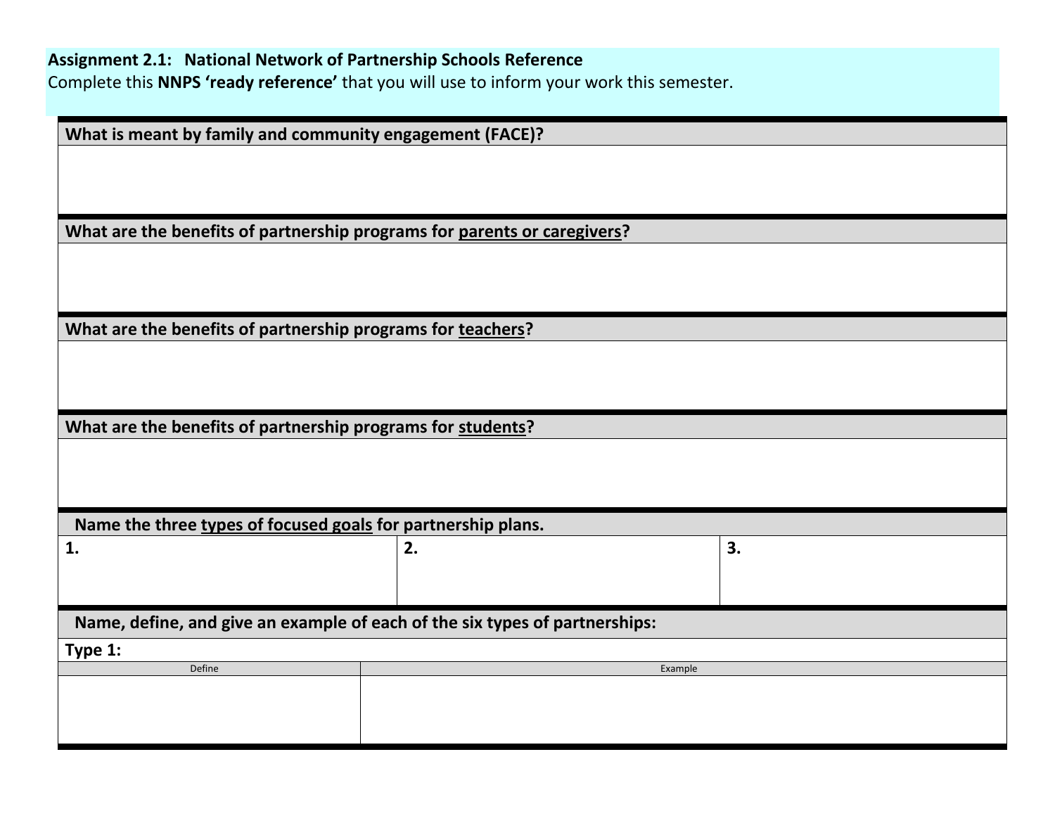**Assignment 2.1: National Network of Partnership Schools Reference**
Complete this **NNPS 'ready reference'** that you will use to inform your work this semester.

| **What is meant by family and community engagement (FACE)?** |
|---|
| |

| **What are the benefits of partnership programs for <u>parents or caregivers</u>?** |
|---|
| |

| **What are the benefits of partnership programs for <u>teachers</u>?** |
|---|
| |

| **What are the benefits of partnership programs for <u>students</u>?** |
|---|
| |

| **Name the three <u>types of focused goals</u> for partnership plans.** | | |
|---|---|---|
| **1.** | **2.** | **3.** |

| **Name, define, and give an example of each of the six types of partnerships:** | |
|---|---|
| **Type 1:** | |
| Define | Example |
| | |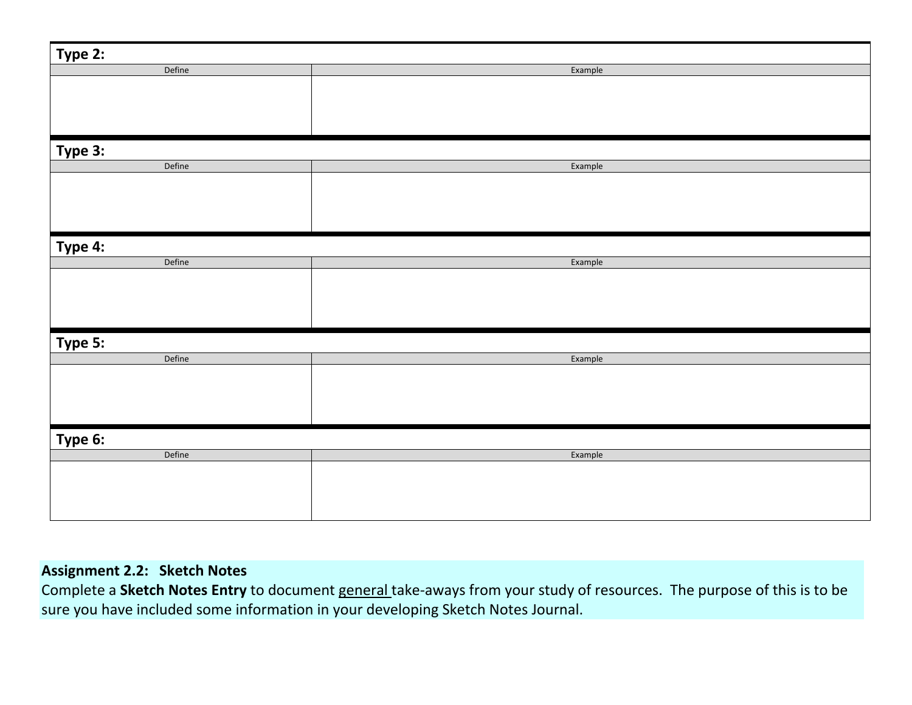**Type 2:**

| Define | Example |
| --- | --- |
| | |

**Type 3:**

| Define | Example |
| --- | --- |
| | |

**Type 4:**

| Define | Example |
| --- | --- |
| | |

**Type 5:**

| Define | Example |
| --- | --- |
| | |

**Type 6:**

| Define | Example |
| --- | --- |
| | |

**Assignment 2.2: Sketch Notes**

Complete a **Sketch Notes Entry** to document general take-aways from your study of resources. The purpose of this is to be sure you have included some information in your developing Sketch Notes Journal.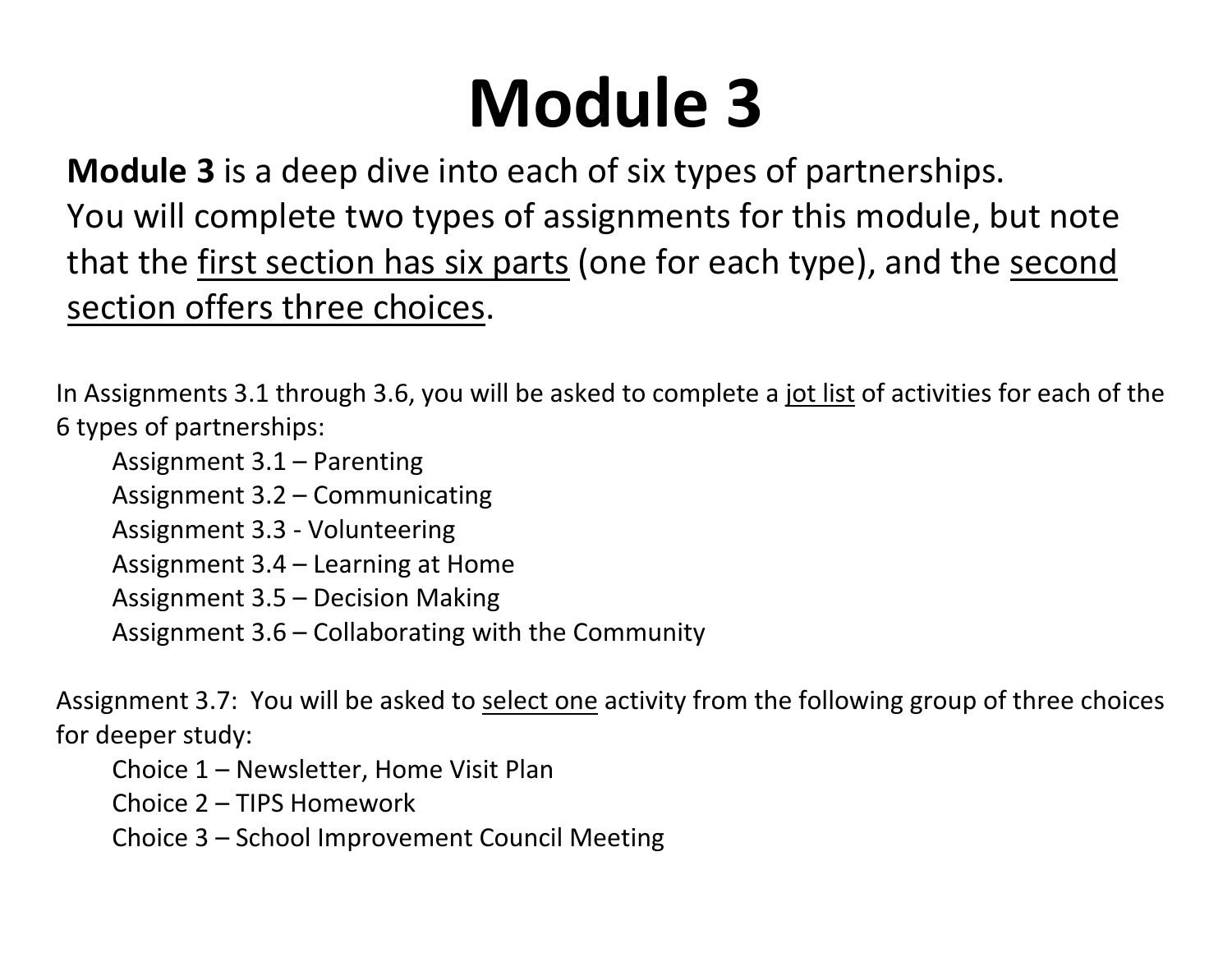# Module 3

**Module 3** is a deep dive into each of six types of partnerships. You will complete two types of assignments for this module, but note that the <u>first section has six parts</u> (one for each type), and the <u>second section offers three choices</u>.

In Assignments 3.1 through 3.6, you will be asked to complete a <u>jot list</u> of activities for each of the 6 types of partnerships:

- Assignment 3.1 – Parenting
- Assignment 3.2 – Communicating
- Assignment 3.3 - Volunteering
- Assignment 3.4 – Learning at Home
- Assignment 3.5 – Decision Making
- Assignment 3.6 – Collaborating with the Community

Assignment 3.7: You will be asked to <u>select one</u> activity from the following group of three choices for deeper study:

- Choice 1 – Newsletter, Home Visit Plan
- Choice 2 – TIPS Homework
- Choice 3 – School Improvement Council Meeting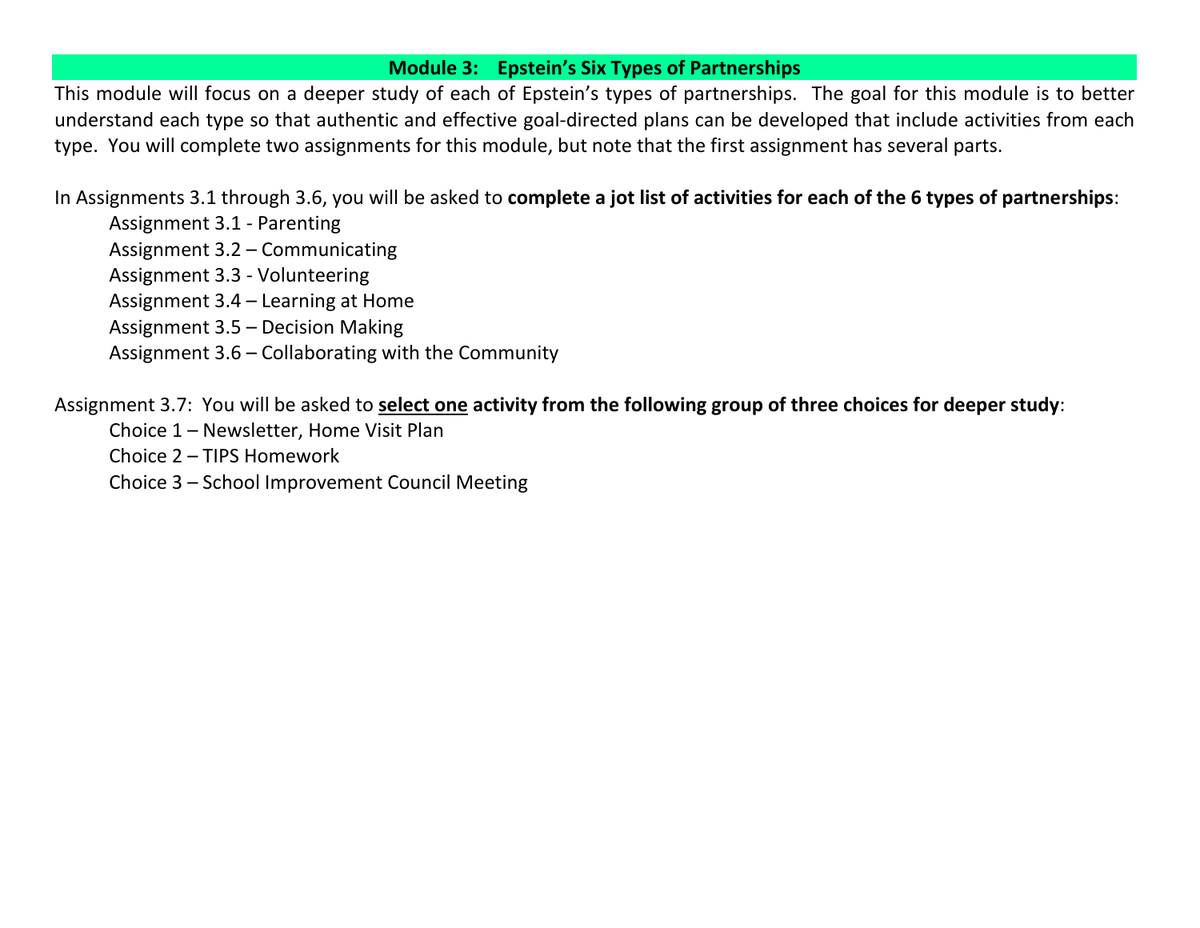## Module 3: Epstein's Six Types of Partnerships

This module will focus on a deeper study of each of Epstein's types of partnerships. The goal for this module is to better understand each type so that authentic and effective goal-directed plans can be developed that include activities from each type. You will complete two assignments for this module, but note that the first assignment has several parts.

In Assignments 3.1 through 3.6, you will be asked to **complete a jot list of activities for each of the 6 types of partnerships**:

- Assignment 3.1 - Parenting
- Assignment 3.2 – Communicating
- Assignment 3.3 - Volunteering
- Assignment 3.4 – Learning at Home
- Assignment 3.5 – Decision Making
- Assignment 3.6 – Collaborating with the Community

Assignment 3.7: You will be asked to <u>**select one**</u> **activity from the following group of three choices for deeper study**:

- Choice 1 – Newsletter, Home Visit Plan
- Choice 2 – TIPS Homework
- Choice 3 – School Improvement Council Meeting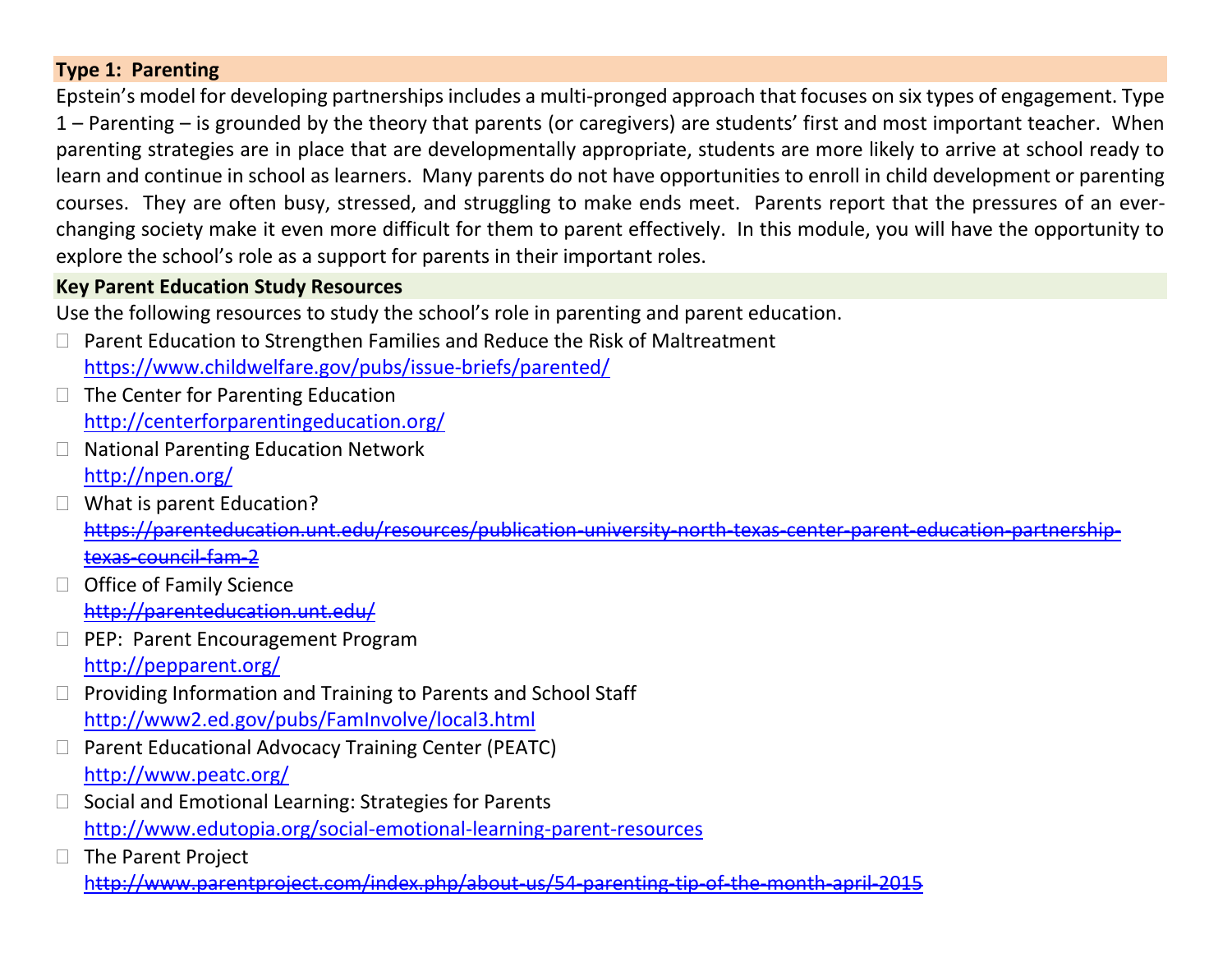**Type 1: Parenting**

Epstein's model for developing partnerships includes a multi-pronged approach that focuses on six types of engagement. Type 1 – Parenting – is grounded by the theory that parents (or caregivers) are students' first and most important teacher. When parenting strategies are in place that are developmentally appropriate, students are more likely to arrive at school ready to learn and continue in school as learners. Many parents do not have opportunities to enroll in child development or parenting courses. They are often busy, stressed, and struggling to make ends meet. Parents report that the pressures of an ever-changing society make it even more difficult for them to parent effectively. In this module, you will have the opportunity to explore the school's role as a support for parents in their important roles.

**Key Parent Education Study Resources**

Use the following resources to study the school's role in parenting and parent education.

- Parent Education to Strengthen Families and Reduce the Risk of Maltreatment
  https://www.childwelfare.gov/pubs/issue-briefs/parented/
- The Center for Parenting Education
  http://centerforparentingeducation.org/
- National Parenting Education Network
  http://npen.org/
- What is parent Education?
  ~~https://parenteducation.unt.edu/resources/publication-university-north-texas-center-parent-education-partnership-texas-council-fam-2~~
- Office of Family Science
  ~~http://parenteducation.unt.edu/~~
- PEP: Parent Encouragement Program
  http://pepparent.org/
- Providing Information and Training to Parents and School Staff
  http://www2.ed.gov/pubs/FamInvolve/local3.html
- Parent Educational Advocacy Training Center (PEATC)
  http://www.peatc.org/
- Social and Emotional Learning: Strategies for Parents
  http://www.edutopia.org/social-emotional-learning-parent-resources
- The Parent Project
  ~~http://www.parentproject.com/index.php/about-us/54-parenting-tip-of-the-month-april-2015~~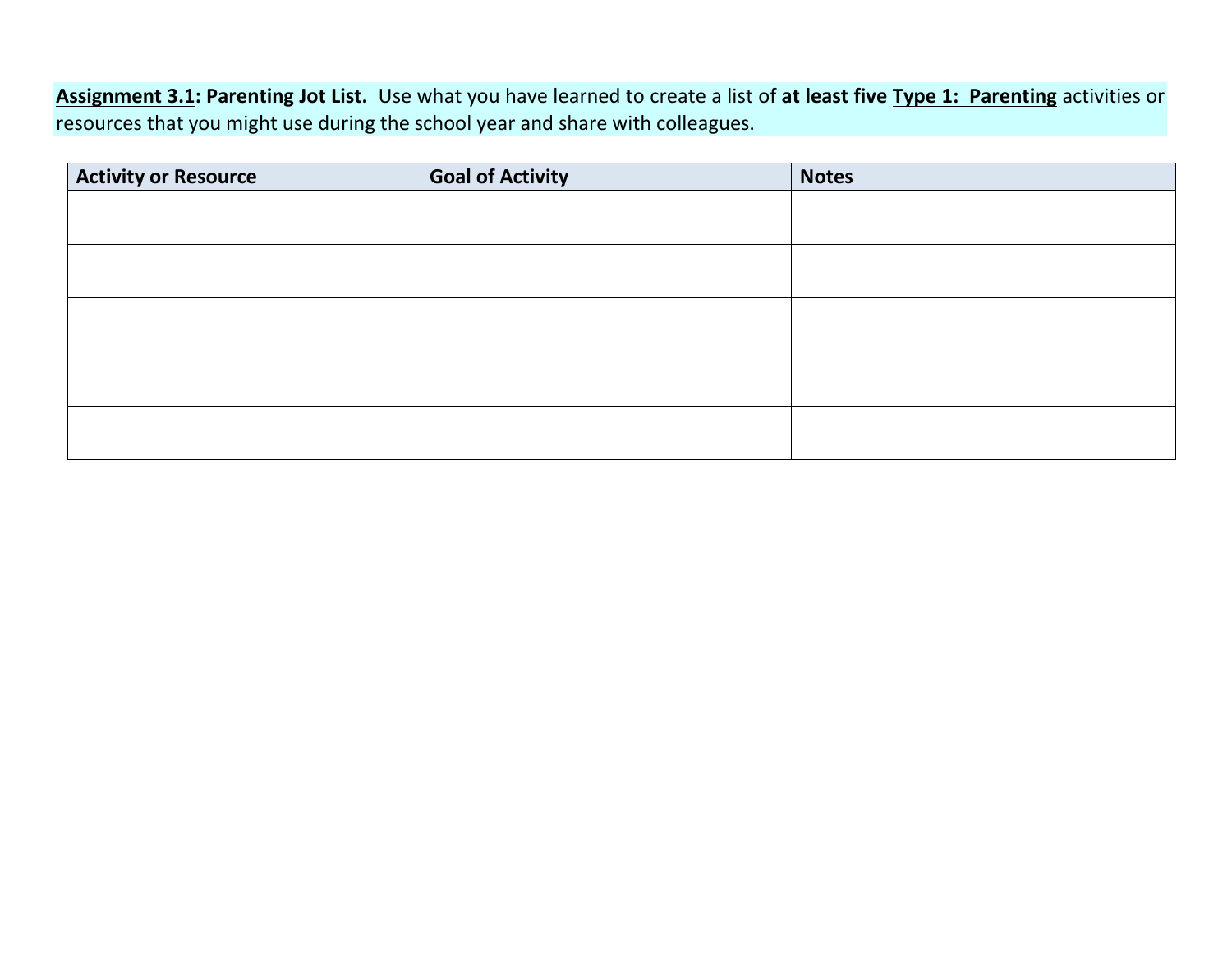**Assignment 3.1: Parenting Jot List.** Use what you have learned to create a list of **at least five Type 1: Parenting** activities or resources that you might use during the school year and share with colleagues.

| Activity or Resource | Goal of Activity | Notes |
|---|---|---|
| | | |
| | | |
| | | |
| | | |
| | | |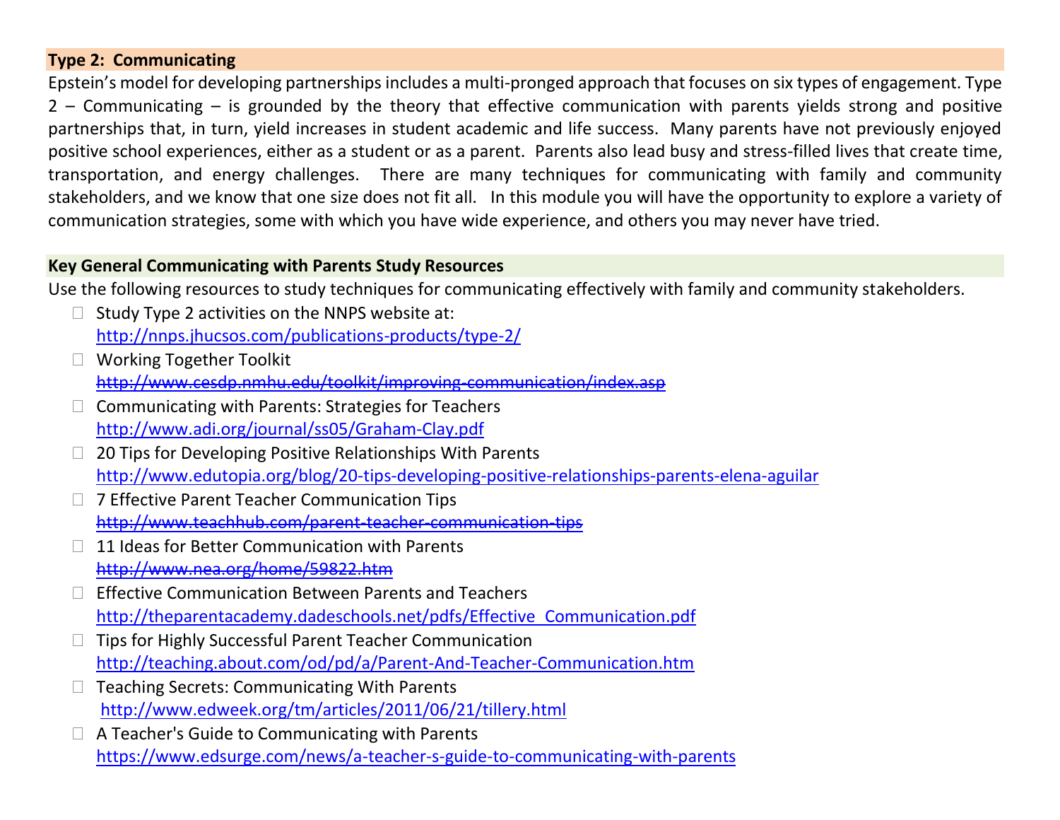## Type 2: Communicating

Epstein's model for developing partnerships includes a multi-pronged approach that focuses on six types of engagement. Type 2 – Communicating – is grounded by the theory that effective communication with parents yields strong and positive partnerships that, in turn, yield increases in student academic and life success. Many parents have not previously enjoyed positive school experiences, either as a student or as a parent. Parents also lead busy and stress-filled lives that create time, transportation, and energy challenges. There are many techniques for communicating with family and community stakeholders, and we know that one size does not fit all. In this module you will have the opportunity to explore a variety of communication strategies, some with which you have wide experience, and others you may never have tried.

## Key General Communicating with Parents Study Resources

Use the following resources to study techniques for communicating effectively with family and community stakeholders.

- Study Type 2 activities on the NNPS website at:
  http://nnps.jhucsos.com/publications-products/type-2/
- Working Together Toolkit
  ~~http://www.cesdp.nmhu.edu/toolkit/improving-communication/index.asp~~
- Communicating with Parents: Strategies for Teachers
  http://www.adi.org/journal/ss05/Graham-Clay.pdf
- 20 Tips for Developing Positive Relationships With Parents
  http://www.edutopia.org/blog/20-tips-developing-positive-relationships-parents-elena-aguilar
- 7 Effective Parent Teacher Communication Tips
  ~~http://www.teachhub.com/parent-teacher-communication-tips~~
- 11 Ideas for Better Communication with Parents
  ~~http://www.nea.org/home/59822.htm~~
- Effective Communication Between Parents and Teachers
  http://theparentacademy.dadeschools.net/pdfs/Effective_Communication.pdf
- Tips for Highly Successful Parent Teacher Communication
  http://teaching.about.com/od/pd/a/Parent-And-Teacher-Communication.htm
- Teaching Secrets: Communicating With Parents
  http://www.edweek.org/tm/articles/2011/06/21/tillery.html
- A Teacher's Guide to Communicating with Parents
  https://www.edsurge.com/news/a-teacher-s-guide-to-communicating-with-parents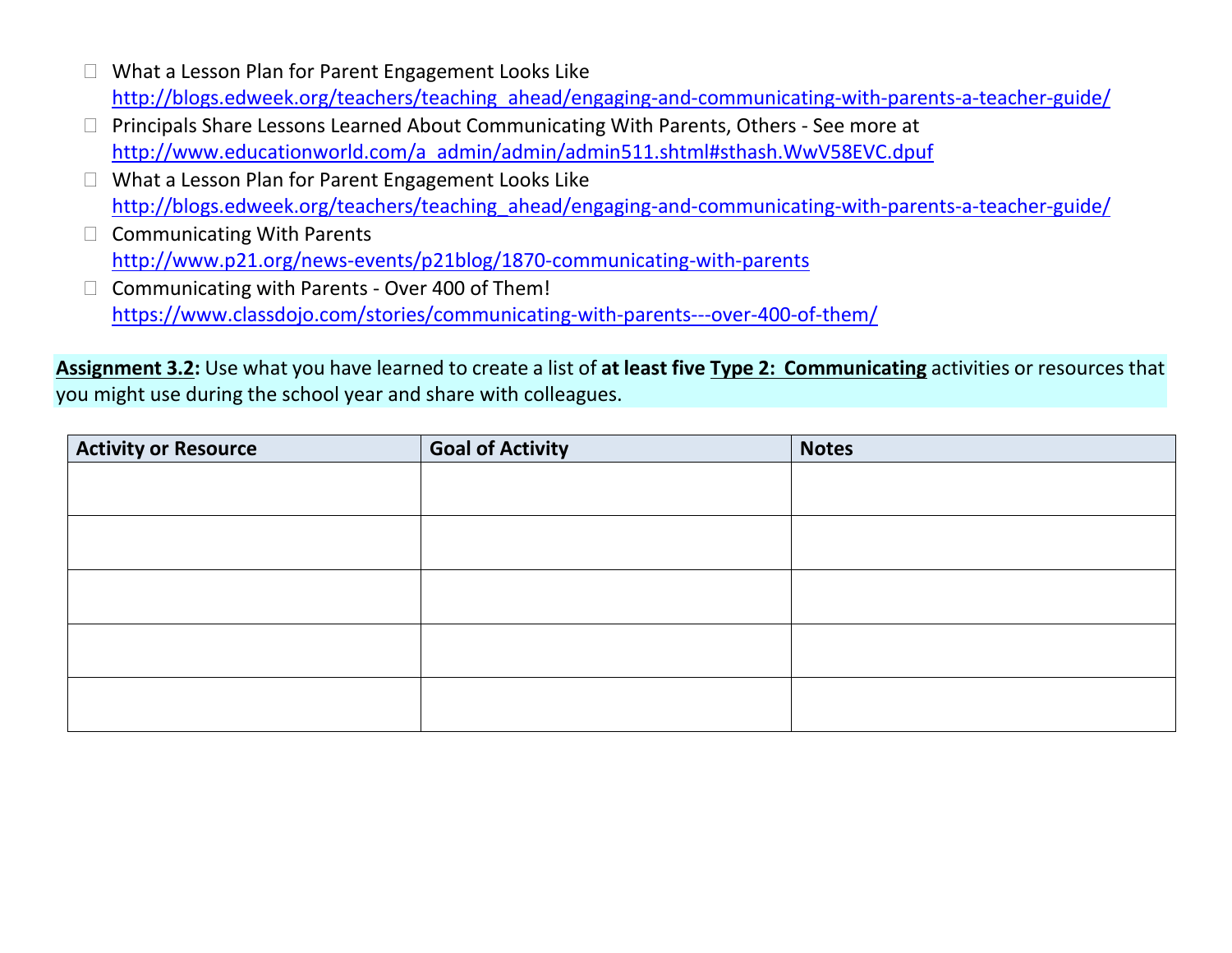- What a Lesson Plan for Parent Engagement Looks Like
  http://blogs.edweek.org/teachers/teaching_ahead/engaging-and-communicating-with-parents-a-teacher-guide/
- Principals Share Lessons Learned About Communicating With Parents, Others - See more at
  http://www.educationworld.com/a_admin/admin/admin511.shtml#sthash.WwV58EVC.dpuf
- What a Lesson Plan for Parent Engagement Looks Like
  http://blogs.edweek.org/teachers/teaching_ahead/engaging-and-communicating-with-parents-a-teacher-guide/
- Communicating With Parents
  http://www.p21.org/news-events/p21blog/1870-communicating-with-parents
- Communicating with Parents - Over 400 of Them!
  https://www.classdojo.com/stories/communicating-with-parents---over-400-of-them/

**Assignment 3.2:** Use what you have learned to create a list of **at least five Type 2: Communicating** activities or resources that you might use during the school year and share with colleagues.

| Activity or Resource | Goal of Activity | Notes |
|---|---|---|
| | | |
| | | |
| | | |
| | | |
| | | |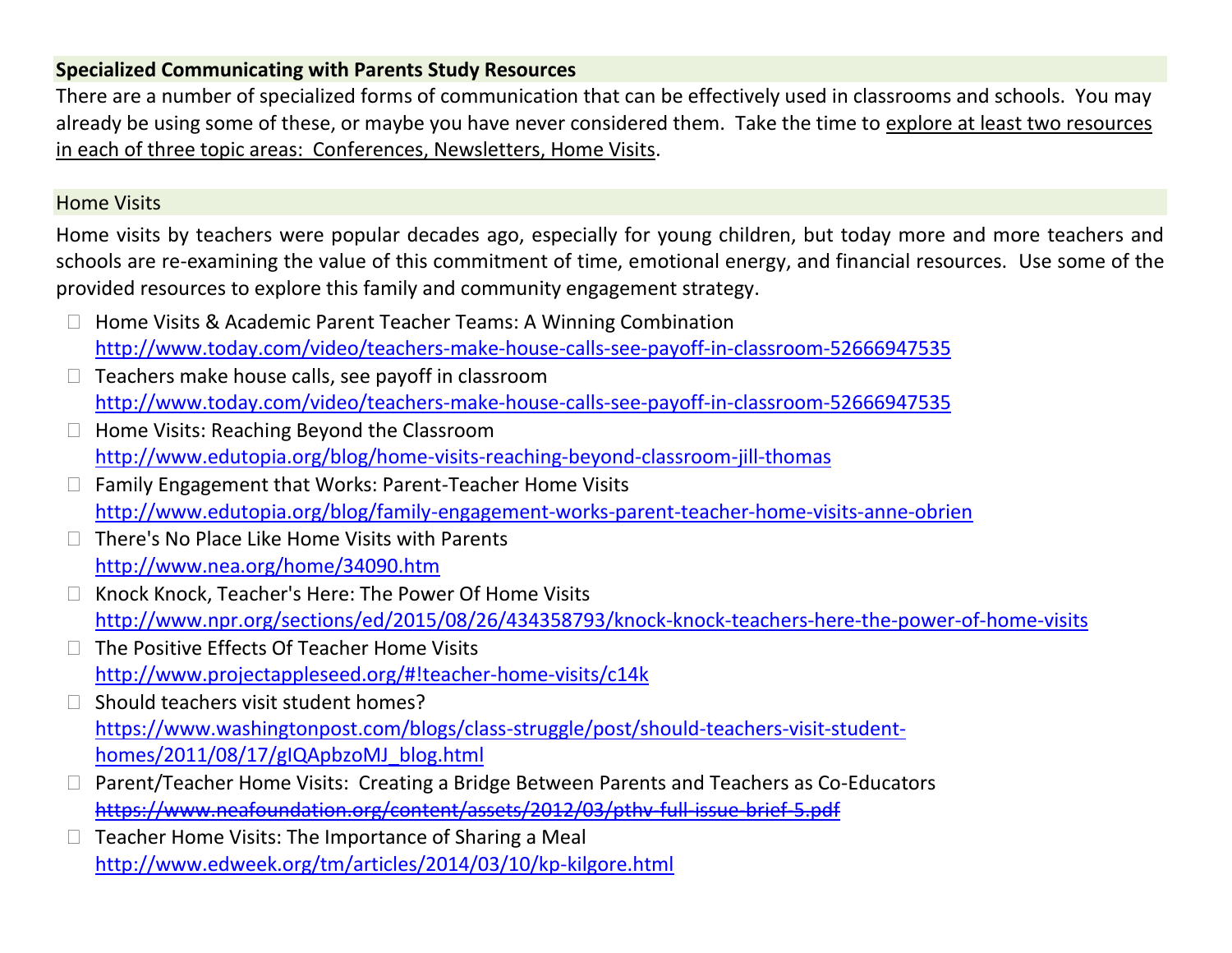**Specialized Communicating with Parents Study Resources**

There are a number of specialized forms of communication that can be effectively used in classrooms and schools. You may already be using some of these, or maybe you have never considered them. Take the time to <u>explore at least two resources in each of three topic areas: Conferences, Newsletters, Home Visits</u>.

## Home Visits

Home visits by teachers were popular decades ago, especially for young children, but today more and more teachers and schools are re-examining the value of this commitment of time, emotional energy, and financial resources. Use some of the provided resources to explore this family and community engagement strategy.

- Home Visits & Academic Parent Teacher Teams: A Winning Combination
  http://www.today.com/video/teachers-make-house-calls-see-payoff-in-classroom-52666947535
- Teachers make house calls, see payoff in classroom
  http://www.today.com/video/teachers-make-house-calls-see-payoff-in-classroom-52666947535
- Home Visits: Reaching Beyond the Classroom
  http://www.edutopia.org/blog/home-visits-reaching-beyond-classroom-jill-thomas
- Family Engagement that Works: Parent-Teacher Home Visits
  http://www.edutopia.org/blog/family-engagement-works-parent-teacher-home-visits-anne-obrien
- There's No Place Like Home Visits with Parents
  http://www.nea.org/home/34090.htm
- Knock Knock, Teacher's Here: The Power Of Home Visits
  http://www.npr.org/sections/ed/2015/08/26/434358793/knock-knock-teachers-here-the-power-of-home-visits
- The Positive Effects Of Teacher Home Visits
  http://www.projectappleseed.org/#!teacher-home-visits/c14k
- Should teachers visit student homes?
  https://www.washingtonpost.com/blogs/class-struggle/post/should-teachers-visit-student-homes/2011/08/17/gIQApbzoMJ_blog.html
- Parent/Teacher Home Visits: Creating a Bridge Between Parents and Teachers as Co-Educators
  ~~https://www.neafoundation.org/content/assets/2012/03/pthv-full-issue-brief-5.pdf~~
- Teacher Home Visits: The Importance of Sharing a Meal
  http://www.edweek.org/tm/articles/2014/03/10/kp-kilgore.html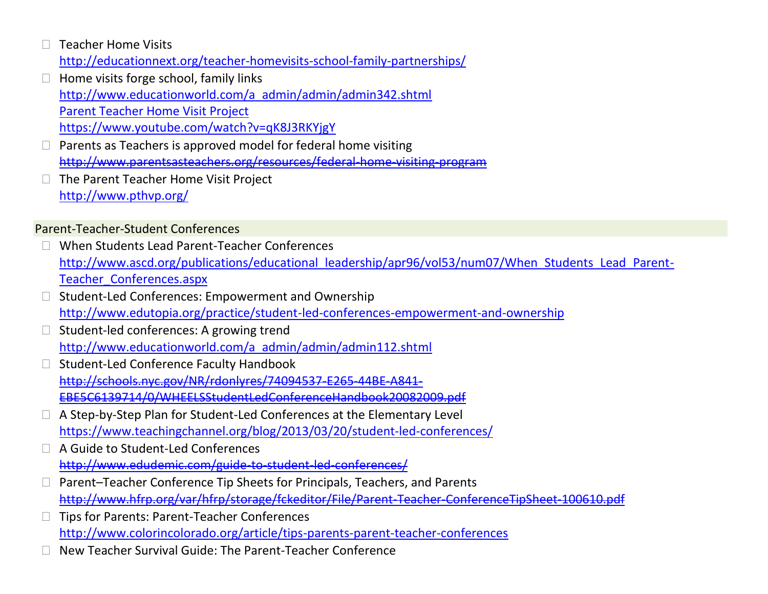- Teacher Home Visits
  http://educationnext.org/teacher-homevisits-school-family-partnerships/
- Home visits forge school, family links
  http://www.educationworld.com/a_admin/admin/admin342.shtml
  Parent Teacher Home Visit Project
  https://www.youtube.com/watch?v=qK8J3RKYjgY
- Parents as Teachers is approved model for federal home visiting
  ~~http://www.parentsasteachers.org/resources/federal-home-visiting-program~~
- The Parent Teacher Home Visit Project
  http://www.pthvp.org/

## Parent-Teacher-Student Conferences

- When Students Lead Parent-Teacher Conferences
  http://www.ascd.org/publications/educational_leadership/apr96/vol53/num07/When_Students_Lead_Parent-Teacher_Conferences.aspx
- Student-Led Conferences: Empowerment and Ownership
  http://www.edutopia.org/practice/student-led-conferences-empowerment-and-ownership
- Student-led conferences: A growing trend
  http://www.educationworld.com/a_admin/admin/admin112.shtml
- Student-Led Conference Faculty Handbook
  ~~http://schools.nyc.gov/NR/rdonlyres/74094537-E265-44BE-A841-EBE5C6139714/0/WHEELSStudentLedConferenceHandbook20082009.pdf~~
- A Step-by-Step Plan for Student-Led Conferences at the Elementary Level
  https://www.teachingchannel.org/blog/2013/03/20/student-led-conferences/
- A Guide to Student-Led Conferences
  ~~http://www.edudemic.com/guide-to-student-led-conferences/~~
- Parent–Teacher Conference Tip Sheets for Principals, Teachers, and Parents
  ~~http://www.hfrp.org/var/hfrp/storage/fckeditor/File/Parent-Teacher-ConferenceTipSheet-100610.pdf~~
- Tips for Parents: Parent-Teacher Conferences
  http://www.colorincolorado.org/article/tips-parents-parent-teacher-conferences
- New Teacher Survival Guide: The Parent-Teacher Conference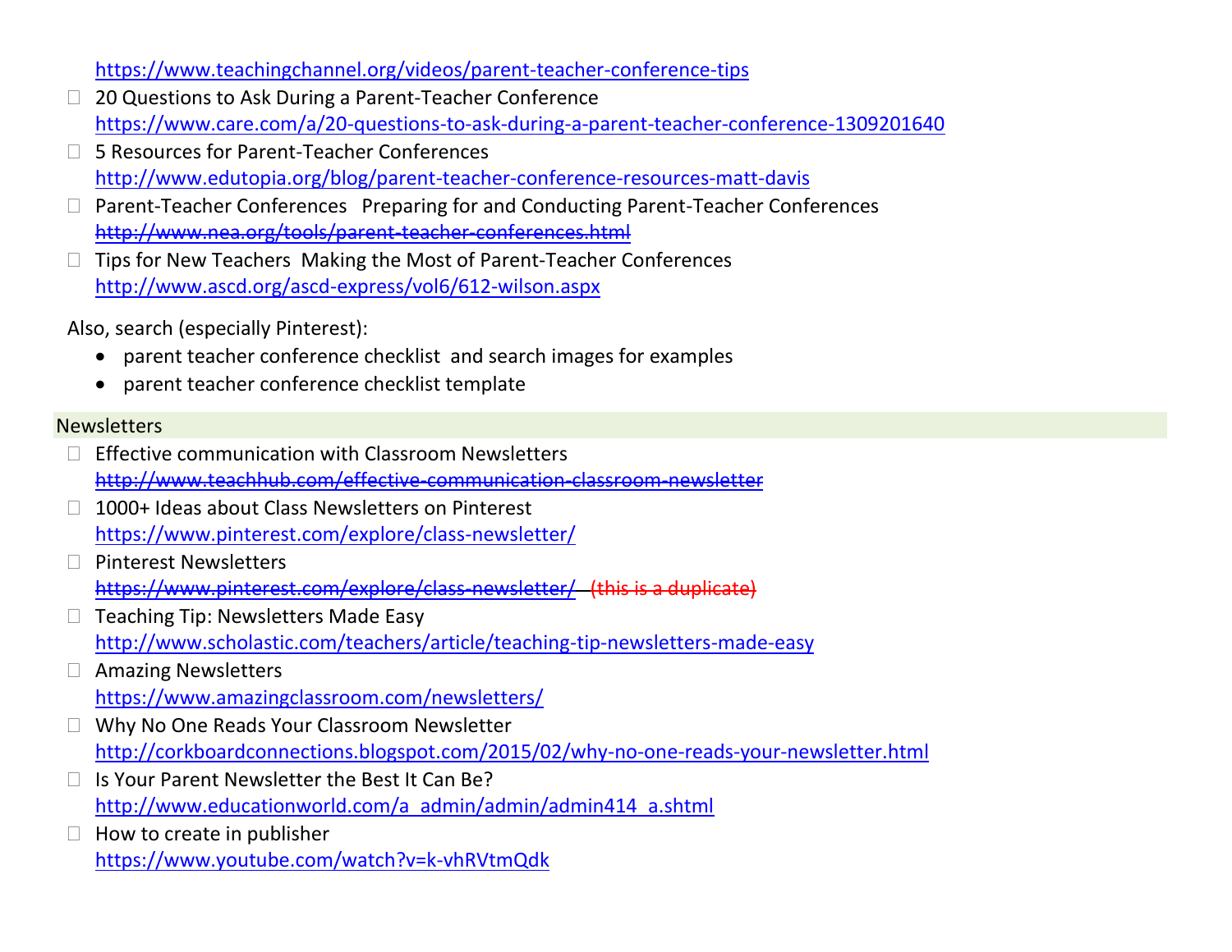https://www.teachingchannel.org/videos/parent-teacher-conference-tips

- ☐ 20 Questions to Ask During a Parent-Teacher Conference
  https://www.care.com/a/20-questions-to-ask-during-a-parent-teacher-conference-1309201640
- ☐ 5 Resources for Parent-Teacher Conferences
  http://www.edutopia.org/blog/parent-teacher-conference-resources-matt-davis
- ☐ Parent-Teacher Conferences  Preparing for and Conducting Parent-Teacher Conferences
  ~~http://www.nea.org/tools/parent-teacher-conferences.html~~
- ☐ Tips for New Teachers  Making the Most of Parent-Teacher Conferences
  http://www.ascd.org/ascd-express/vol6/612-wilson.aspx

Also, search (especially Pinterest):

- parent teacher conference checklist  and search images for examples
- parent teacher conference checklist template

## Newsletters

- ☐ Effective communication with Classroom Newsletters
  ~~http://www.teachhub.com/effective-communication-classroom-newsletter~~
- ☐ 1000+ Ideas about Class Newsletters on Pinterest
  https://www.pinterest.com/explore/class-newsletter/
- ☐ Pinterest Newsletters
  ~~https://www.pinterest.com/explore/class-newsletter/  (this is a duplicate)~~
- ☐ Teaching Tip: Newsletters Made Easy
  http://www.scholastic.com/teachers/article/teaching-tip-newsletters-made-easy
- ☐ Amazing Newsletters
  https://www.amazingclassroom.com/newsletters/
- ☐ Why No One Reads Your Classroom Newsletter
  http://corkboardconnections.blogspot.com/2015/02/why-no-one-reads-your-newsletter.html
- ☐ Is Your Parent Newsletter the Best It Can Be?
  http://www.educationworld.com/a_admin/admin/admin414_a.shtml
- ☐ How to create in publisher
  https://www.youtube.com/watch?v=k-vhRVtmQdk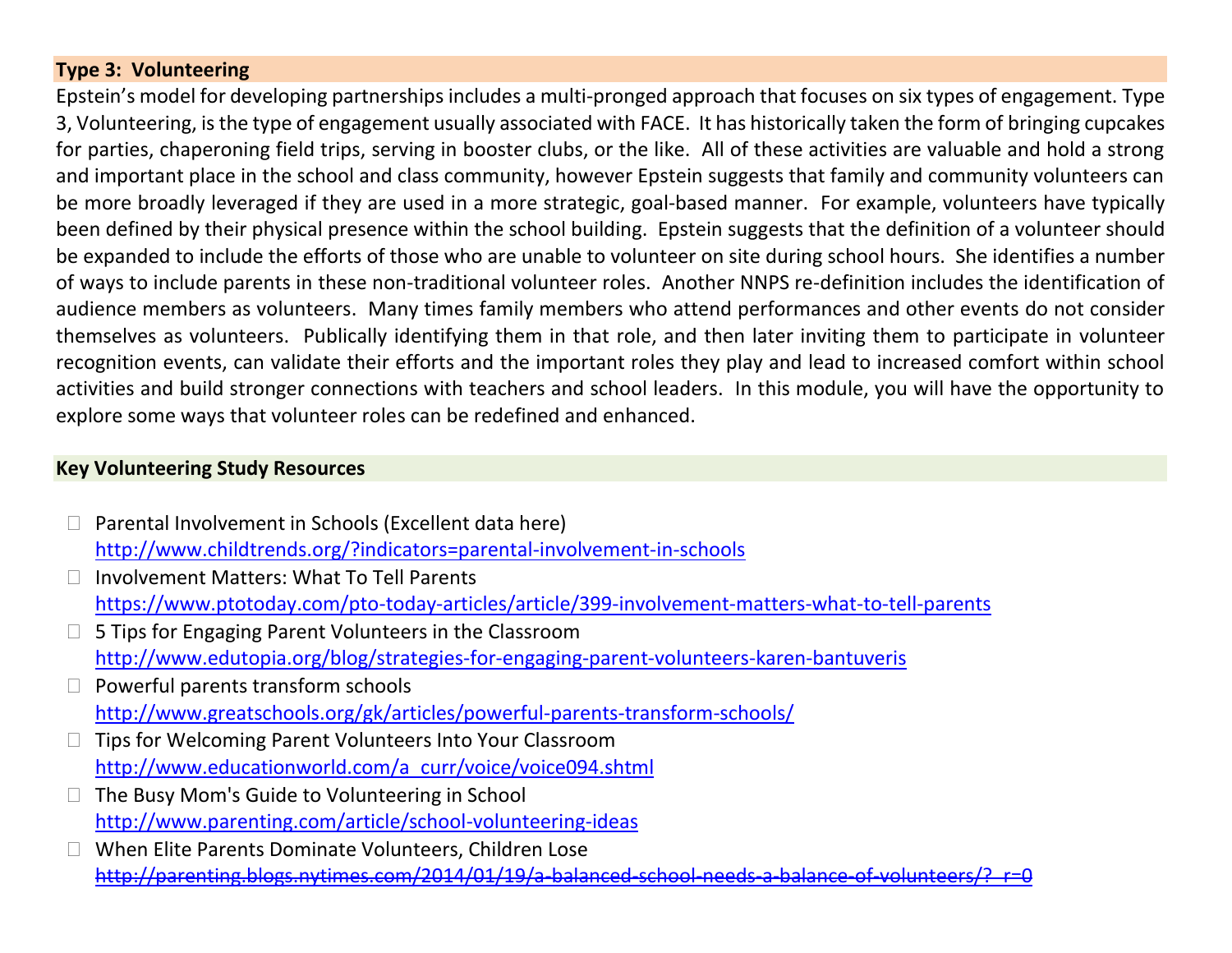### Type 3: Volunteering

Epstein's model for developing partnerships includes a multi-pronged approach that focuses on six types of engagement. Type 3, Volunteering, is the type of engagement usually associated with FACE. It has historically taken the form of bringing cupcakes for parties, chaperoning field trips, serving in booster clubs, or the like. All of these activities are valuable and hold a strong and important place in the school and class community, however Epstein suggests that family and community volunteers can be more broadly leveraged if they are used in a more strategic, goal-based manner. For example, volunteers have typically been defined by their physical presence within the school building. Epstein suggests that the definition of a volunteer should be expanded to include the efforts of those who are unable to volunteer on site during school hours. She identifies a number of ways to include parents in these non-traditional volunteer roles. Another NNPS re-definition includes the identification of audience members as volunteers. Many times family members who attend performances and other events do not consider themselves as volunteers. Publically identifying them in that role, and then later inviting them to participate in volunteer recognition events, can validate their efforts and the important roles they play and lead to increased comfort within school activities and build stronger connections with teachers and school leaders. In this module, you will have the opportunity to explore some ways that volunteer roles can be redefined and enhanced.

### Key Volunteering Study Resources

- Parental Involvement in Schools (Excellent data here)
  http://www.childtrends.org/?indicators=parental-involvement-in-schools
- Involvement Matters: What To Tell Parents
  https://www.ptotoday.com/pto-today-articles/article/399-involvement-matters-what-to-tell-parents
- 5 Tips for Engaging Parent Volunteers in the Classroom
  http://www.edutopia.org/blog/strategies-for-engaging-parent-volunteers-karen-bantuveris
- Powerful parents transform schools
  http://www.greatschools.org/gk/articles/powerful-parents-transform-schools/
- Tips for Welcoming Parent Volunteers Into Your Classroom
  http://www.educationworld.com/a_curr/voice/voice094.shtml
- The Busy Mom's Guide to Volunteering in School
  http://www.parenting.com/article/school-volunteering-ideas
- When Elite Parents Dominate Volunteers, Children Lose
  ~~http://parenting.blogs.nytimes.com/2014/01/19/a-balanced-school-needs-a-balance-of-volunteers/?_r=0~~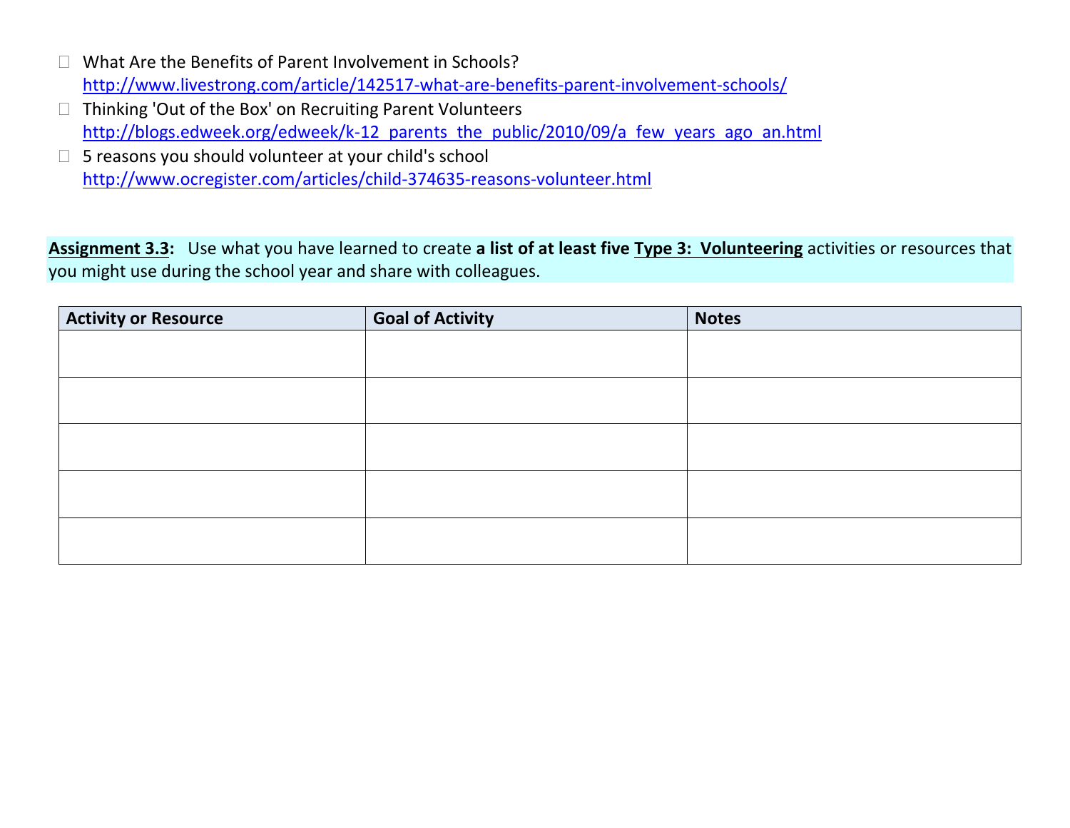- What Are the Benefits of Parent Involvement in Schools?
  http://www.livestrong.com/article/142517-what-are-benefits-parent-involvement-schools/
- Thinking 'Out of the Box' on Recruiting Parent Volunteers
  http://blogs.edweek.org/edweek/k-12_parents_the_public/2010/09/a_few_years_ago_an.html
- 5 reasons you should volunteer at your child's school
  http://www.ocregister.com/articles/child-374635-reasons-volunteer.html

**Assignment 3.3:** Use what you have learned to create **a list of at least five Type 3: Volunteering** activities or resources that you might use during the school year and share with colleagues.

| Activity or Resource | Goal of Activity | Notes |
|---|---|---|
| | | |
| | | |
| | | |
| | | |
| | | |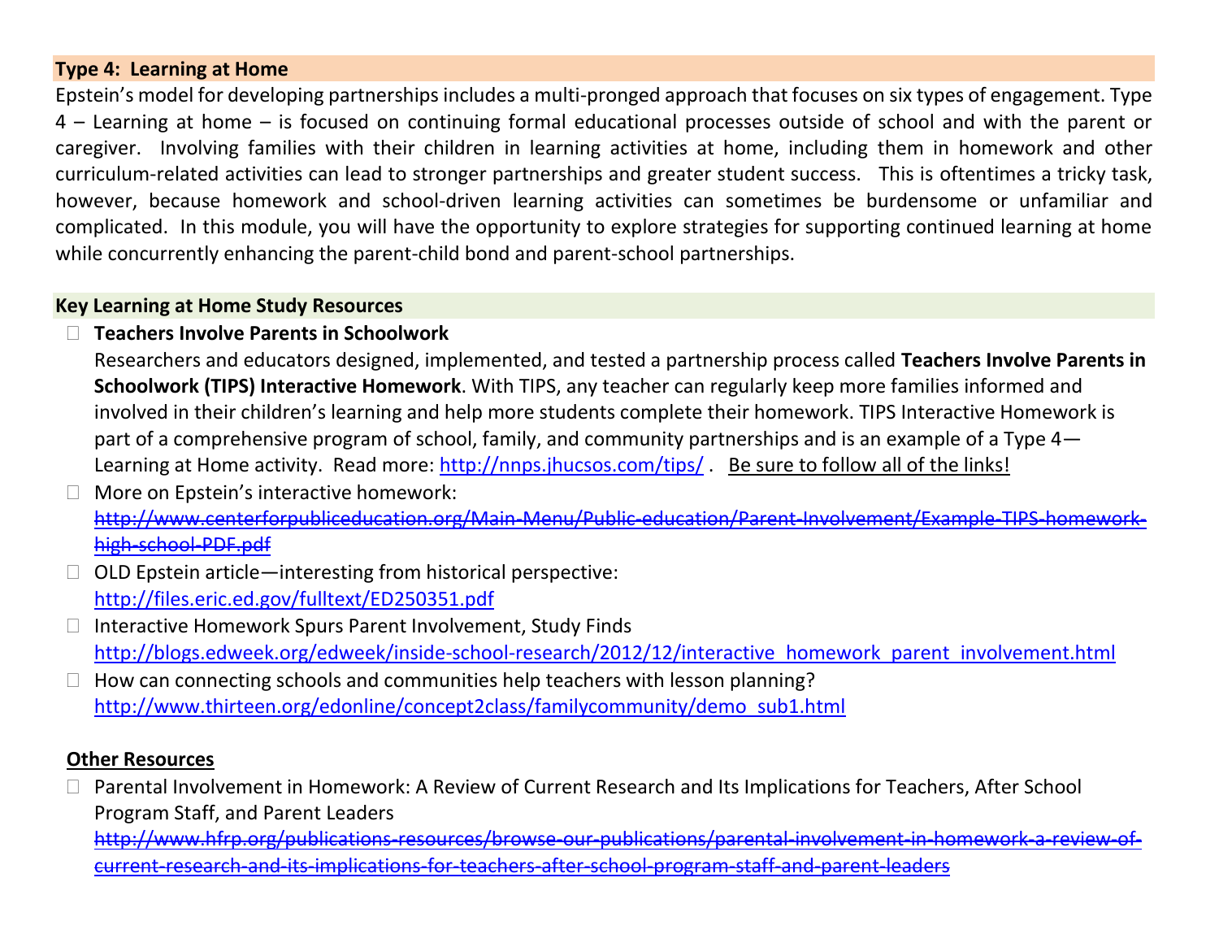## Type 4: Learning at Home

Epstein's model for developing partnerships includes a multi-pronged approach that focuses on six types of engagement. Type 4 – Learning at home – is focused on continuing formal educational processes outside of school and with the parent or caregiver. Involving families with their children in learning activities at home, including them in homework and other curriculum-related activities can lead to stronger partnerships and greater student success. This is oftentimes a tricky task, however, because homework and school-driven learning activities can sometimes be burdensome or unfamiliar and complicated. In this module, you will have the opportunity to explore strategies for supporting continued learning at home while concurrently enhancing the parent-child bond and parent-school partnerships.

## Key Learning at Home Study Resources

- **Teachers Involve Parents in Schoolwork**
  Researchers and educators designed, implemented, and tested a partnership process called **Teachers Involve Parents in Schoolwork (TIPS) Interactive Homework**. With TIPS, any teacher can regularly keep more families informed and involved in their children's learning and help more students complete their homework. TIPS Interactive Homework is part of a comprehensive program of school, family, and community partnerships and is an example of a Type 4—Learning at Home activity. Read more: http://nnps.jhucsos.com/tips/ . <u>Be sure to follow all of the links!</u>
- More on Epstein's interactive homework:
  ~~http://www.centerforpubliceducation.org/Main-Menu/Public-education/Parent-Involvement/Example-TIPS-homework-high-school-PDF.pdf~~
- OLD Epstein article—interesting from historical perspective:
  http://files.eric.ed.gov/fulltext/ED250351.pdf
- Interactive Homework Spurs Parent Involvement, Study Finds
  http://blogs.edweek.org/edweek/inside-school-research/2012/12/interactive_homework_parent_involvement.html
- How can connecting schools and communities help teachers with lesson planning?
  http://www.thirteen.org/edonline/concept2class/familycommunity/demo_sub1.html

## <u>Other Resources</u>

- Parental Involvement in Homework: A Review of Current Research and Its Implications for Teachers, After School Program Staff, and Parent Leaders
  ~~http://www.hfrp.org/publications-resources/browse-our-publications/parental-involvement-in-homework-a-review-of-current-research-and-its-implications-for-teachers-after-school-program-staff-and-parent-leaders~~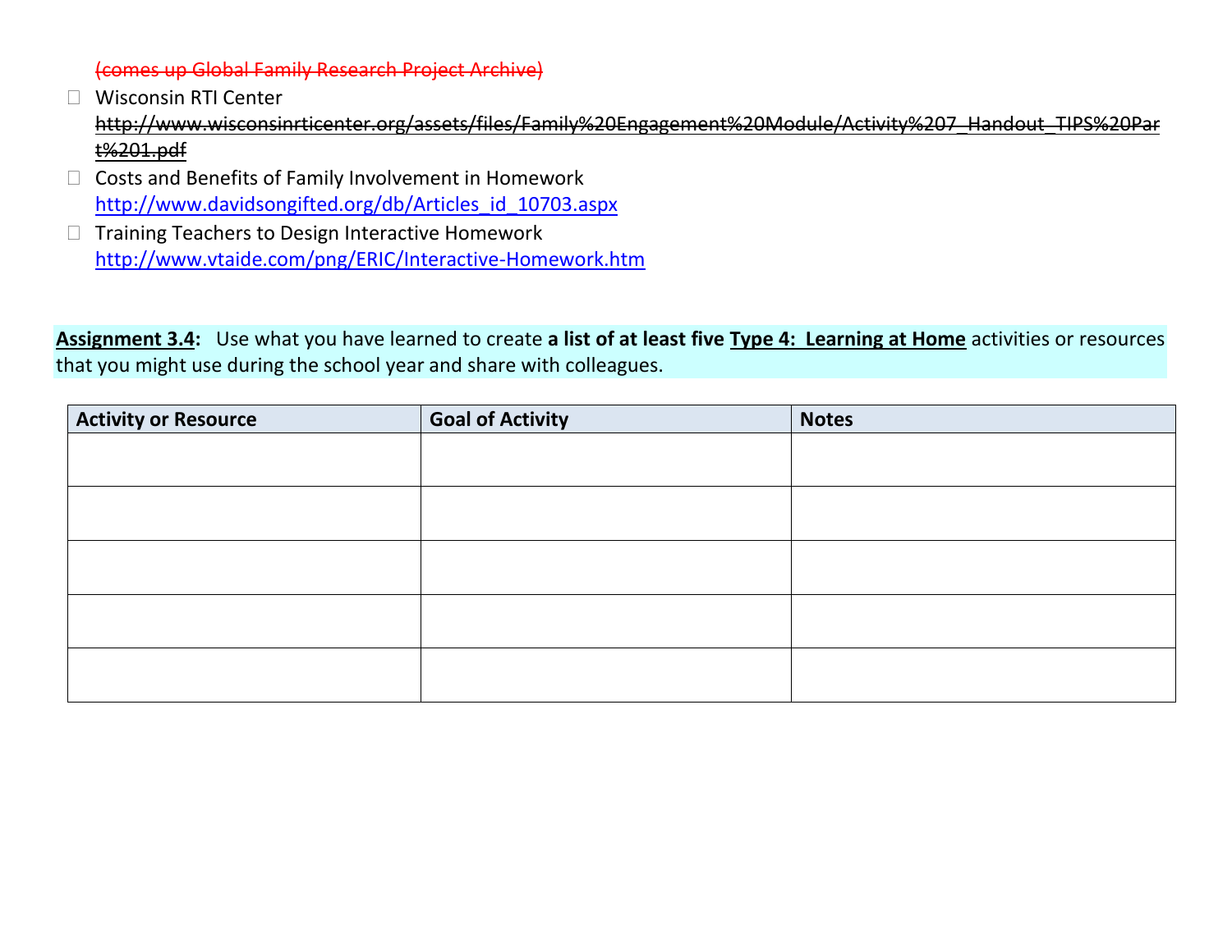~~(comes up Global Family Research Project Archive)~~

- Wisconsin RTI Center
  ~~http://www.wisconsinrticenter.org/assets/files/Family%20Engagement%20Module/Activity%207_Handout_TIPS%20Part%201.pdf~~
- Costs and Benefits of Family Involvement in Homework
  http://www.davidsongifted.org/db/Articles_id_10703.aspx
- Training Teachers to Design Interactive Homework
  http://www.vtaide.com/png/ERIC/Interactive-Homework.htm

**Assignment 3.4:** Use what you have learned to create **a list of at least five** **Type 4: Learning at Home** activities or resources that you might use during the school year and share with colleagues.

| Activity or Resource | Goal of Activity | Notes |
|---|---|---|
| | | |
| | | |
| | | |
| | | |
| | | |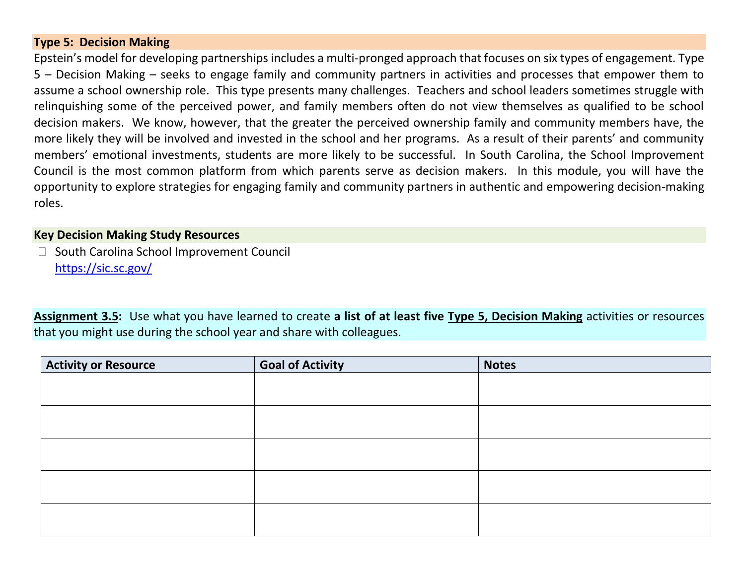### Type 5: Decision Making

Epstein's model for developing partnerships includes a multi-pronged approach that focuses on six types of engagement. Type 5 – Decision Making – seeks to engage family and community partners in activities and processes that empower them to assume a school ownership role. This type presents many challenges. Teachers and school leaders sometimes struggle with relinquishing some of the perceived power, and family members often do not view themselves as qualified to be school decision makers. We know, however, that the greater the perceived ownership family and community members have, the more likely they will be involved and invested in the school and her programs. As a result of their parents' and community members' emotional investments, students are more likely to be successful. In South Carolina, the School Improvement Council is the most common platform from which parents serve as decision makers. In this module, you will have the opportunity to explore strategies for engaging family and community partners in authentic and empowering decision-making roles.

### Key Decision Making Study Resources

- South Carolina School Improvement Council
  https://sic.sc.gov/

**Assignment 3.5:** Use what you have learned to create **a list of at least five Type 5, Decision Making** activities or resources that you might use during the school year and share with colleagues.

| Activity or Resource | Goal of Activity | Notes |
|---|---|---|
| | | |
| | | |
| | | |
| | | |
| | | |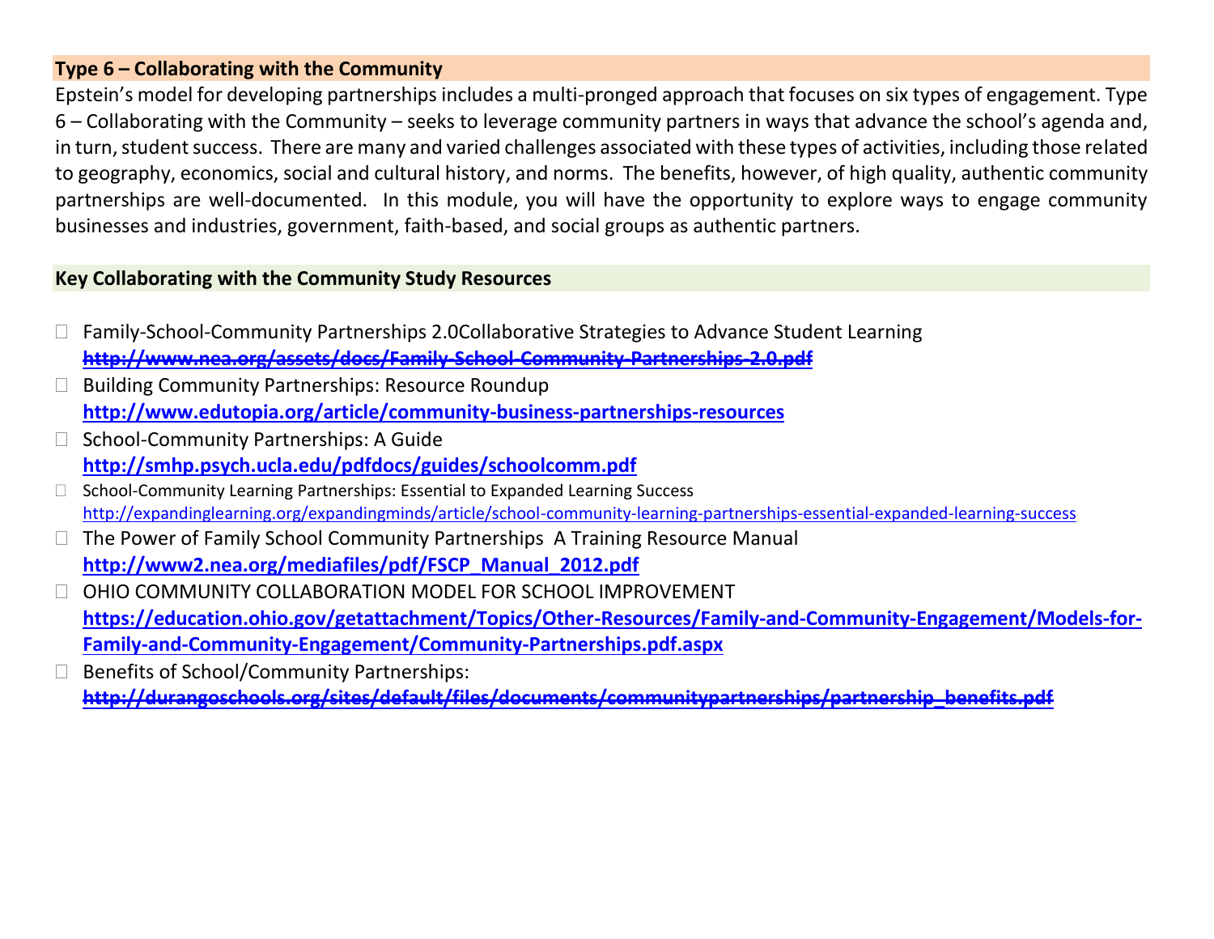## Type 6 – Collaborating with the Community

Epstein's model for developing partnerships includes a multi-pronged approach that focuses on six types of engagement. Type 6 – Collaborating with the Community – seeks to leverage community partners in ways that advance the school's agenda and, in turn, student success. There are many and varied challenges associated with these types of activities, including those related to geography, economics, social and cultural history, and norms. The benefits, however, of high quality, authentic community partnerships are well-documented. In this module, you will have the opportunity to explore ways to engage community businesses and industries, government, faith-based, and social groups as authentic partners.

## Key Collaborating with the Community Study Resources

- Family-School-Community Partnerships 2.0Collaborative Strategies to Advance Student Learning
  ~~**http://www.nea.org/assets/docs/Family-School-Community-Partnerships-2.0.pdf**~~
- Building Community Partnerships: Resource Roundup
  **http://www.edutopia.org/article/community-business-partnerships-resources**
- School-Community Partnerships: A Guide
  **http://smhp.psych.ucla.edu/pdfdocs/guides/schoolcomm.pdf**
- School-Community Learning Partnerships: Essential to Expanded Learning Success
  http://expandinglearning.org/expandingminds/article/school-community-learning-partnerships-essential-expanded-learning-success
- The Power of Family School Community Partnerships A Training Resource Manual
  **http://www2.nea.org/mediafiles/pdf/FSCP_Manual_2012.pdf**
- OHIO COMMUNITY COLLABORATION MODEL FOR SCHOOL IMPROVEMENT
  **https://education.ohio.gov/getattachment/Topics/Other-Resources/Family-and-Community-Engagement/Models-for-Family-and-Community-Engagement/Community-Partnerships.pdf.aspx**
- Benefits of School/Community Partnerships:
  ~~**http://durangoschools.org/sites/default/files/documents/communitypartnerships/partnership_benefits.pdf**~~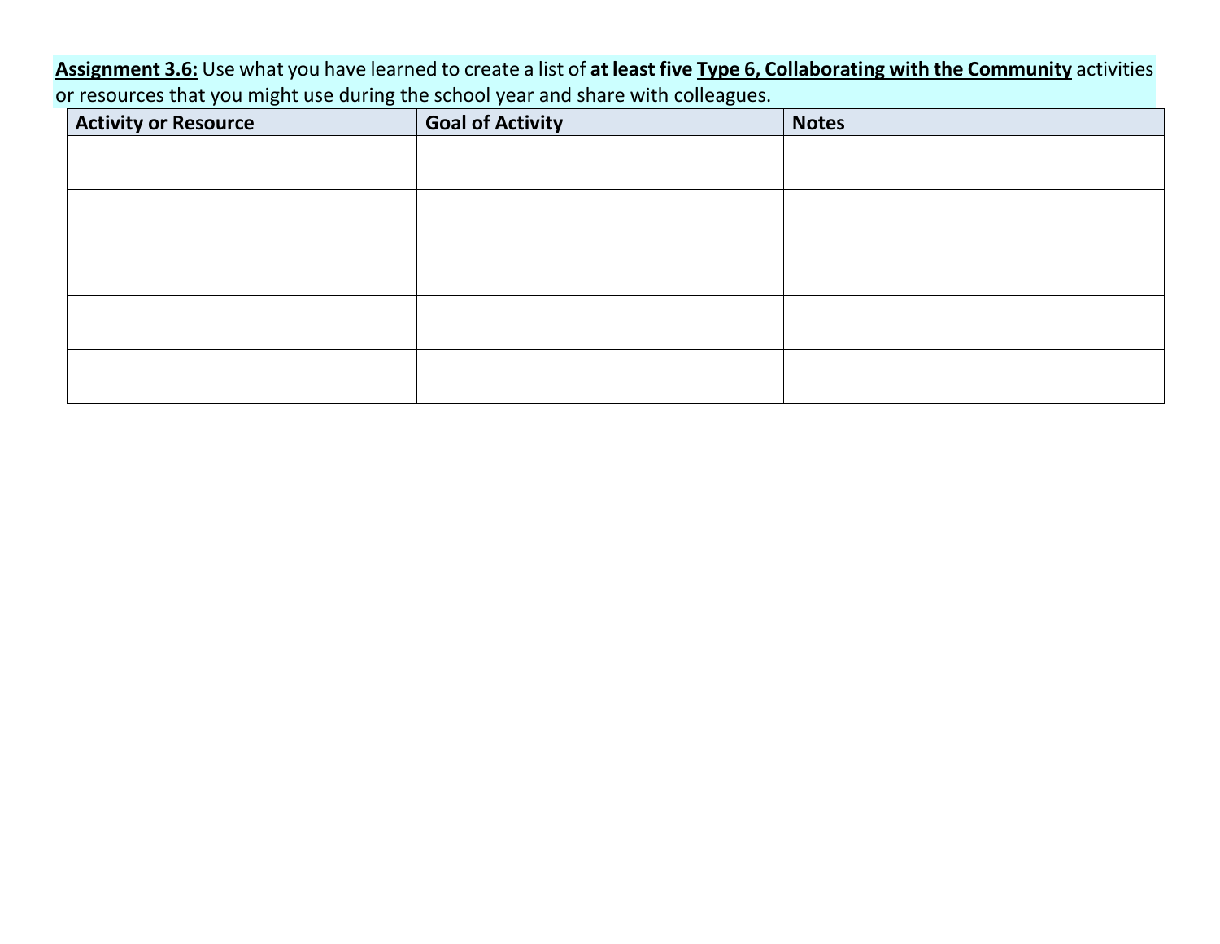**<u>Assignment 3.6:</u>** Use what you have learned to create a list of **at least five <u>Type 6, Collaborating with the Community</u>** activities or resources that you might use during the school year and share with colleagues.

| Activity or Resource | Goal of Activity | Notes |
| --- | --- | --- |
| | | |
| | | |
| | | |
| | | |
| | | |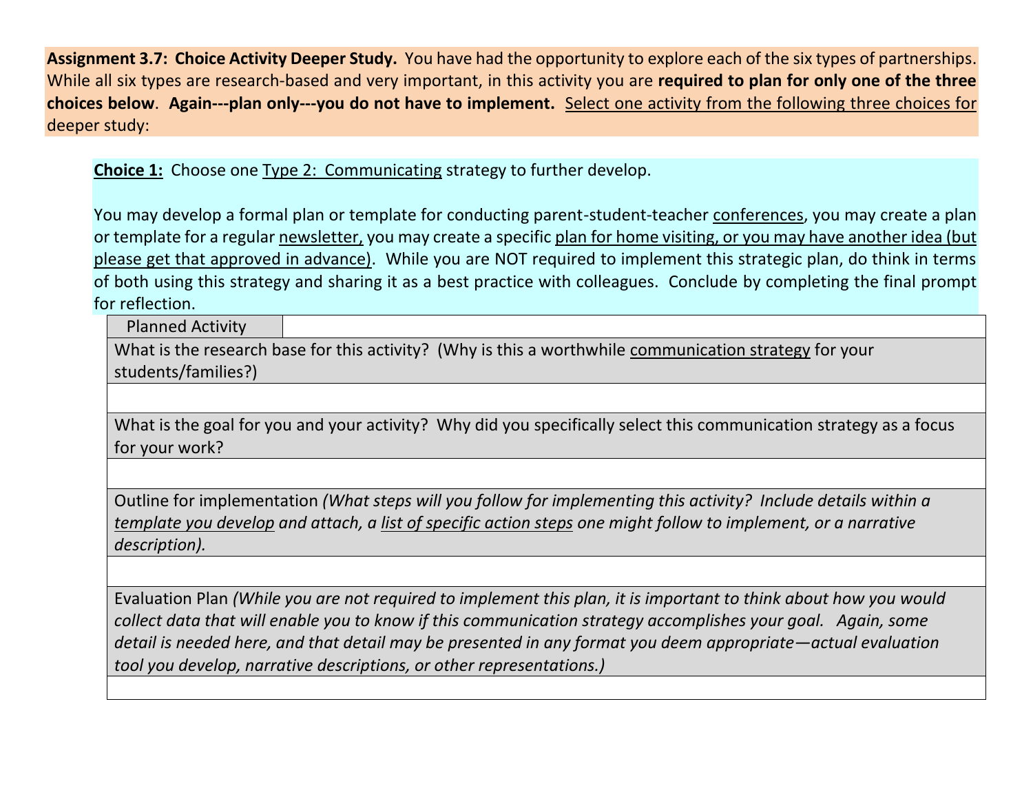**Assignment 3.7: Choice Activity Deeper Study.** You have had the opportunity to explore each of the six types of partnerships. While all six types are research-based and very important, in this activity you are **required to plan for only one of the three choices below**. **Again---plan only---you do not have to implement.** Select one activity from the following three choices for deeper study:

**Choice 1:** Choose one Type 2: Communicating strategy to further develop.

You may develop a formal plan or template for conducting parent-student-teacher conferences, you may create a plan or template for a regular newsletter, you may create a specific plan for home visiting, or you may have another idea (but please get that approved in advance). While you are NOT required to implement this strategic plan, do think in terms of both using this strategy and sharing it as a best practice with colleagues. Conclude by completing the final prompt for reflection.

| Planned Activity | |
|---|---|
| What is the research base for this activity? (Why is this a worthwhile communication strategy for your students/families?) | |
| | |
| What is the goal for you and your activity? Why did you specifically select this communication strategy as a focus for your work? | |
| | |
| Outline for implementation *(What steps will you follow for implementing this activity? Include details within a template you develop and attach, a list of specific action steps one might follow to implement, or a narrative description).* | |
| | |
| Evaluation Plan *(While you are not required to implement this plan, it is important to think about how you would collect data that will enable you to know if this communication strategy accomplishes your goal. Again, some detail is needed here, and that detail may be presented in any format you deem appropriate—actual evaluation tool you develop, narrative descriptions, or other representations.)* | |
| | |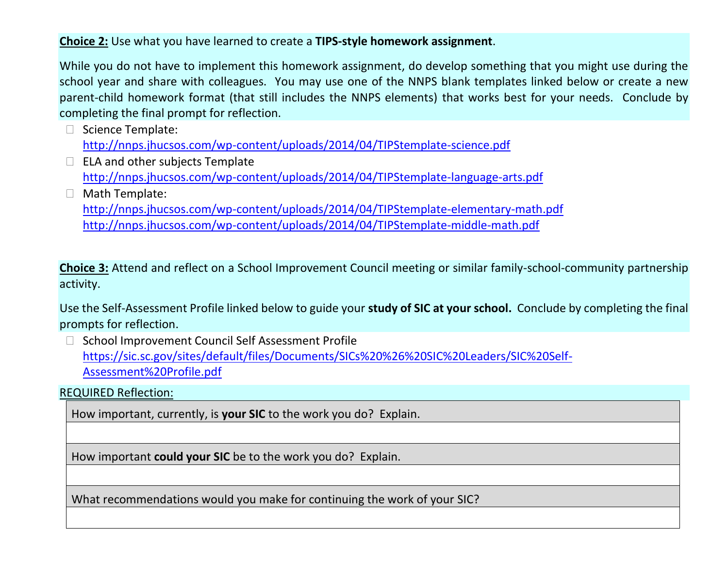**Choice 2:** Use what you have learned to create a **TIPS-style homework assignment**.

While you do not have to implement this homework assignment, do develop something that you might use during the school year and share with colleagues. You may use one of the NNPS blank templates linked below or create a new parent-child homework format (that still includes the NNPS elements) that works best for your needs. Conclude by completing the final prompt for reflection.

- Science Template:
  http://nnps.jhucsos.com/wp-content/uploads/2014/04/TIPStemplate-science.pdf
- ELA and other subjects Template
  http://nnps.jhucsos.com/wp-content/uploads/2014/04/TIPStemplate-language-arts.pdf
- Math Template:
  http://nnps.jhucsos.com/wp-content/uploads/2014/04/TIPStemplate-elementary-math.pdf
  http://nnps.jhucsos.com/wp-content/uploads/2014/04/TIPStemplate-middle-math.pdf

**Choice 3:** Attend and reflect on a School Improvement Council meeting or similar family-school-community partnership activity.

Use the Self-Assessment Profile linked below to guide your **study of SIC at your school.** Conclude by completing the final prompts for reflection.

- School Improvement Council Self Assessment Profile
  https://sic.sc.gov/sites/default/files/Documents/SICs%20%26%20SIC%20Leaders/SIC%20Self-Assessment%20Profile.pdf

REQUIRED Reflection:

| How important, currently, is **your SIC** to the work you do? Explain. |
|---|
| |
| How important **could your SIC** be to the work you do? Explain. |
| |
| What recommendations would you make for continuing the work of your SIC? |
| |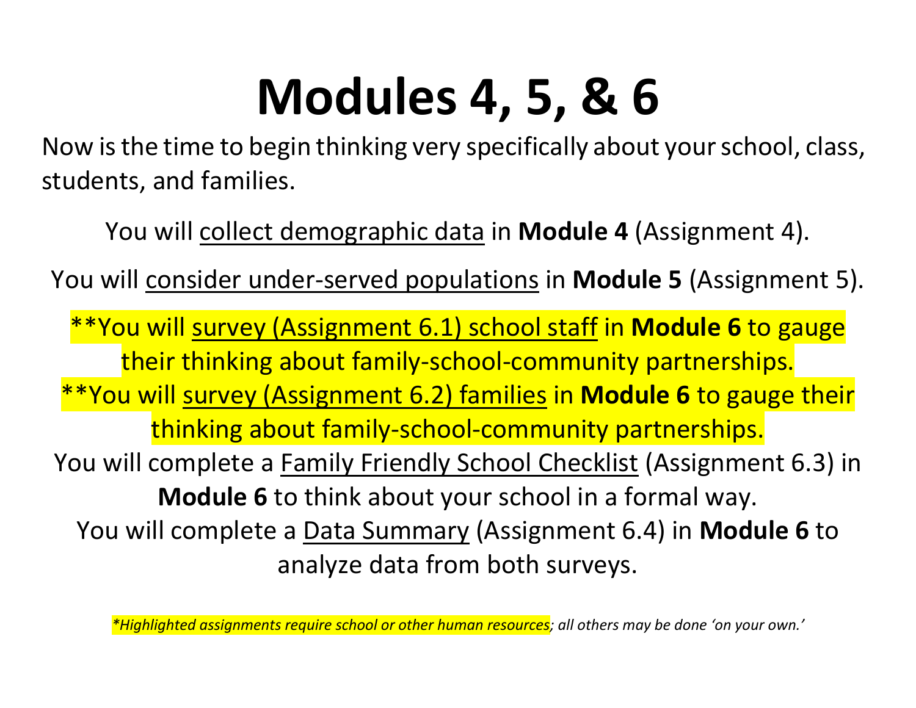# Modules 4, 5, & 6

Now is the time to begin thinking very specifically about your school, class, students, and families.

You will collect demographic data in **Module 4** (Assignment 4).

You will consider under-served populations in **Module 5** (Assignment 5).

**You will survey (Assignment 6.1) school staff in **Module 6** to gauge their thinking about family-school-community partnerships.

**You will survey (Assignment 6.2) families in **Module 6** to gauge their thinking about family-school-community partnerships.

You will complete a Family Friendly School Checklist (Assignment 6.3) in **Module 6** to think about your school in a formal way.

You will complete a Data Summary (Assignment 6.4) in **Module 6** to analyze data from both surveys.

*\*Highlighted assignments require school or other human resources; all others may be done 'on your own.'*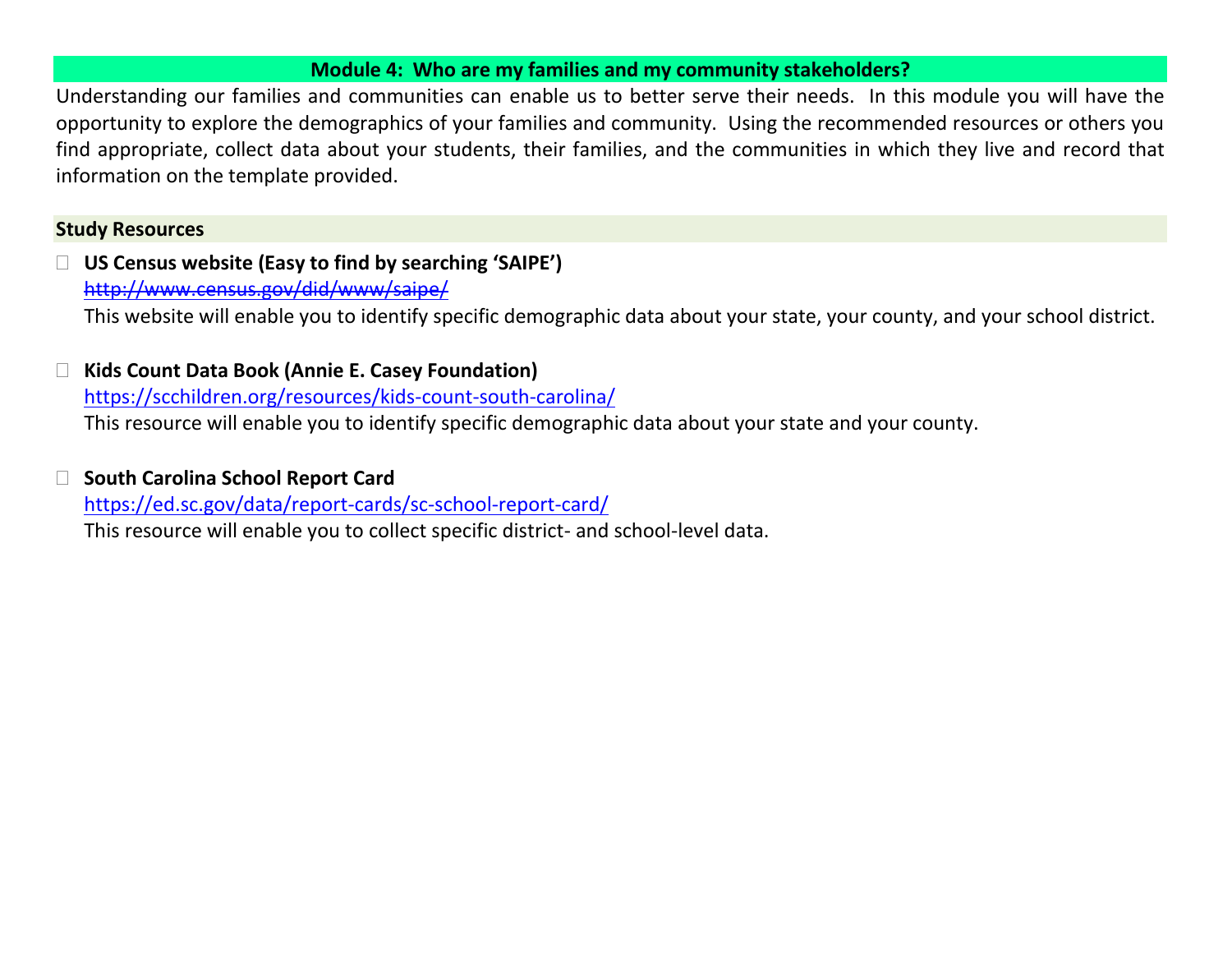## Module 4: Who are my families and my community stakeholders?

Understanding our families and communities can enable us to better serve their needs. In this module you will have the opportunity to explore the demographics of your families and community. Using the recommended resources or others you find appropriate, collect data about your students, their families, and the communities in which they live and record that information on the template provided.

### Study Resources

- **US Census website (Easy to find by searching 'SAIPE')**
  ~~http://www.census.gov/did/www/saipe/~~
  This website will enable you to identify specific demographic data about your state, your county, and your school district.

- **Kids Count Data Book (Annie E. Casey Foundation)**
  https://scchildren.org/resources/kids-count-south-carolina/
  This resource will enable you to identify specific demographic data about your state and your county.

- **South Carolina School Report Card**
  https://ed.sc.gov/data/report-cards/sc-school-report-card/
  This resource will enable you to collect specific district- and school-level data.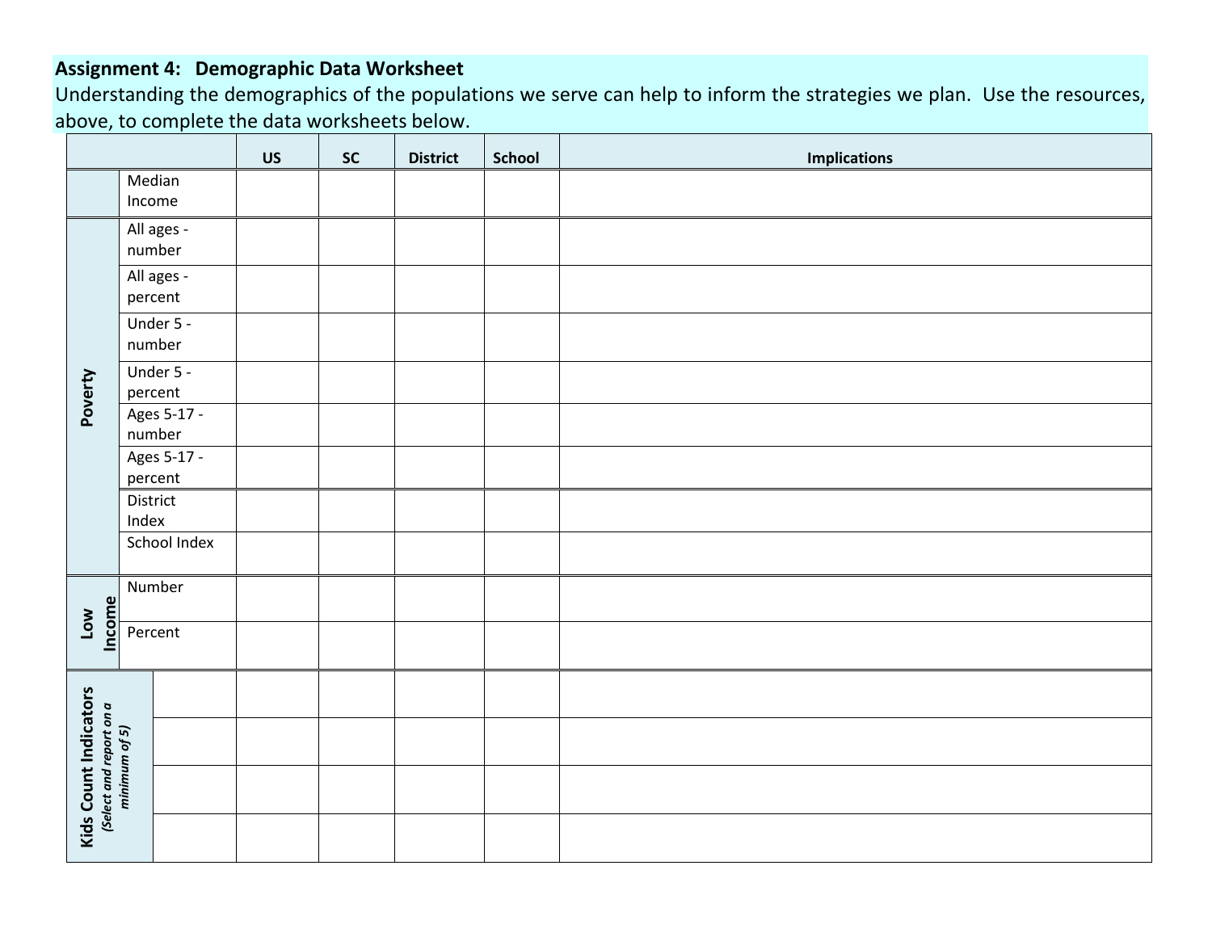**Assignment 4: Demographic Data Worksheet**

Understanding the demographics of the populations we serve can help to inform the strategies we plan. Use the resources, above, to complete the data worksheets below.

| | | US | SC | District | School | Implications |
|---|---|---|---|---|---|---|
| | Median Income | | | | | |
| Poverty | All ages - number | | | | | |
| | All ages - percent | | | | | |
| | Under 5 - number | | | | | |
| | Under 5 - percent | | | | | |
| | Ages 5-17 - number | | | | | |
| | Ages 5-17 - percent | | | | | |
| | District Index | | | | | |
| | School Index | | | | | |
| Low Income | Number | | | | | |
| | Percent | | | | | |
| Kids Count Indicators *(Select and report on a minimum of 5)* | | | | | | |
| | | | | | | |
| | | | | | | |
| | | | | | | |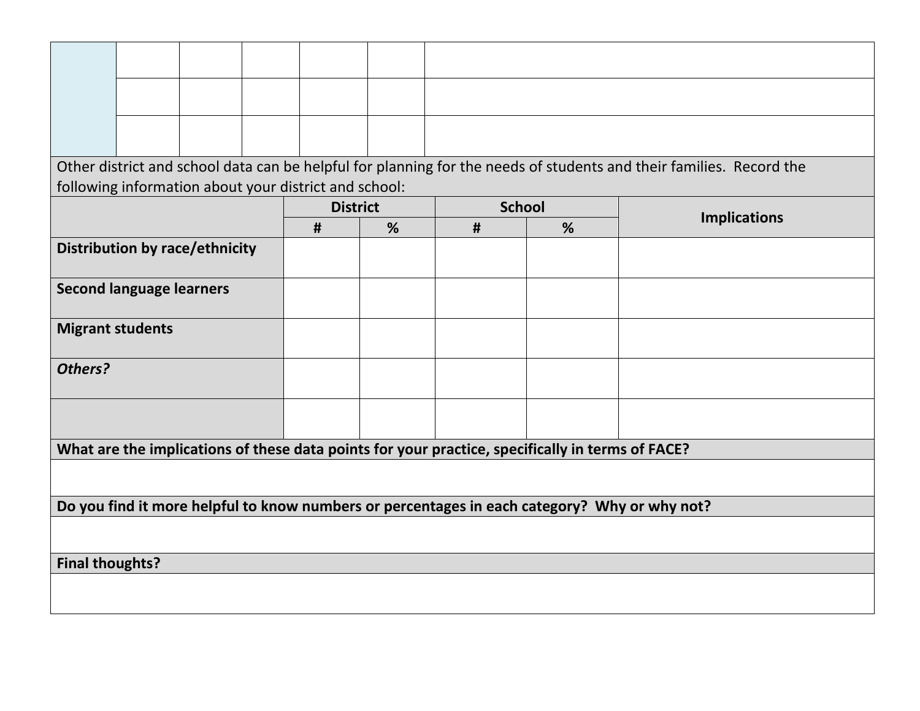| | | | | | | |
|---|---|---|---|---|---|---|
| | | | | | | |
| | | | | | | |
| | | | | | | |

Other district and school data can be helpful for planning for the needs of students and their families. Record the following information about your district and school:

| | District | | School | | Implications |
|---|---|---|---|---|---|
| | # | % | # | % | |
| **Distribution by race/ethnicity** | | | | | |
| **Second language learners** | | | | | |
| **Migrant students** | | | | | |
| ***Others?*** | | | | | |
| | | | | | |

**What are the implications of these data points for your practice, specifically in terms of FACE?**

**Do you find it more helpful to know numbers or percentages in each category? Why or why not?**

**Final thoughts?**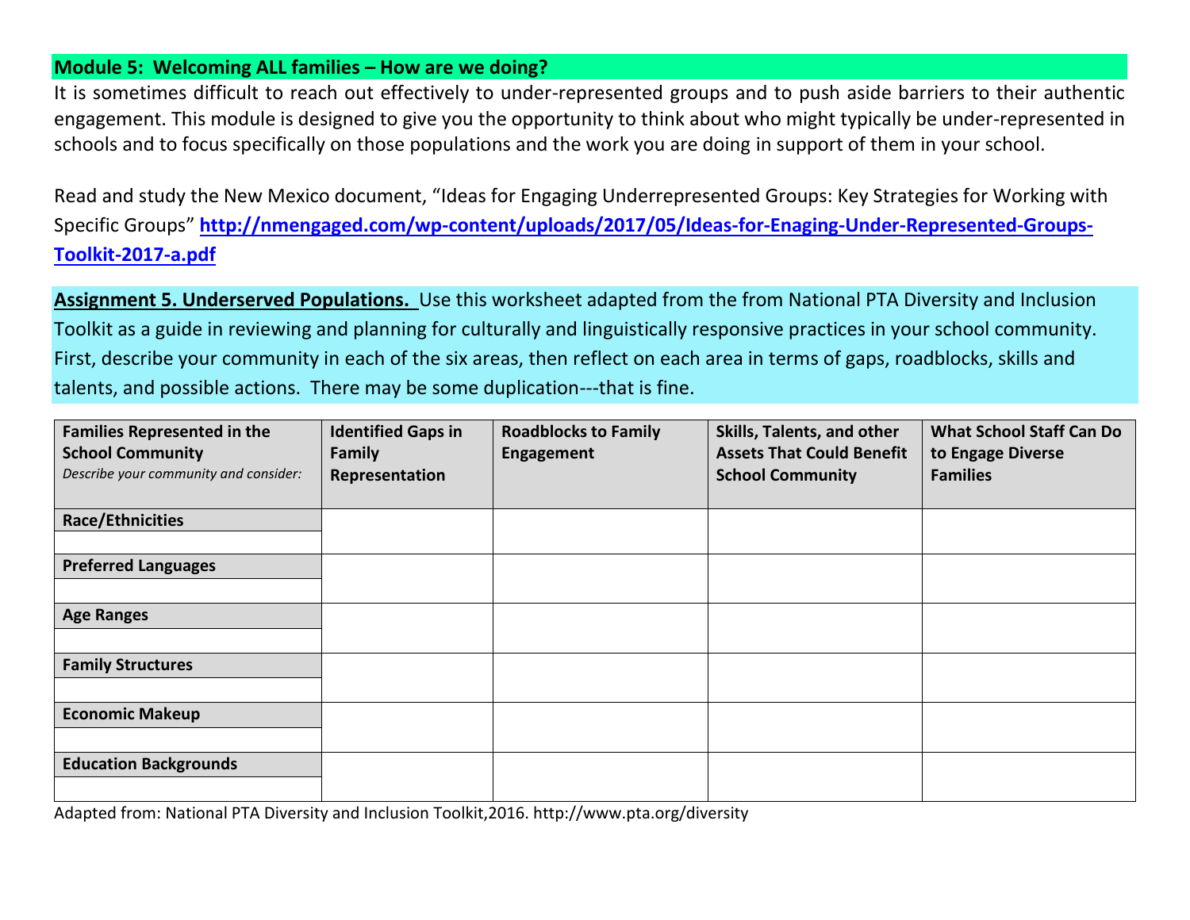## Module 5: Welcoming ALL families – How are we doing?

It is sometimes difficult to reach out effectively to under-represented groups and to push aside barriers to their authentic engagement. This module is designed to give you the opportunity to think about who might typically be under-represented in schools and to focus specifically on those populations and the work you are doing in support of them in your school.

Read and study the New Mexico document, "Ideas for Engaging Underrepresented Groups: Key Strategies for Working with Specific Groups" **http://nmengaged.com/wp-content/uploads/2017/05/Ideas-for-Enaging-Under-Represented-Groups-Toolkit-2017-a.pdf**

**Assignment 5. Underserved Populations.** Use this worksheet adapted from the from National PTA Diversity and Inclusion Toolkit as a guide in reviewing and planning for culturally and linguistically responsive practices in your school community. First, describe your community in each of the six areas, then reflect on each area in terms of gaps, roadblocks, skills and talents, and possible actions. There may be some duplication---that is fine.

| **Families Represented in the School Community** *Describe your community and consider:* | **Identified Gaps in Family Representation** | **Roadblocks to Family Engagement** | **Skills, Talents, and other Assets That Could Benefit School Community** | **What School Staff Can Do to Engage Diverse Families** |
|---|---|---|---|---|
| **Race/Ethnicities** | | | | |
| **Preferred Languages** | | | | |
| **Age Ranges** | | | | |
| **Family Structures** | | | | |
| **Economic Makeup** | | | | |
| **Education Backgrounds** | | | | |

Adapted from: National PTA Diversity and Inclusion Toolkit,2016. http://www.pta.org/diversity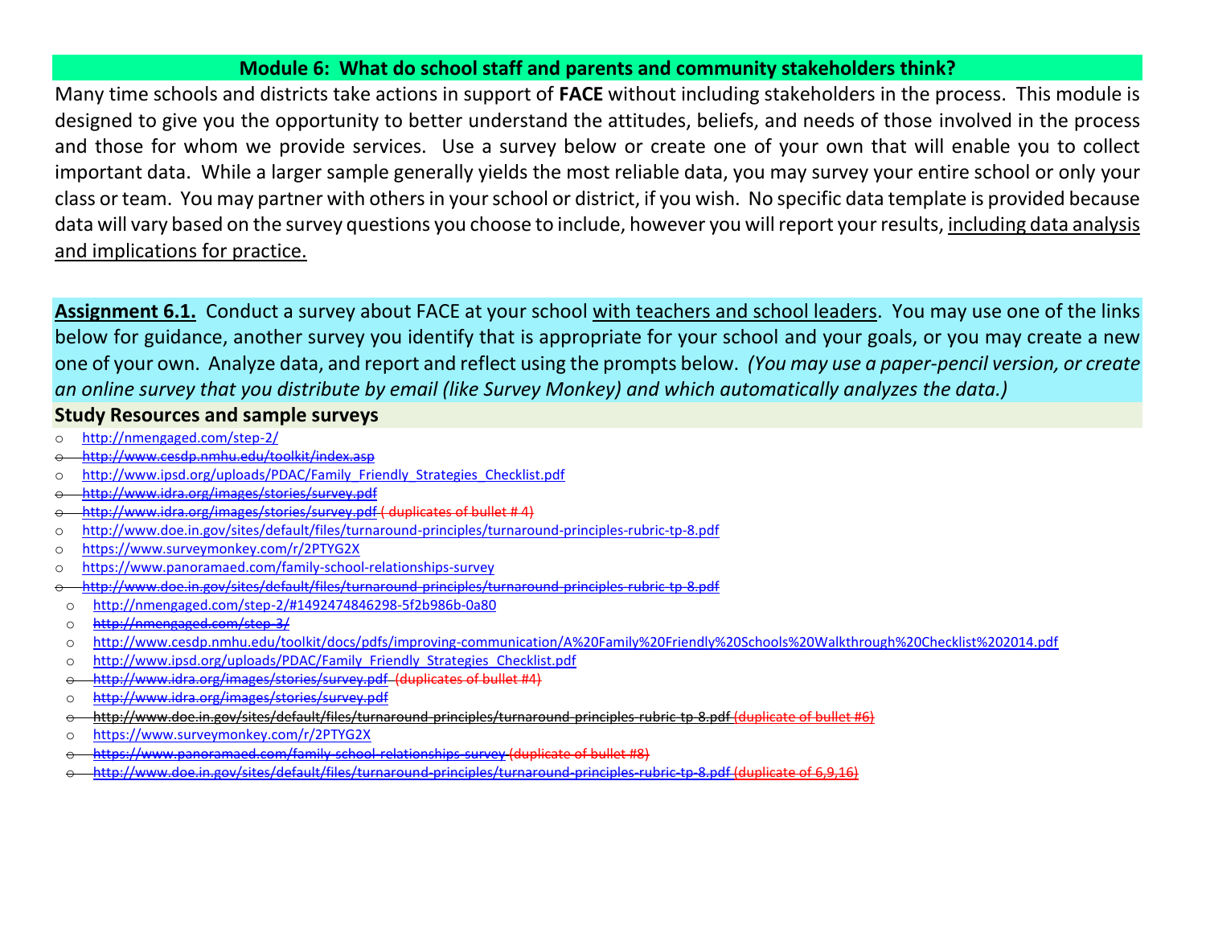## Module 6: What do school staff and parents and community stakeholders think?

Many time schools and districts take actions in support of **FACE** without including stakeholders in the process. This module is designed to give you the opportunity to better understand the attitudes, beliefs, and needs of those involved in the process and those for whom we provide services. Use a survey below or create one of your own that will enable you to collect important data. While a larger sample generally yields the most reliable data, you may survey your entire school or only your class or team. You may partner with others in your school or district, if you wish. No specific data template is provided because data will vary based on the survey questions you choose to include, however you will report your results, <u>including data analysis and implications for practice.</u>

**<u>Assignment 6.1.</u>** Conduct a survey about FACE at your school <u>with teachers and school leaders</u>. You may use one of the links below for guidance, another survey you identify that is appropriate for your school and your goals, or you may create a new one of your own. Analyze data, and report and reflect using the prompts below. *(You may use a paper-pencil version, or create an online survey that you distribute by email (like Survey Monkey) and which automatically analyzes the data.)*

**Study Resources and sample surveys**

- http://nmengaged.com/step-2/
- ~~http://www.cesdp.nmhu.edu/toolkit/index.asp~~
- http://www.ipsd.org/uploads/PDAC/Family_Friendly_Strategies_Checklist.pdf
- ~~http://www.idra.org/images/stories/survey.pdf~~
- ~~http://www.idra.org/images/stories/survey.pdf ( duplicates of bullet # 4)~~
- http://www.doe.in.gov/sites/default/files/turnaround-principles/turnaround-principles-rubric-tp-8.pdf
- https://www.surveymonkey.com/r/2PTYG2X
- https://www.panoramaed.com/family-school-relationships-survey
- ~~http://www.doe.in.gov/sites/default/files/turnaround-principles/turnaround-principles-rubric-tp-8.pdf~~
- http://nmengaged.com/step-2/#1492474846298-5f2b986b-0a80
- ~~http://nmengaged.com/step-3/~~
- http://www.cesdp.nmhu.edu/toolkit/docs/pdfs/improving-communication/A%20Family%20Friendly%20Schools%20Walkthrough%20Checklist%202014.pdf
- http://www.ipsd.org/uploads/PDAC/Family_Friendly_Strategies_Checklist.pdf
- ~~http://www.idra.org/images/stories/survey.pdf (duplicates of bullet #4)~~
- ~~http://www.idra.org/images/stories/survey.pdf~~
- ~~http://www.doe.in.gov/sites/default/files/turnaround-principles/turnaround-principles-rubric-tp-8.pdf (duplicate of bullet #6)~~
- https://www.surveymonkey.com/r/2PTYG2X
- ~~https://www.panoramaed.com/family-school-relationships-survey (duplicate of bullet #8)~~
- ~~http://www.doe.in.gov/sites/default/files/turnaround-principles/turnaround-principles-rubric-tp-8.pdf (duplicate of 6,9,16)~~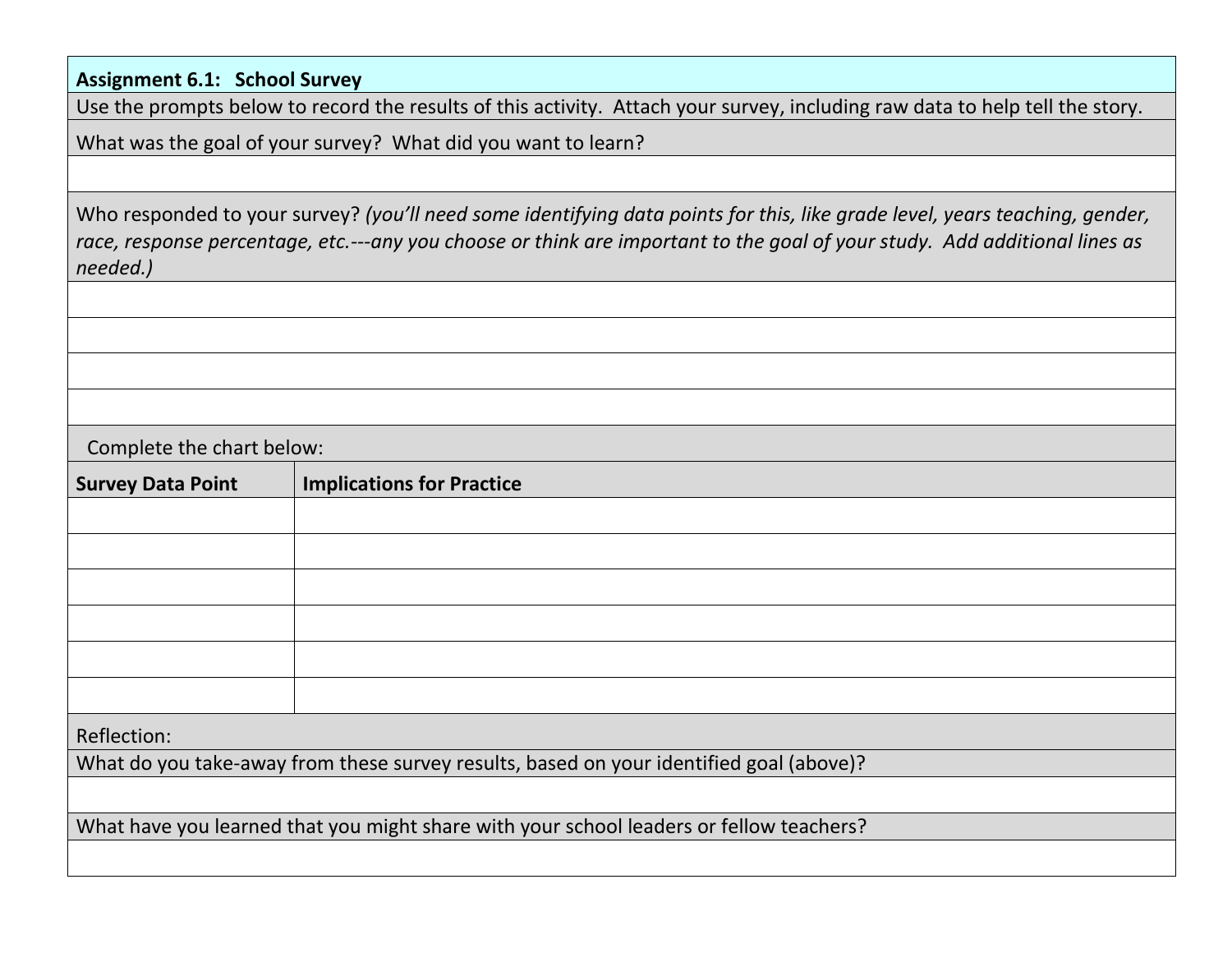**Assignment 6.1: School Survey**

Use the prompts below to record the results of this activity. Attach your survey, including raw data to help tell the story.

What was the goal of your survey? What did you want to learn?

Who responded to your survey? *(you'll need some identifying data points for this, like grade level, years teaching, gender, race, response percentage, etc.---any you choose or think are important to the goal of your study. Add additional lines as needed.)*

Complete the chart below:

| Survey Data Point | Implications for Practice |
| --- | --- |
| | |
| | |
| | |
| | |
| | |
| | |

Reflection:

What do you take-away from these survey results, based on your identified goal (above)?

What have you learned that you might share with your school leaders or fellow teachers?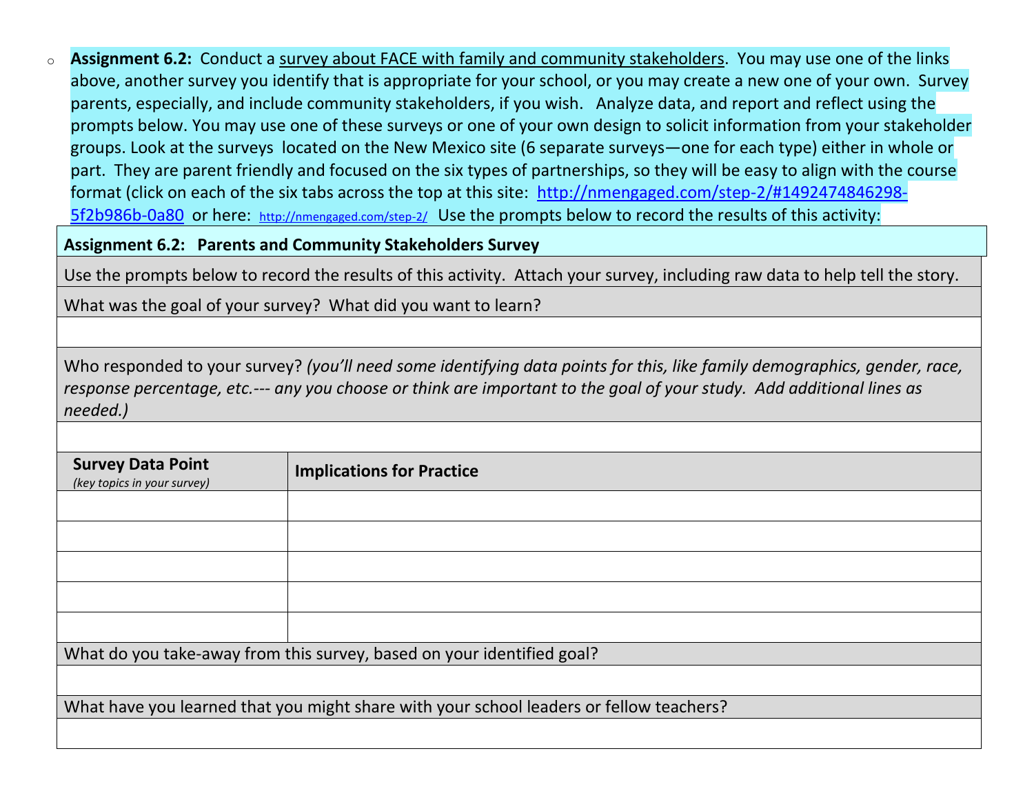- **Assignment 6.2:** Conduct a survey about FACE with family and community stakeholders. You may use one of the links above, another survey you identify that is appropriate for your school, or you may create a new one of your own. Survey parents, especially, and include community stakeholders, if you wish. Analyze data, and report and reflect using the prompts below. You may use one of these surveys or one of your own design to solicit information from your stakeholder groups. Look at the surveys located on the New Mexico site (6 separate surveys—one for each type) either in whole or part. They are parent friendly and focused on the six types of partnerships, so they will be easy to align with the course format (click on each of the six tabs across the top at this site: http://nmengaged.com/step-2/#1492474846298-5f2b986b-0a80 or here: http://nmengaged.com/step-2/ Use the prompts below to record the results of this activity:

| **Assignment 6.2: Parents and Community Stakeholders Survey** | |
|---|---|
| Use the prompts below to record the results of this activity. Attach your survey, including raw data to help tell the story. | |
| What was the goal of your survey? What did you want to learn? | |
| | |
| Who responded to your survey? *(you'll need some identifying data points for this, like family demographics, gender, race, response percentage, etc.--- any you choose or think are important to the goal of your study. Add additional lines as needed.)* | |
| | |
| **Survey Data Point** *(key topics in your survey)* | **Implications for Practice** |
| | |
| | |
| | |
| | |
| | |
| What do you take-away from this survey, based on your identified goal? | |
| | |
| What have you learned that you might share with your school leaders or fellow teachers? | |
| | |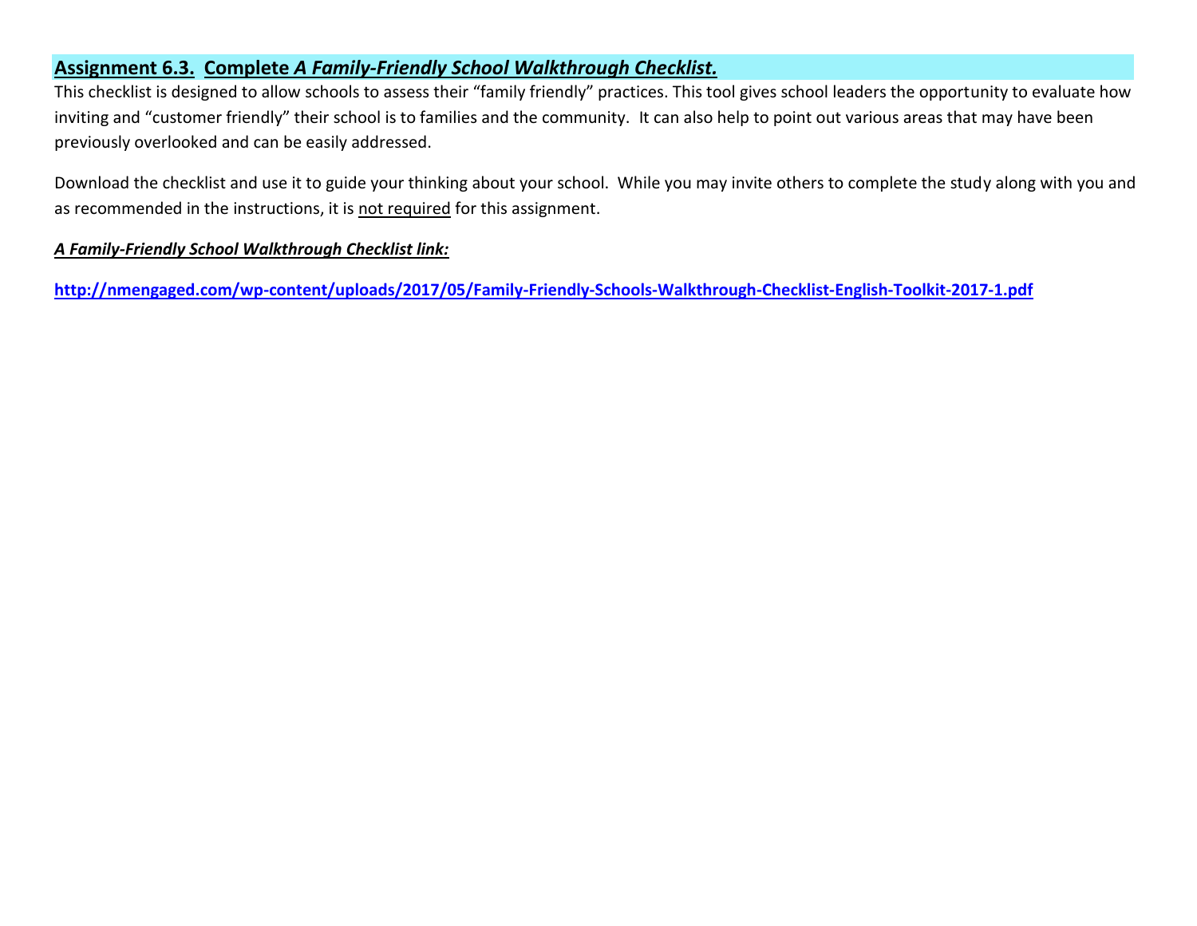## Assignment 6.3. Complete *A Family-Friendly School Walkthrough Checklist.*

This checklist is designed to allow schools to assess their "family friendly" practices. This tool gives school leaders the opportunity to evaluate how inviting and "customer friendly" their school is to families and the community. It can also help to point out various areas that may have been previously overlooked and can be easily addressed.

Download the checklist and use it to guide your thinking about your school. While you may invite others to complete the study along with you and as recommended in the instructions, it is not required for this assignment.

***A Family-Friendly School Walkthrough Checklist link:***

**http://nmengaged.com/wp-content/uploads/2017/05/Family-Friendly-Schools-Walkthrough-Checklist-English-Toolkit-2017-1.pdf**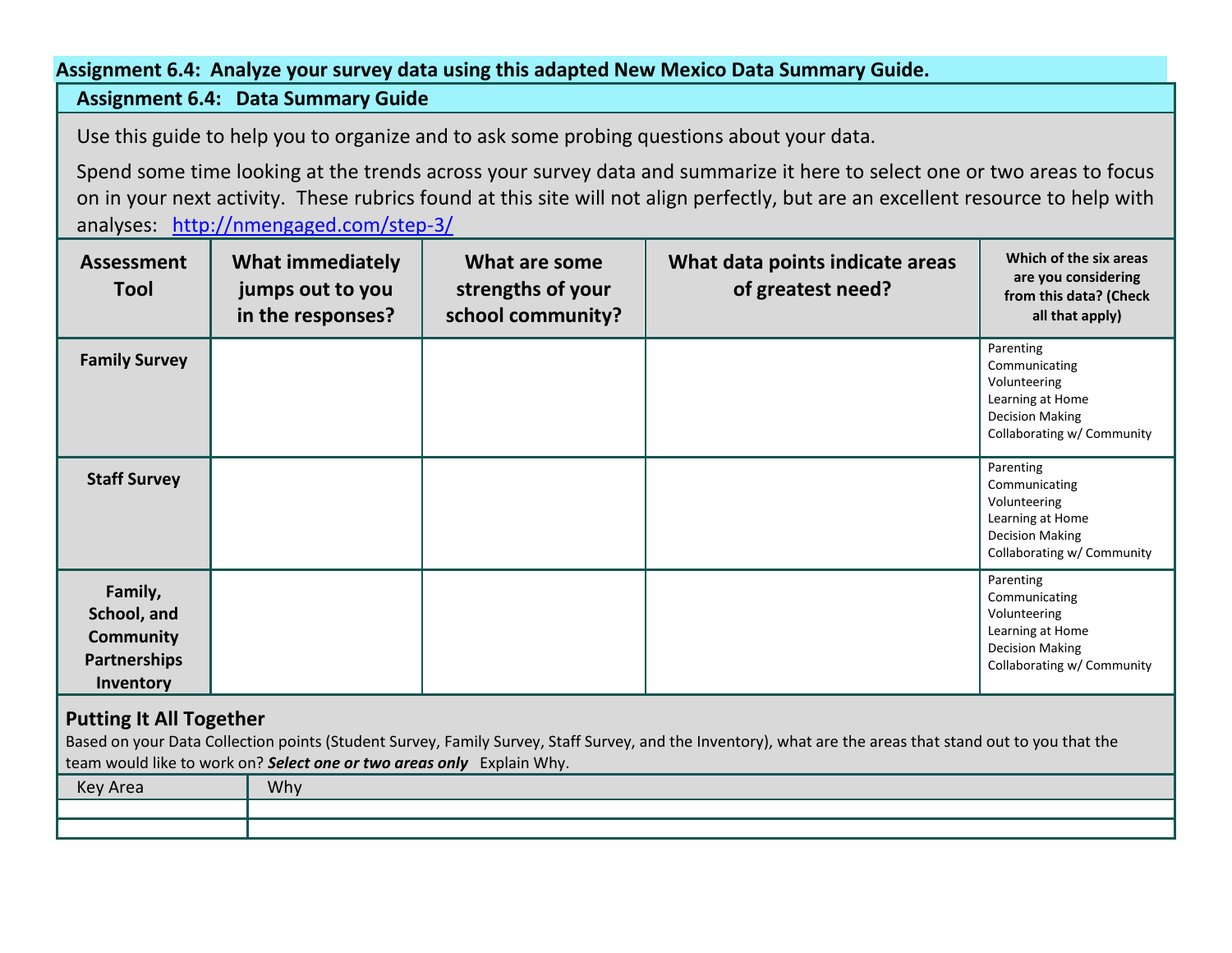**Assignment 6.4: Analyze your survey data using this adapted New Mexico Data Summary Guide.**

## Assignment 6.4: Data Summary Guide

Use this guide to help you to organize and to ask some probing questions about your data.

Spend some time looking at the trends across your survey data and summarize it here to select one or two areas to focus on in your next activity. These rubrics found at this site will not align perfectly, but are an excellent resource to help with analyses: http://nmengaged.com/step-3/

| Assessment Tool | What immediately jumps out to you in the responses? | What are some strengths of your school community? | What data points indicate areas of greatest need? | Which of the six areas are you considering from this data? (Check all that apply) |
|---|---|---|---|---|
| **Family Survey** | | | | Parenting<br>Communicating<br>Volunteering<br>Learning at Home<br>Decision Making<br>Collaborating w/ Community |
| **Staff Survey** | | | | Parenting<br>Communicating<br>Volunteering<br>Learning at Home<br>Decision Making<br>Collaborating w/ Community |
| **Family, School, and Community Partnerships Inventory** | | | | Parenting<br>Communicating<br>Volunteering<br>Learning at Home<br>Decision Making<br>Collaborating w/ Community |

### Putting It All Together

Based on your Data Collection points (Student Survey, Family Survey, Staff Survey, and the Inventory), what are the areas that stand out to you that the team would like to work on? ***Select one or two areas only*** Explain Why.

| Key Area | Why |
|---|---|
| | |
| | |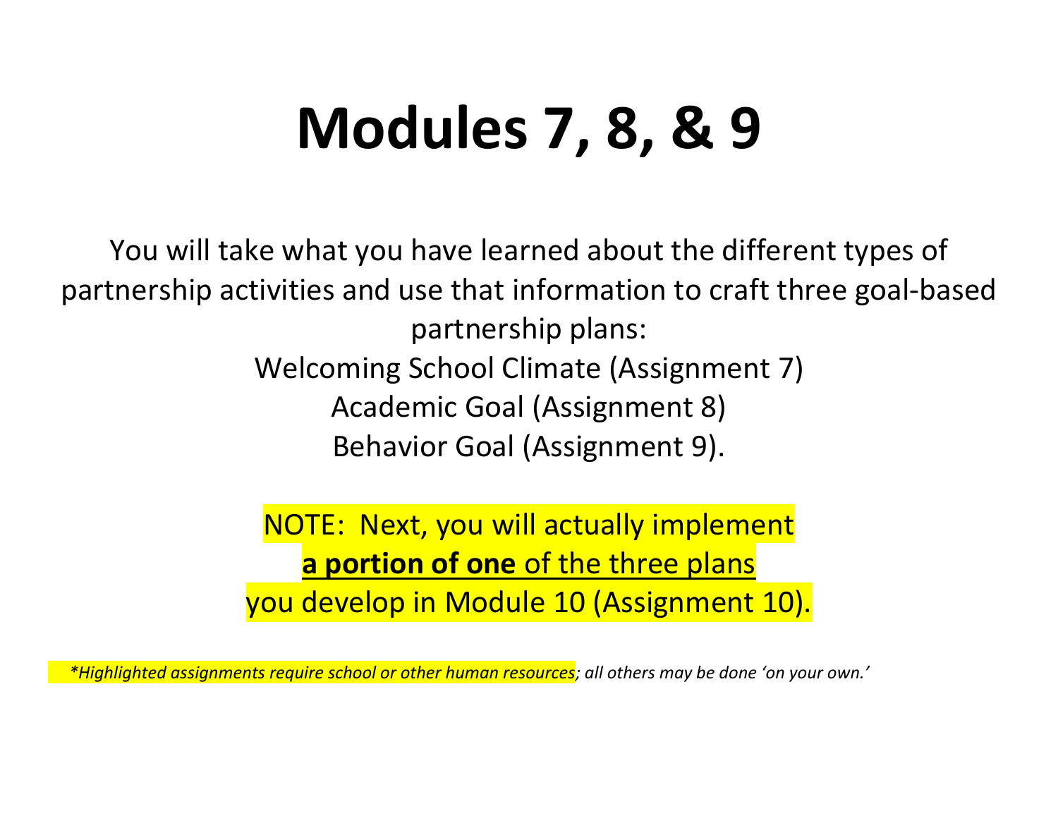# Modules 7, 8, & 9

You will take what you have learned about the different types of partnership activities and use that information to craft three goal-based partnership plans:

Welcoming School Climate (Assignment 7)

Academic Goal (Assignment 8)

Behavior Goal (Assignment 9).

NOTE: Next, you will actually implement **a portion of one** of the three plans you develop in Module 10 (Assignment 10).

*\*Highlighted assignments require school or other human resources; all others may be done 'on your own.'*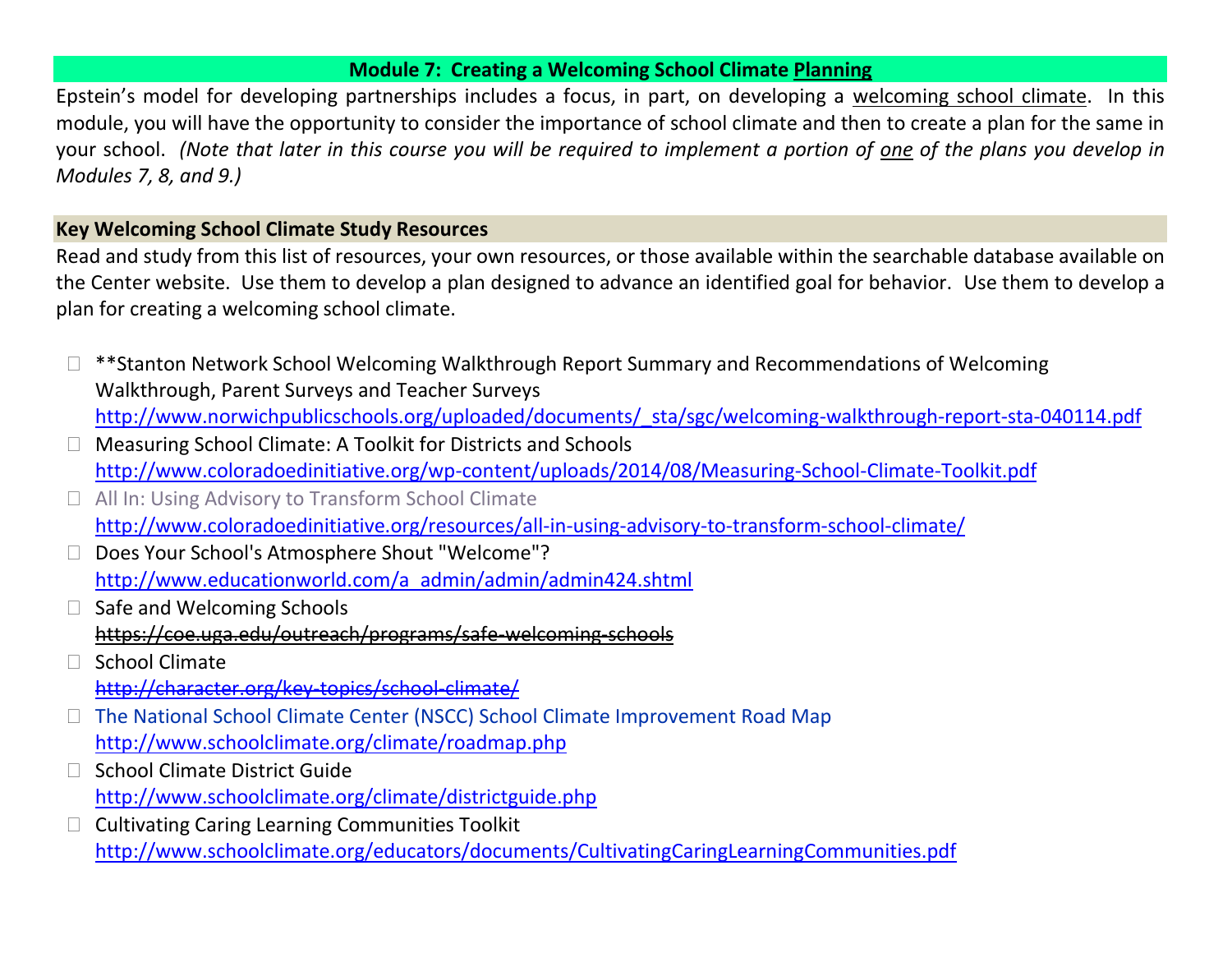## Module 7: Creating a Welcoming School Climate Planning

Epstein's model for developing partnerships includes a focus, in part, on developing a welcoming school climate. In this module, you will have the opportunity to consider the importance of school climate and then to create a plan for the same in your school. *(Note that later in this course you will be required to implement a portion of one of the plans you develop in Modules 7, 8, and 9.)*

### Key Welcoming School Climate Study Resources

Read and study from this list of resources, your own resources, or those available within the searchable database available on the Center website. Use them to develop a plan designed to advance an identified goal for behavior. Use them to develop a plan for creating a welcoming school climate.

- **Stanton Network School Welcoming Walkthrough Report Summary and Recommendations of Welcoming Walkthrough, Parent Surveys and Teacher Surveys
  http://www.norwichpublicschools.org/uploaded/documents/_sta/sgc/welcoming-walkthrough-report-sta-040114.pdf
- Measuring School Climate: A Toolkit for Districts and Schools
  http://www.coloradoedinitiative.org/wp-content/uploads/2014/08/Measuring-School-Climate-Toolkit.pdf
- All In: Using Advisory to Transform School Climate
  http://www.coloradoedinitiative.org/resources/all-in-using-advisory-to-transform-school-climate/
- Does Your School's Atmosphere Shout "Welcome"?
  http://www.educationworld.com/a_admin/admin/admin424.shtml
- Safe and Welcoming Schools
  ~~https://coe.uga.edu/outreach/programs/safe-welcoming-schools~~
- School Climate
  ~~http://character.org/key-topics/school-climate/~~
- The National School Climate Center (NSCC) School Climate Improvement Road Map
  http://www.schoolclimate.org/climate/roadmap.php
- School Climate District Guide
  http://www.schoolclimate.org/climate/districtguide.php
- Cultivating Caring Learning Communities Toolkit
  http://www.schoolclimate.org/educators/documents/CultivatingCaringLearningCommunities.pdf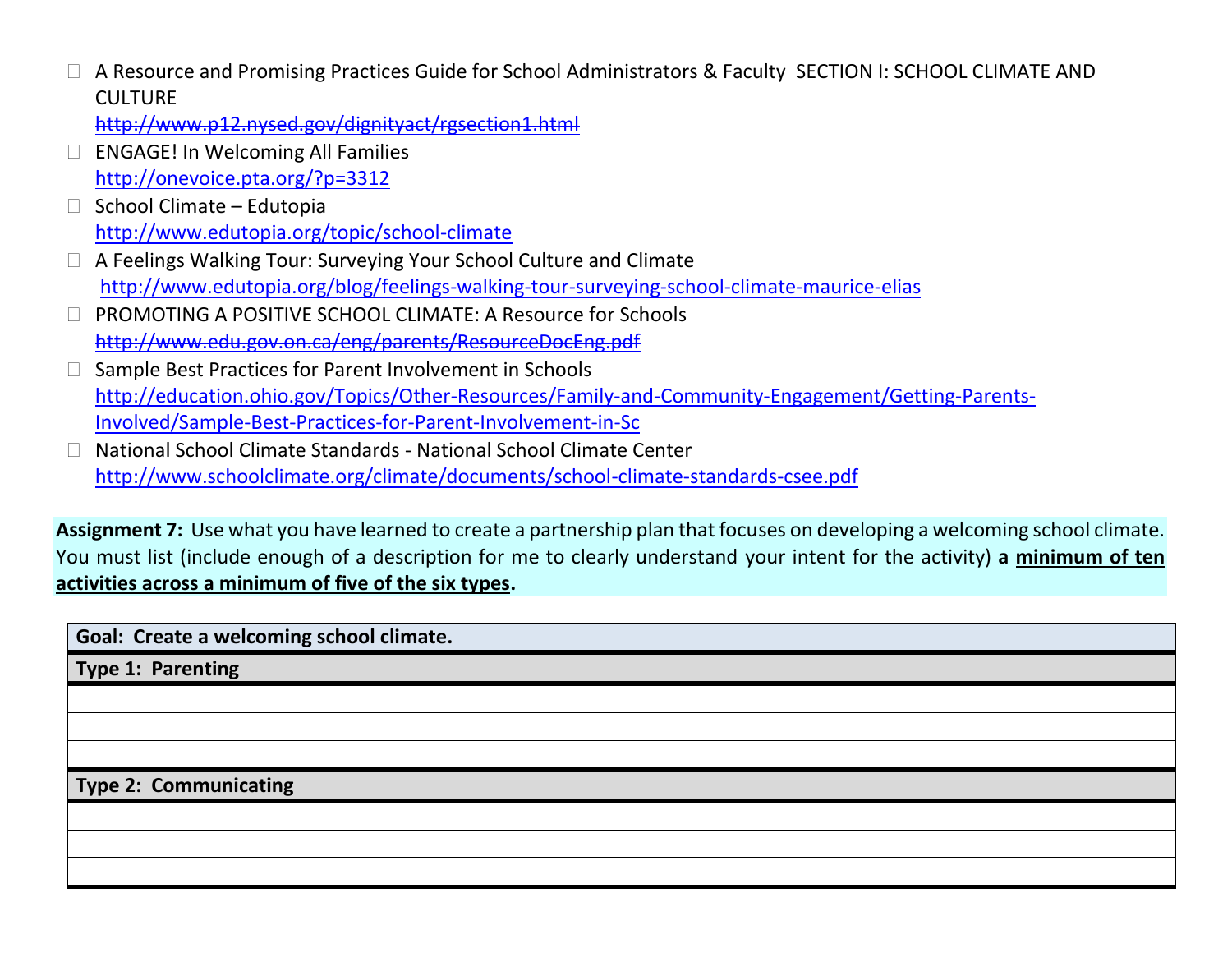- A Resource and Promising Practices Guide for School Administrators & Faculty SECTION I: SCHOOL CLIMATE AND CULTURE
  ~~http://www.p12.nysed.gov/dignityact/rgsection1.html~~
- ENGAGE! In Welcoming All Families
  http://onevoice.pta.org/?p=3312
- School Climate – Edutopia
  http://www.edutopia.org/topic/school-climate
- A Feelings Walking Tour: Surveying Your School Culture and Climate
  http://www.edutopia.org/blog/feelings-walking-tour-surveying-school-climate-maurice-elias
- PROMOTING A POSITIVE SCHOOL CLIMATE: A Resource for Schools
  ~~http://www.edu.gov.on.ca/eng/parents/ResourceDocEng.pdf~~
- Sample Best Practices for Parent Involvement in Schools
  http://education.ohio.gov/Topics/Other-Resources/Family-and-Community-Engagement/Getting-Parents-Involved/Sample-Best-Practices-for-Parent-Involvement-in-Sc
- National School Climate Standards - National School Climate Center
  http://www.schoolclimate.org/climate/documents/school-climate-standards-csee.pdf

**Assignment 7:** Use what you have learned to create a partnership plan that focuses on developing a welcoming school climate. You must list (include enough of a description for me to clearly understand your intent for the activity) **a minimum of ten activities across a minimum of five of the six types.**

| **Goal: Create a welcoming school climate.** |
|---|
| **Type 1: Parenting** |
| |
| |
| |
| **Type 2: Communicating** |
| |
| |
| |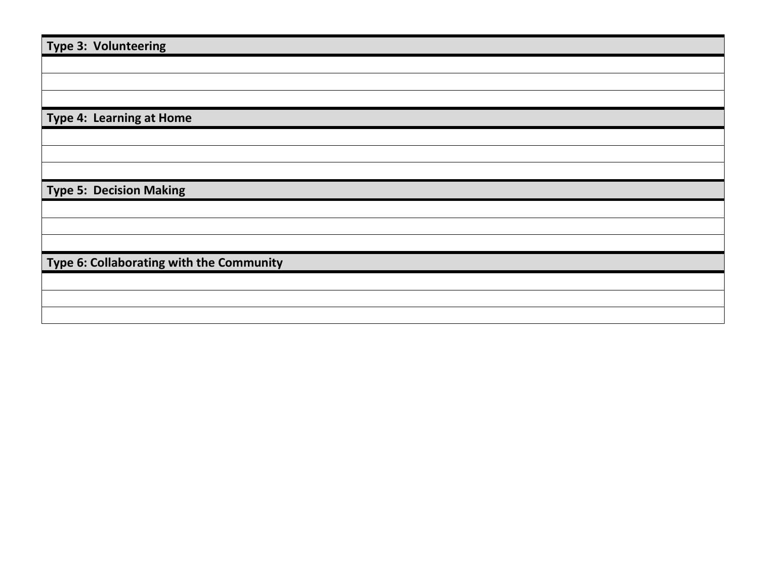| Type 3: Volunteering |
| --- |
| |
| |
| |
| **Type 4: Learning at Home** |
| |
| |
| |
| **Type 5: Decision Making** |
| |
| |
| |
| **Type 6: Collaborating with the Community** |
| |
| |
| |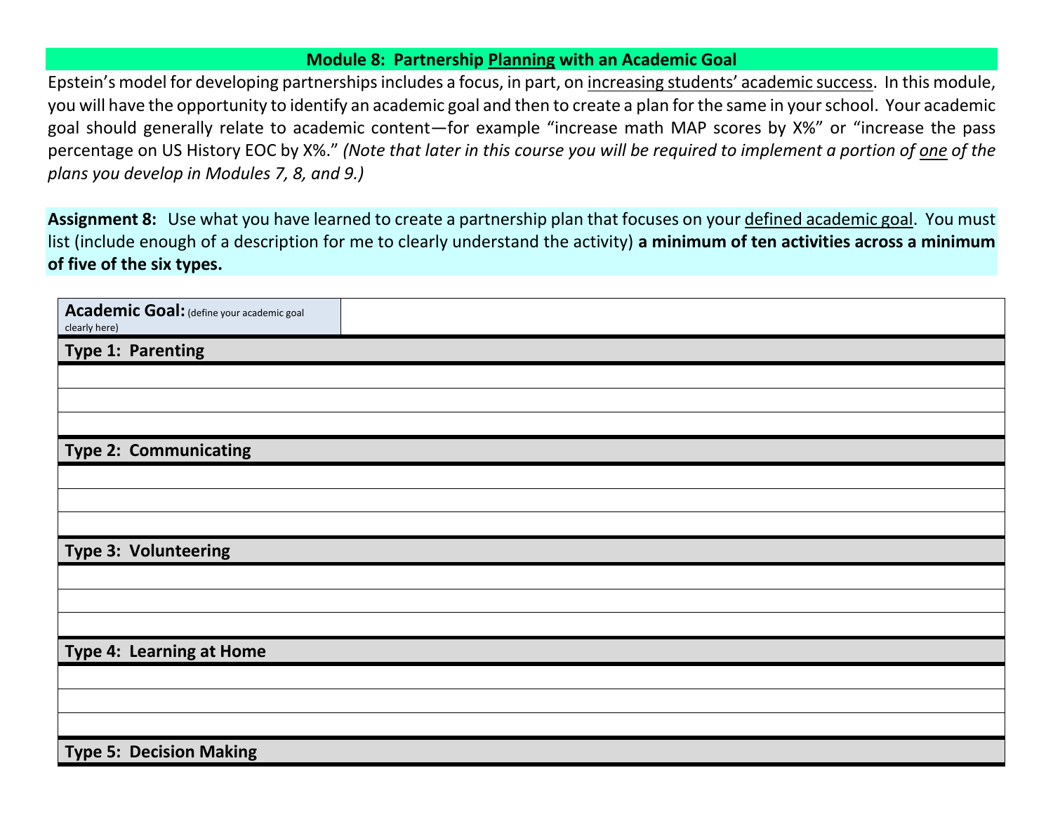## Module 8: Partnership Planning with an Academic Goal

Epstein's model for developing partnerships includes a focus, in part, on increasing students' academic success. In this module, you will have the opportunity to identify an academic goal and then to create a plan for the same in your school. Your academic goal should generally relate to academic content—for example "increase math MAP scores by X%" or "increase the pass percentage on US History EOC by X%." *(Note that later in this course you will be required to implement a portion of one of the plans you develop in Modules 7, 8, and 9.)*

**Assignment 8:** Use what you have learned to create a partnership plan that focuses on your defined academic goal. You must list (include enough of a description for me to clearly understand the activity) **a minimum of ten activities across a minimum of five of the six types.**

| **Academic Goal:** (define your academic goal clearly here) | |
|---|---|
| **Type 1: Parenting** | |
| | |
| | |
| | |
| **Type 2: Communicating** | |
| | |
| | |
| | |
| **Type 3: Volunteering** | |
| | |
| | |
| | |
| **Type 4: Learning at Home** | |
| | |
| | |
| | |
| **Type 5: Decision Making** | |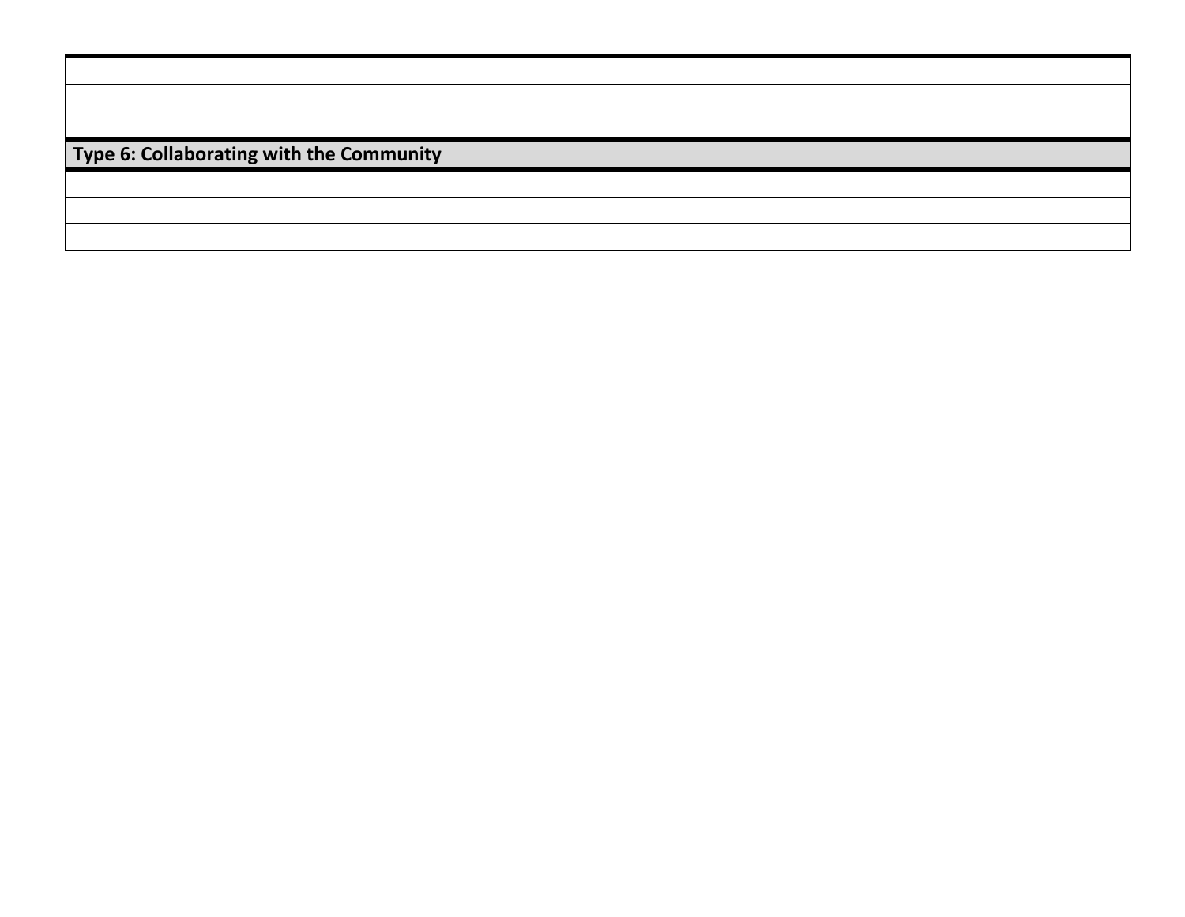| |
|---|
| |
| |
| |
| **Type 6: Collaborating with the Community** |
| |
| |
| |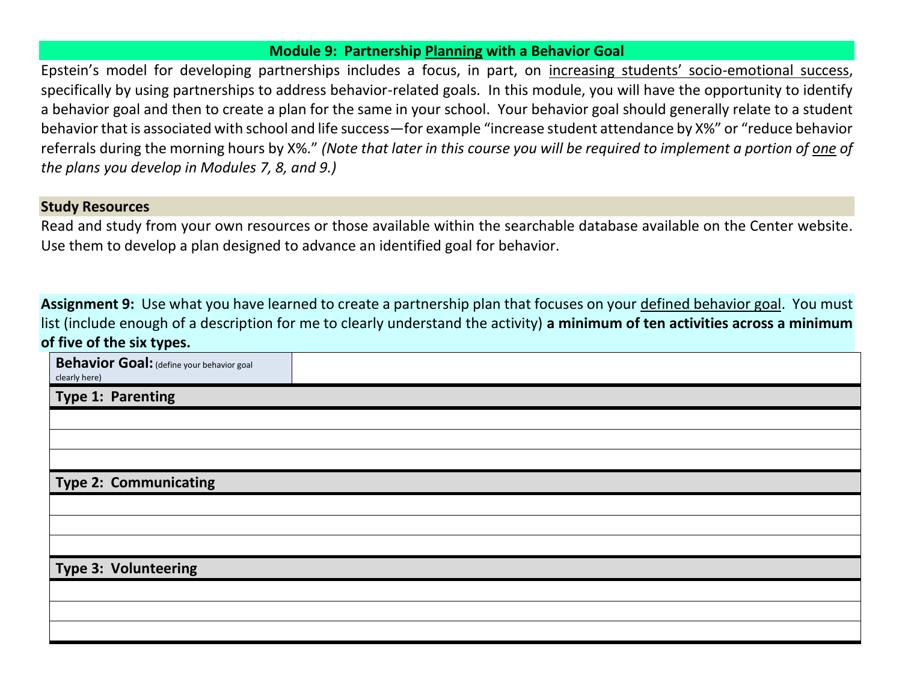## Module 9: Partnership Planning with a Behavior Goal

Epstein's model for developing partnerships includes a focus, in part, on increasing students' socio-emotional success, specifically by using partnerships to address behavior-related goals. In this module, you will have the opportunity to identify a behavior goal and then to create a plan for the same in your school. Your behavior goal should generally relate to a student behavior that is associated with school and life success—for example "increase student attendance by X%" or "reduce behavior referrals during the morning hours by X%." *(Note that later in this course you will be required to implement a portion of one of the plans you develop in Modules 7, 8, and 9.)*

### Study Resources

Read and study from your own resources or those available within the searchable database available on the Center website. Use them to develop a plan designed to advance an identified goal for behavior.

**Assignment 9:** Use what you have learned to create a partnership plan that focuses on your defined behavior goal. You must list (include enough of a description for me to clearly understand the activity) **a minimum of ten activities across a minimum of five of the six types.**

| **Behavior Goal:** (define your behavior goal clearly here) | |
|---|---|
| **Type 1: Parenting** | |
| | |
| | |
| | |
| **Type 2: Communicating** | |
| | |
| | |
| | |
| **Type 3: Volunteering** | |
| | |
| | |
| | |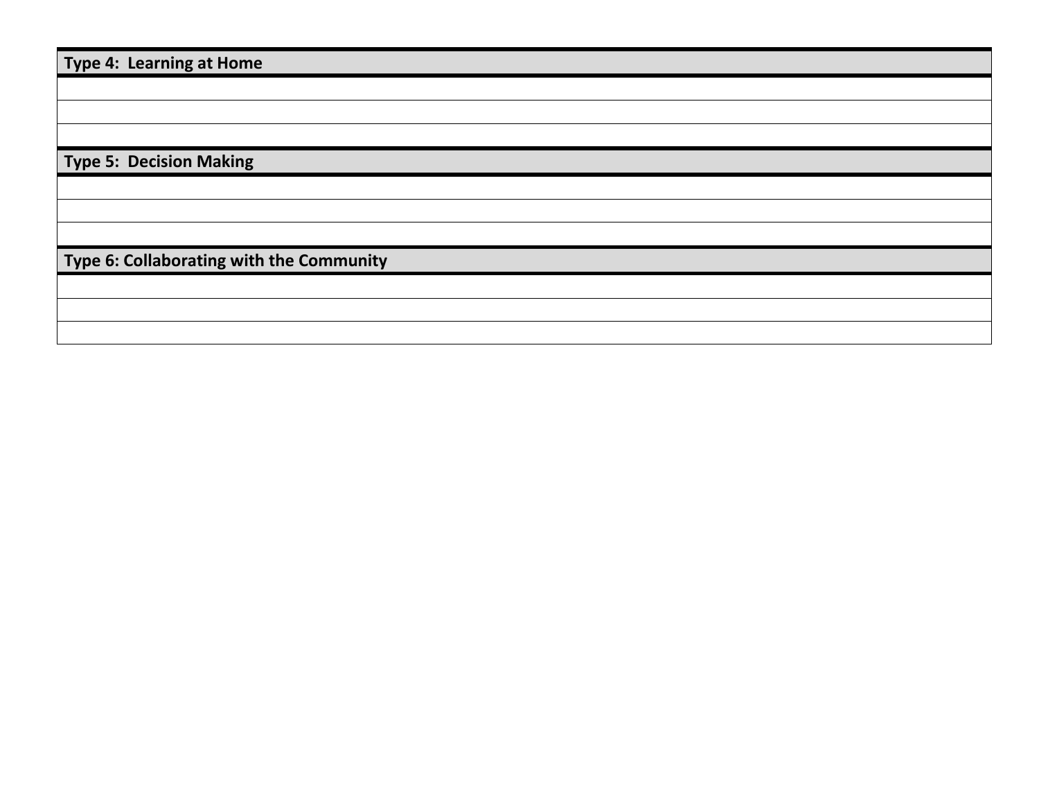| Type 4: Learning at Home |
|---|
| |
| |
| |
| **Type 5: Decision Making** |
| |
| |
| |
| **Type 6: Collaborating with the Community** |
| |
| |
| |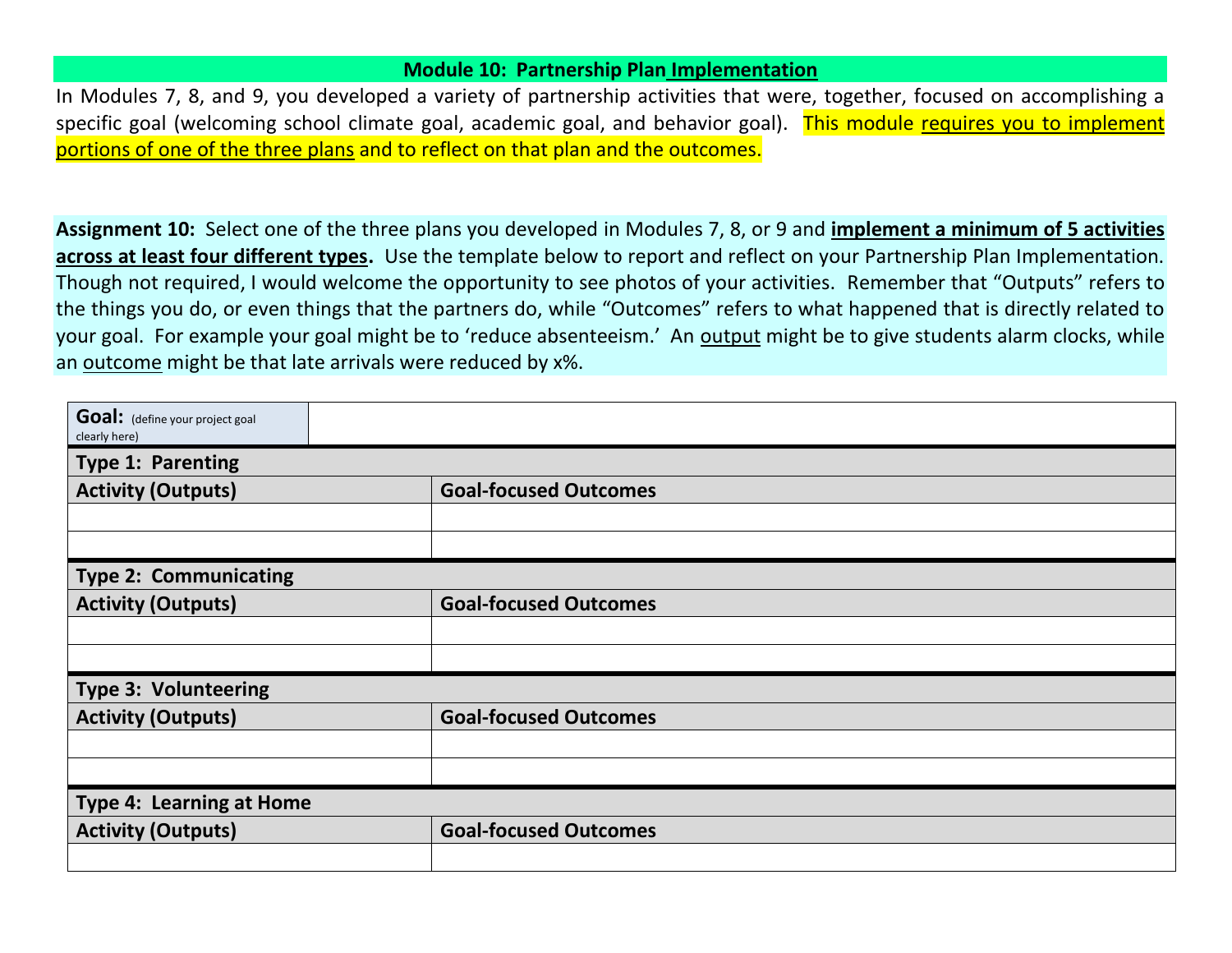## Module 10: Partnership Plan Implementation

In Modules 7, 8, and 9, you developed a variety of partnership activities that were, together, focused on accomplishing a specific goal (welcoming school climate goal, academic goal, and behavior goal). This module requires you to implement portions of one of the three plans and to reflect on that plan and the outcomes.

**Assignment 10:** Select one of the three plans you developed in Modules 7, 8, or 9 and **implement a minimum of 5 activities across at least four different types.** Use the template below to report and reflect on your Partnership Plan Implementation. Though not required, I would welcome the opportunity to see photos of your activities. Remember that "Outputs" refers to the things you do, or even things that the partners do, while "Outcomes" refers to what happened that is directly related to your goal. For example your goal might be to 'reduce absenteeism.' An output might be to give students alarm clocks, while an outcome might be that late arrivals were reduced by x%.

| **Goal:** (define your project goal clearly here) | |
|---|---|
| **Type 1: Parenting** | |
| **Activity (Outputs)** | **Goal-focused Outcomes** |
| | |
| | |
| **Type 2: Communicating** | |
| **Activity (Outputs)** | **Goal-focused Outcomes** |
| | |
| | |
| **Type 3: Volunteering** | |
| **Activity (Outputs)** | **Goal-focused Outcomes** |
| | |
| | |
| **Type 4: Learning at Home** | |
| **Activity (Outputs)** | **Goal-focused Outcomes** |
| | |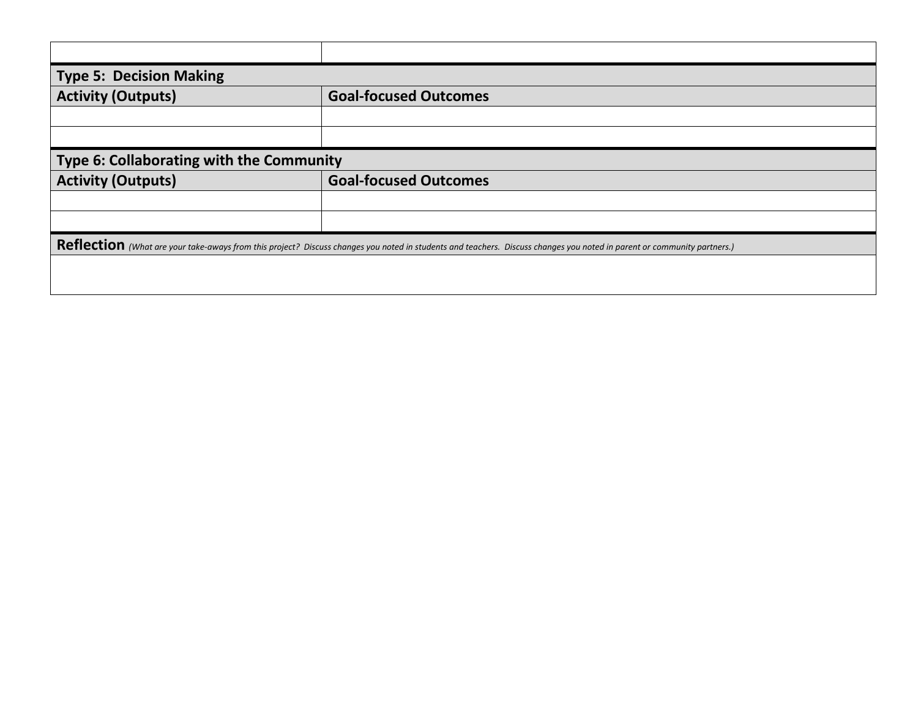| | |
|---|---|
| | |

| Type 5: Decision Making | |
|---|---|
| **Activity (Outputs)** | **Goal-focused Outcomes** |
| | |
| | |

| Type 6: Collaborating with the Community | |
|---|---|
| **Activity (Outputs)** | **Goal-focused Outcomes** |
| | |
| | |

| **Reflection** *(What are your take-aways from this project? Discuss changes you noted in students and teachers. Discuss changes you noted in parent or community partners.)* |
|---|
| |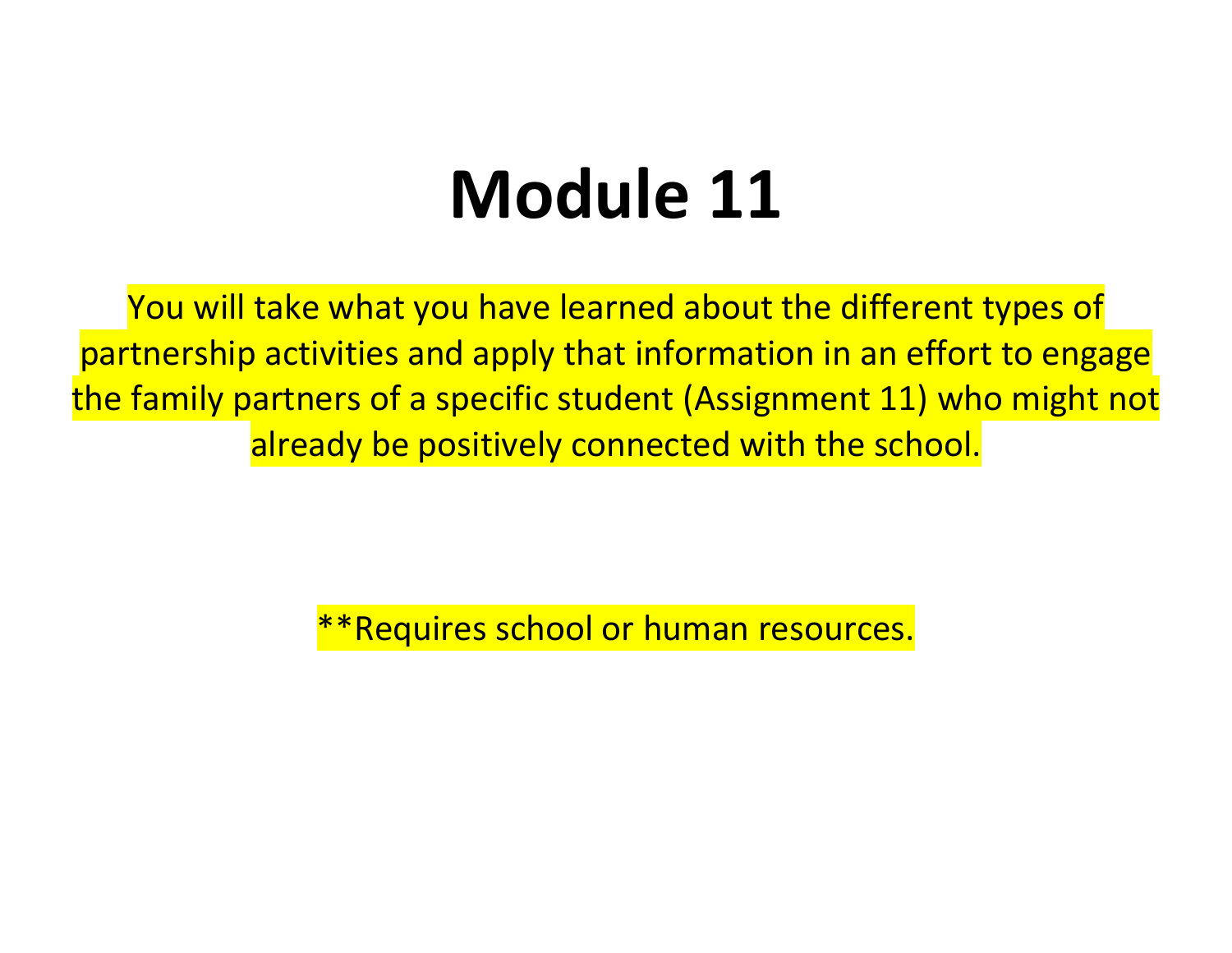# Module 11

You will take what you have learned about the different types of partnership activities and apply that information in an effort to engage the family partners of a specific student (Assignment 11) who might not already be positively connected with the school.

**Requires school or human resources.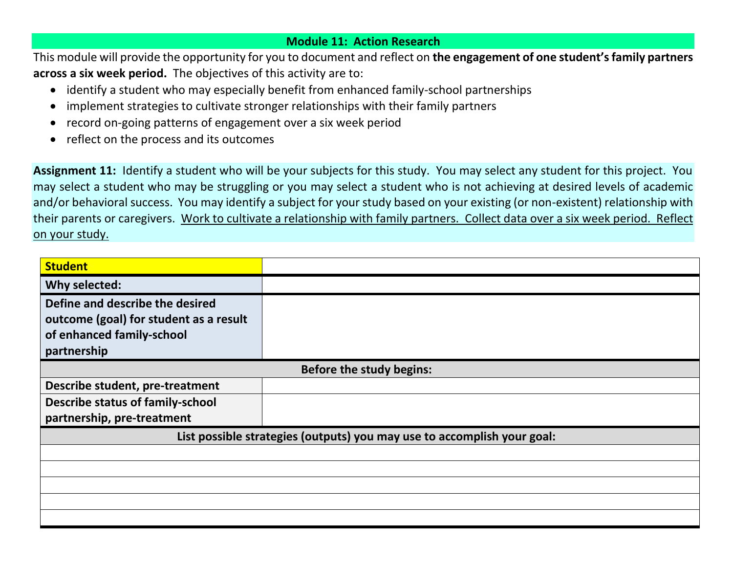## Module 11: Action Research

This module will provide the opportunity for you to document and reflect on **the engagement of one student's family partners across a six week period.** The objectives of this activity are to:

- identify a student who may especially benefit from enhanced family-school partnerships
- implement strategies to cultivate stronger relationships with their family partners
- record on-going patterns of engagement over a six week period
- reflect on the process and its outcomes

**Assignment 11:** Identify a student who will be your subjects for this study. You may select any student for this project. You may select a student who may be struggling or you may select a student who is not achieving at desired levels of academic and/or behavioral success. You may identify a subject for your study based on your existing (or non-existent) relationship with their parents or caregivers. Work to cultivate a relationship with family partners. Collect data over a six week period. Reflect on your study.

| **Student** | |
|---|---|
| **Why selected:** | |
| **Define and describe the desired outcome (goal) for student as a result of enhanced family-school partnership** | |
| **Before the study begins:** | |
| **Describe student, pre-treatment** | |
| **Describe status of family-school partnership, pre-treatment** | |
| **List possible strategies (outputs) you may use to accomplish your goal:** | |
| | |
| | |
| | |
| | |
| | |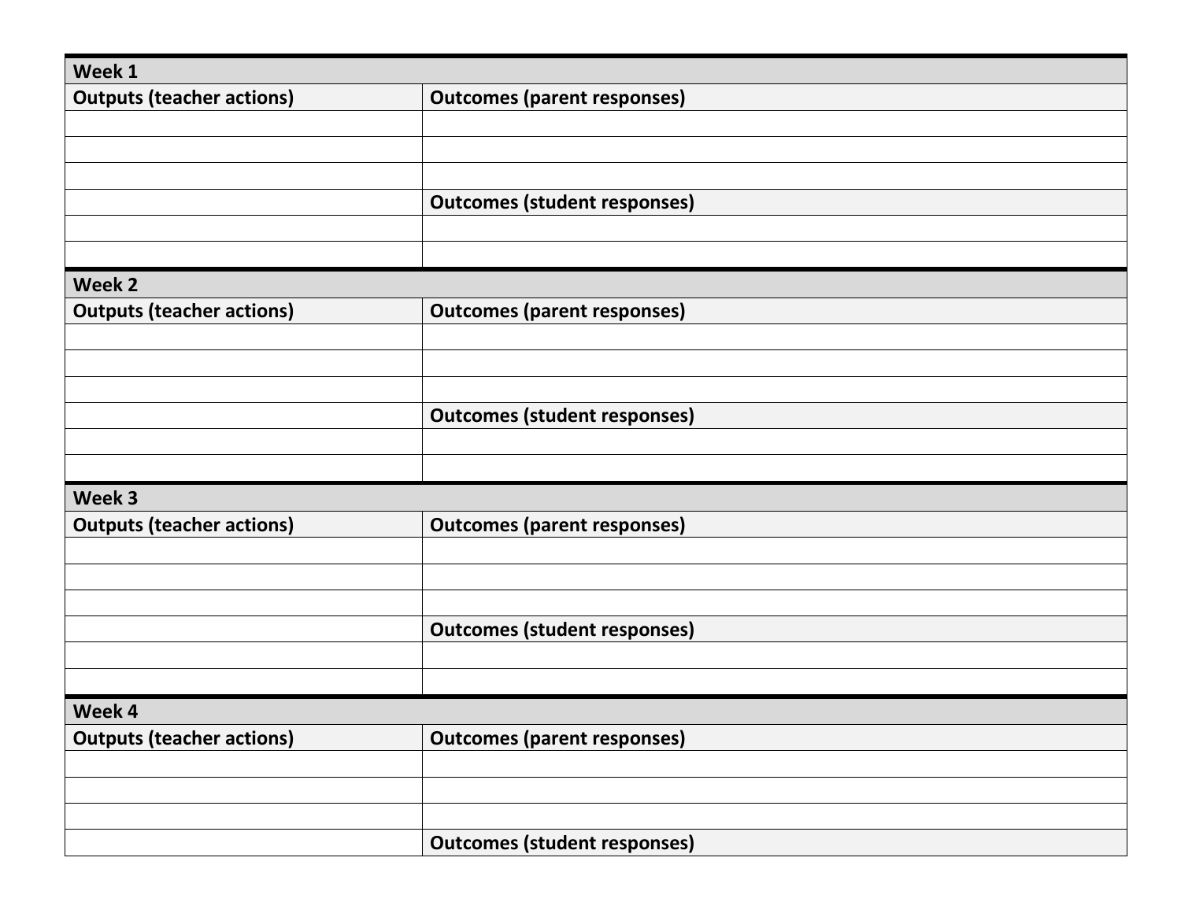| Week 1 | |
|---|---|
| **Outputs (teacher actions)** | **Outcomes (parent responses)** |
| | |
| | |
| | |
| | **Outcomes (student responses)** |
| | |
| | |

| Week 2 | |
|---|---|
| **Outputs (teacher actions)** | **Outcomes (parent responses)** |
| | |
| | |
| | |
| | **Outcomes (student responses)** |
| | |
| | |

| Week 3 | |
|---|---|
| **Outputs (teacher actions)** | **Outcomes (parent responses)** |
| | |
| | |
| | |
| | **Outcomes (student responses)** |
| | |
| | |

| Week 4 | |
|---|---|
| **Outputs (teacher actions)** | **Outcomes (parent responses)** |
| | |
| | |
| | |
| | **Outcomes (student responses)** |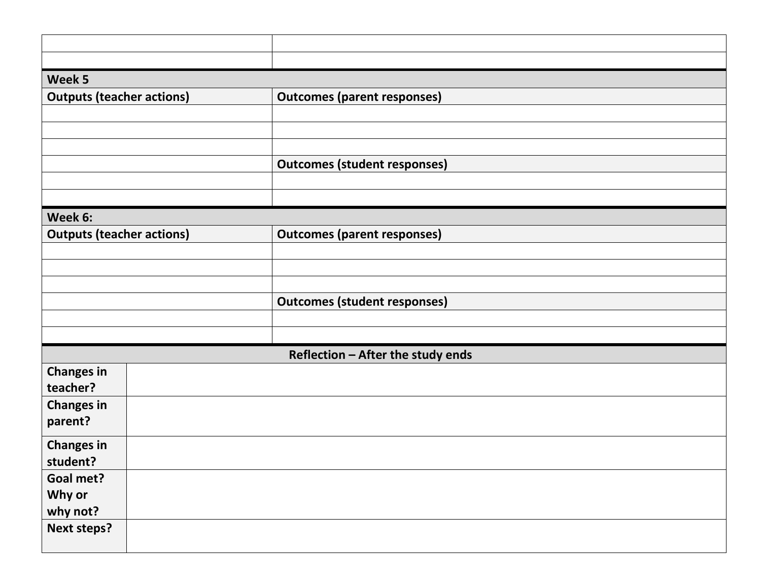| | |
|---|---|
| | |
| | |
| **Week 5** | |
| **Outputs (teacher actions)** | **Outcomes (parent responses)** |
| | |
| | |
| | |
| | **Outcomes (student responses)** |
| | |
| | |
| **Week 6:** | |
| **Outputs (teacher actions)** | **Outcomes (parent responses)** |
| | |
| | |
| | |
| | **Outcomes (student responses)** |
| | |
| | |

| **Reflection – After the study ends** | |
|---|---|
| **Changes in teacher?** | |
| **Changes in parent?** | |
| **Changes in student?** | |
| **Goal met? Why or why not?** | |
| **Next steps?** | |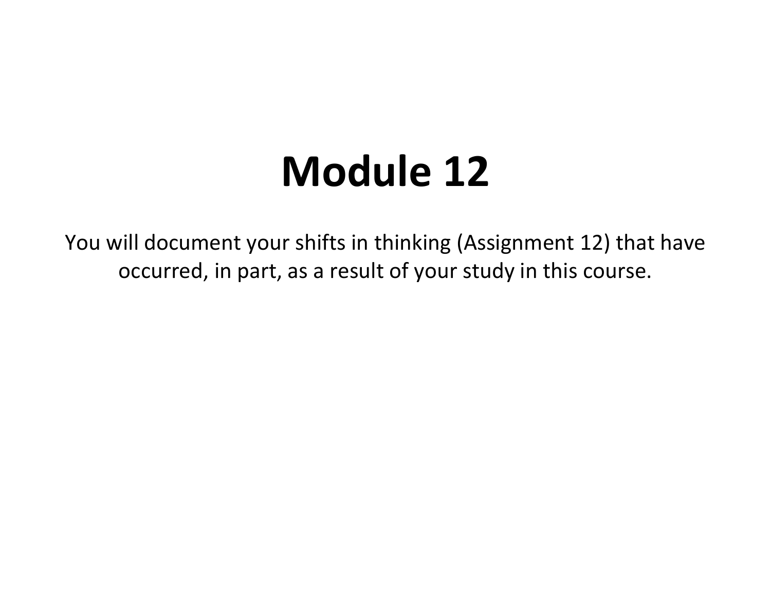# Module 12

You will document your shifts in thinking (Assignment 12) that have occurred, in part, as a result of your study in this course.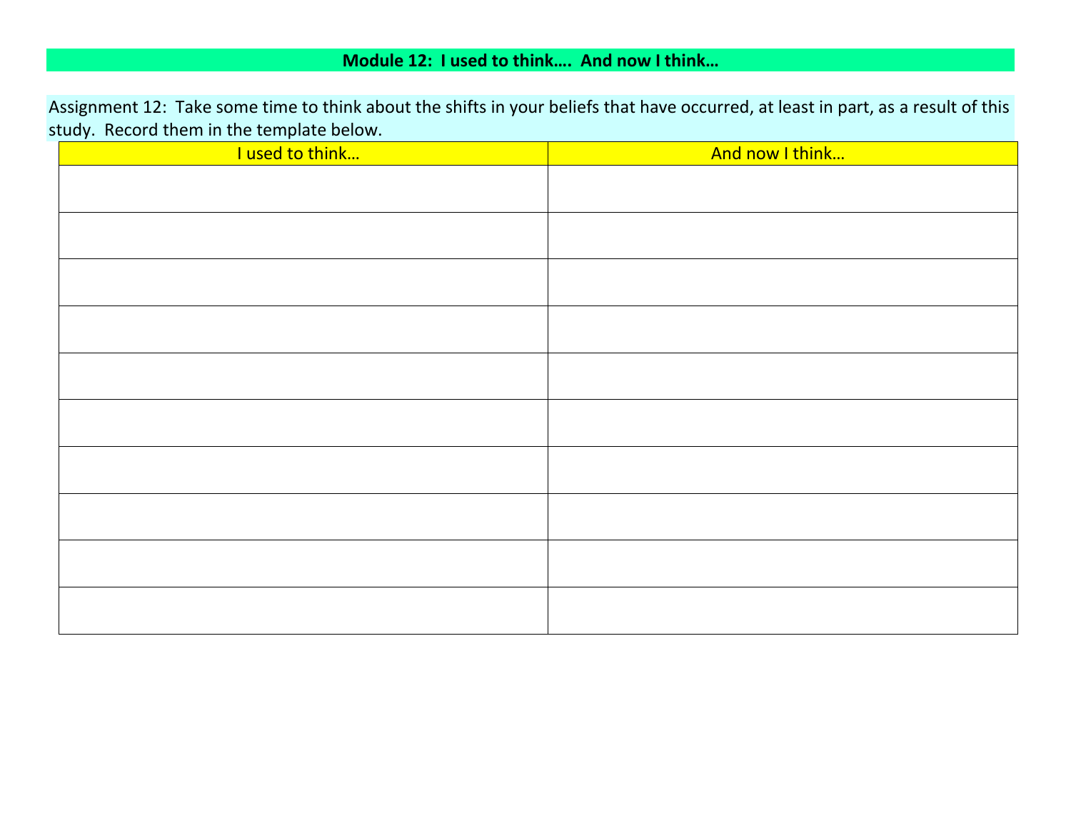## Module 12: I used to think…. And now I think…

Assignment 12: Take some time to think about the shifts in your beliefs that have occurred, at least in part, as a result of this study. Record them in the template below.

| I used to think… | And now I think… |
| --- | --- |
| | |
| | |
| | |
| | |
| | |
| | |
| | |
| | |
| | |
| | |